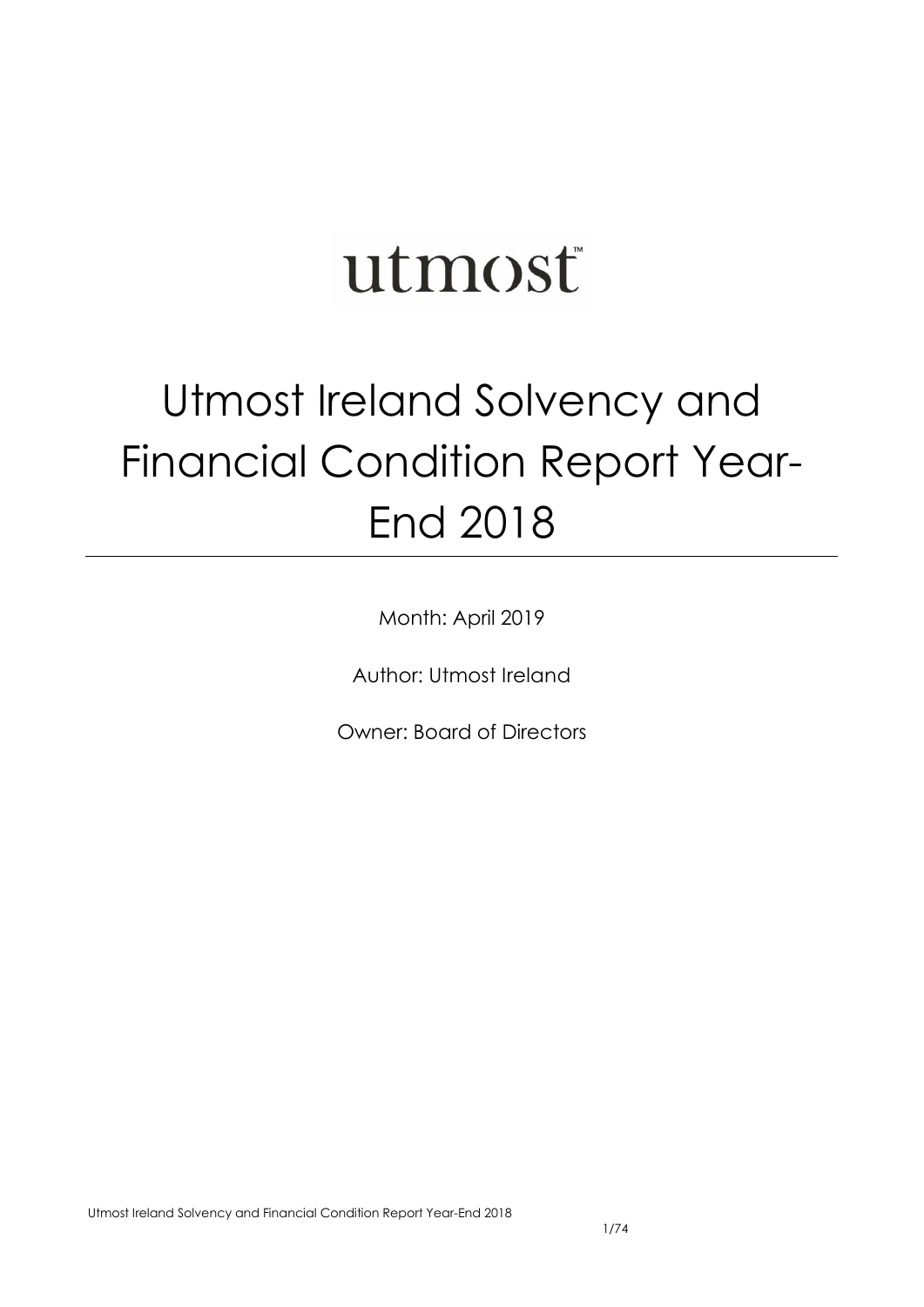utmost™

# Utmost Ireland Solvency and Financial Condition Report Year-End 2018

Month: April 2019

Author: Utmost Ireland

Owner: Board of Directors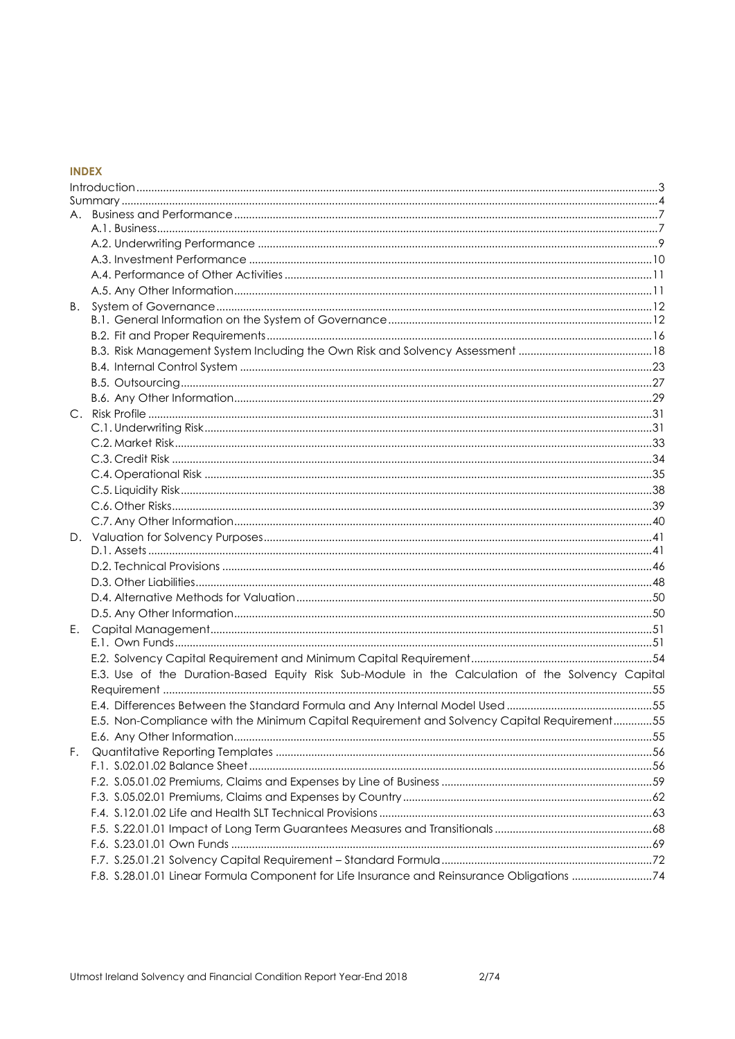## INDEX

Introduction ... 3
Summary ... 4
A. Business and Performance ... 7
- A.1. Business ... 7
- A.2. Underwriting Performance ... 9
- A.3. Investment Performance ... 10
- A.4. Performance of Other Activities ... 11
- A.5. Any Other Information ... 11

B. System of Governance ... 12
- B.1. General Information on the System of Governance ... 12
- B.2. Fit and Proper Requirements ... 16
- B.3. Risk Management System Including the Own Risk and Solvency Assessment ... 18
- B.4. Internal Control System ... 23
- B.5. Outsourcing ... 27
- B.6. Any Other Information ... 29

C. Risk Profile ... 31
- C.1. Underwriting Risk ... 31
- C.2. Market Risk ... 33
- C.3. Credit Risk ... 34
- C.4. Operational Risk ... 35
- C.5. Liquidity Risk ... 38
- C.6. Other Risks ... 39
- C.7. Any Other Information ... 40

D. Valuation for Solvency Purposes ... 41
- D.1. Assets ... 41
- D.2. Technical Provisions ... 46
- D.3. Other Liabilities ... 48
- D.4. Alternative Methods for Valuation ... 50
- D.5. Any Other Information ... 50

E. Capital Management ... 51
- E.1. Own Funds ... 51
- E.2. Solvency Capital Requirement and Minimum Capital Requirement ... 54
- E.3. Use of the Duration-Based Equity Risk Sub-Module in the Calculation of the Solvency Capital Requirement ... 55
- E.4. Differences Between the Standard Formula and Any Internal Model Used ... 55
- E.5. Non-Compliance with the Minimum Capital Requirement and Solvency Capital Requirement ... 55
- E.6. Any Other Information ... 55

F. Quantitative Reporting Templates ... 56
- F.1. S.02.01.02 Balance Sheet ... 56
- F.2. S.05.01.02 Premiums, Claims and Expenses by Line of Business ... 59
- F.3. S.05.02.01 Premiums, Claims and Expenses by Country ... 62
- F.4. S.12.01.02 Life and Health SLT Technical Provisions ... 63
- F.5. S.22.01.01 Impact of Long Term Guarantees Measures and Transitionals ... 68
- F.6. S.23.01.01 Own Funds ... 69
- F.7. S.25.01.21 Solvency Capital Requirement – Standard Formula ... 72
- F.8. S.28.01.01 Linear Formula Component for Life Insurance and Reinsurance Obligations ... 74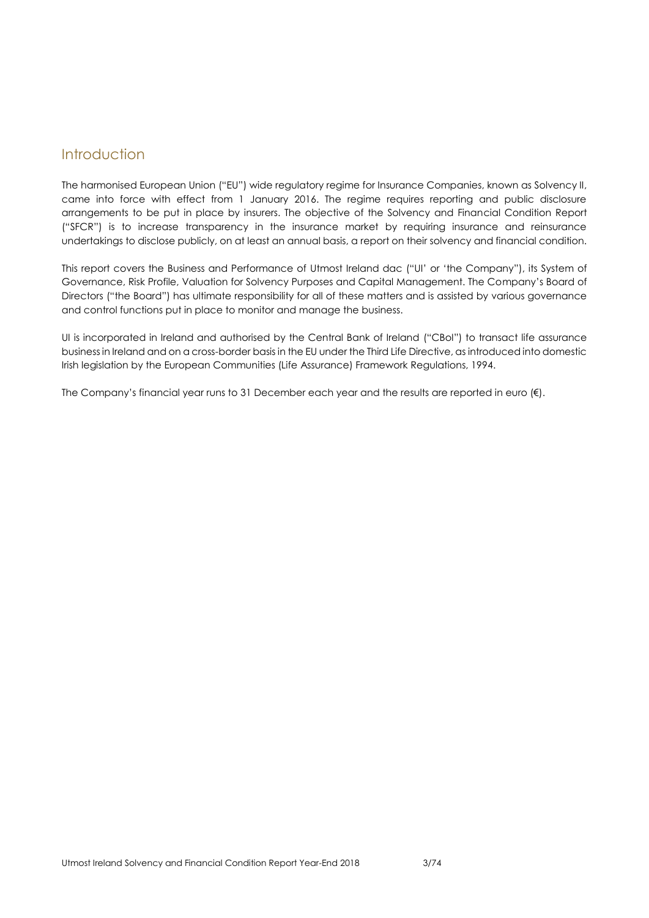## Introduction

The harmonised European Union ("EU") wide regulatory regime for Insurance Companies, known as Solvency II, came into force with effect from 1 January 2016. The regime requires reporting and public disclosure arrangements to be put in place by insurers. The objective of the Solvency and Financial Condition Report ("SFCR") is to increase transparency in the insurance market by requiring insurance and reinsurance undertakings to disclose publicly, on at least an annual basis, a report on their solvency and financial condition.

This report covers the Business and Performance of Utmost Ireland dac ("UI' or 'the Company"), its System of Governance, Risk Profile, Valuation for Solvency Purposes and Capital Management. The Company's Board of Directors ("the Board") has ultimate responsibility for all of these matters and is assisted by various governance and control functions put in place to monitor and manage the business.

UI is incorporated in Ireland and authorised by the Central Bank of Ireland ("CBoI") to transact life assurance business in Ireland and on a cross-border basis in the EU under the Third Life Directive, as introduced into domestic Irish legislation by the European Communities (Life Assurance) Framework Regulations, 1994.

The Company's financial year runs to 31 December each year and the results are reported in euro (€).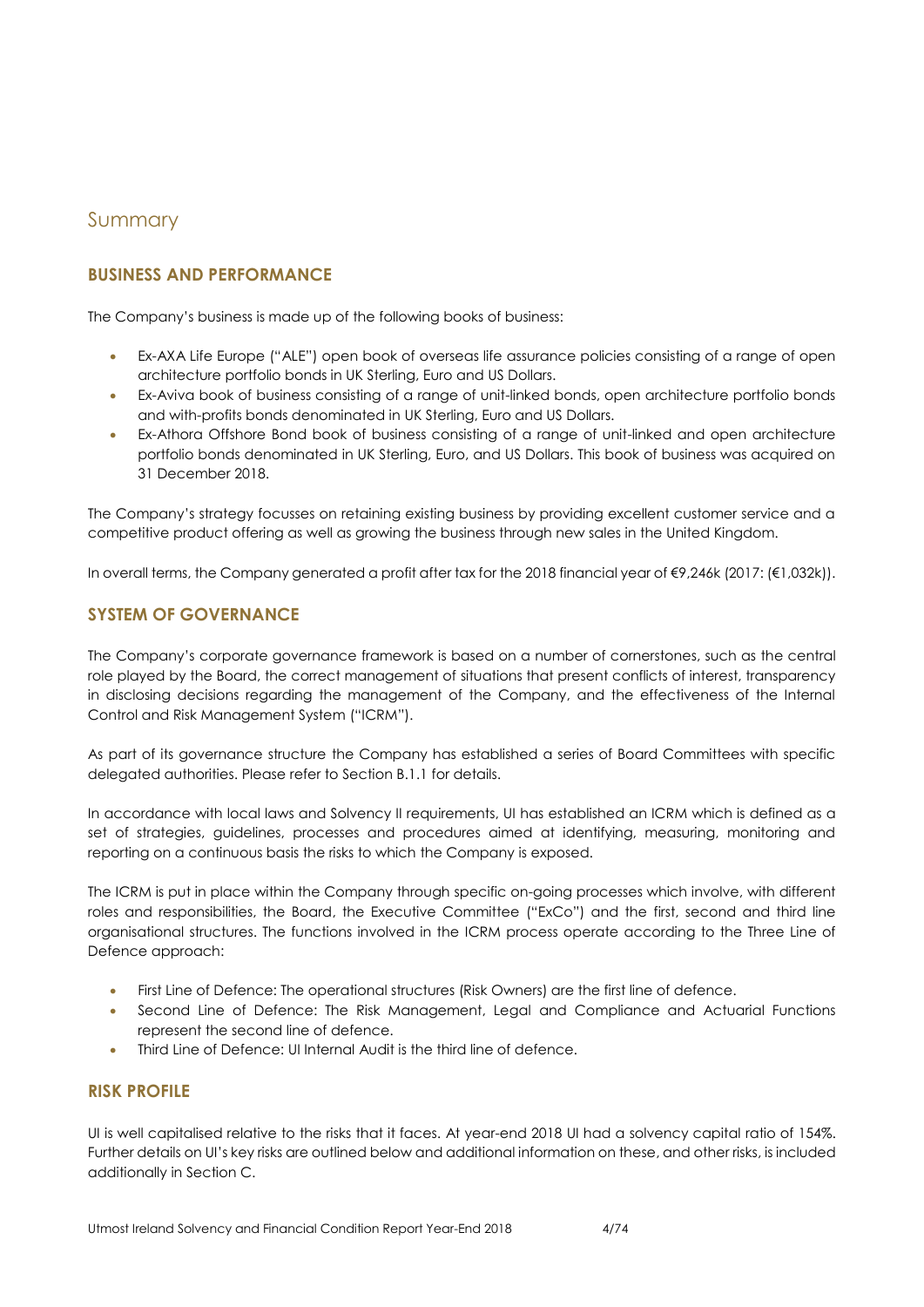# Summary

## BUSINESS AND PERFORMANCE

The Company's business is made up of the following books of business:

- Ex-AXA Life Europe ("ALE") open book of overseas life assurance policies consisting of a range of open architecture portfolio bonds in UK Sterling, Euro and US Dollars.
- Ex-Aviva book of business consisting of a range of unit-linked bonds, open architecture portfolio bonds and with-profits bonds denominated in UK Sterling, Euro and US Dollars.
- Ex-Athora Offshore Bond book of business consisting of a range of unit-linked and open architecture portfolio bonds denominated in UK Sterling, Euro, and US Dollars. This book of business was acquired on 31 December 2018.

The Company's strategy focusses on retaining existing business by providing excellent customer service and a competitive product offering as well as growing the business through new sales in the United Kingdom.

In overall terms, the Company generated a profit after tax for the 2018 financial year of €9,246k (2017: (€1,032k)).

## SYSTEM OF GOVERNANCE

The Company's corporate governance framework is based on a number of cornerstones, such as the central role played by the Board, the correct management of situations that present conflicts of interest, transparency in disclosing decisions regarding the management of the Company, and the effectiveness of the Internal Control and Risk Management System ("ICRM").

As part of its governance structure the Company has established a series of Board Committees with specific delegated authorities. Please refer to Section B.1.1 for details.

In accordance with local laws and Solvency II requirements, UI has established an ICRM which is defined as a set of strategies, guidelines, processes and procedures aimed at identifying, measuring, monitoring and reporting on a continuous basis the risks to which the Company is exposed.

The ICRM is put in place within the Company through specific on-going processes which involve, with different roles and responsibilities, the Board, the Executive Committee ("ExCo") and the first, second and third line organisational structures. The functions involved in the ICRM process operate according to the Three Line of Defence approach:

- First Line of Defence: The operational structures (Risk Owners) are the first line of defence.
- Second Line of Defence: The Risk Management, Legal and Compliance and Actuarial Functions represent the second line of defence.
- Third Line of Defence: UI Internal Audit is the third line of defence.

## RISK PROFILE

UI is well capitalised relative to the risks that it faces. At year-end 2018 UI had a solvency capital ratio of 154%. Further details on UI's key risks are outlined below and additional information on these, and other risks, is included additionally in Section C.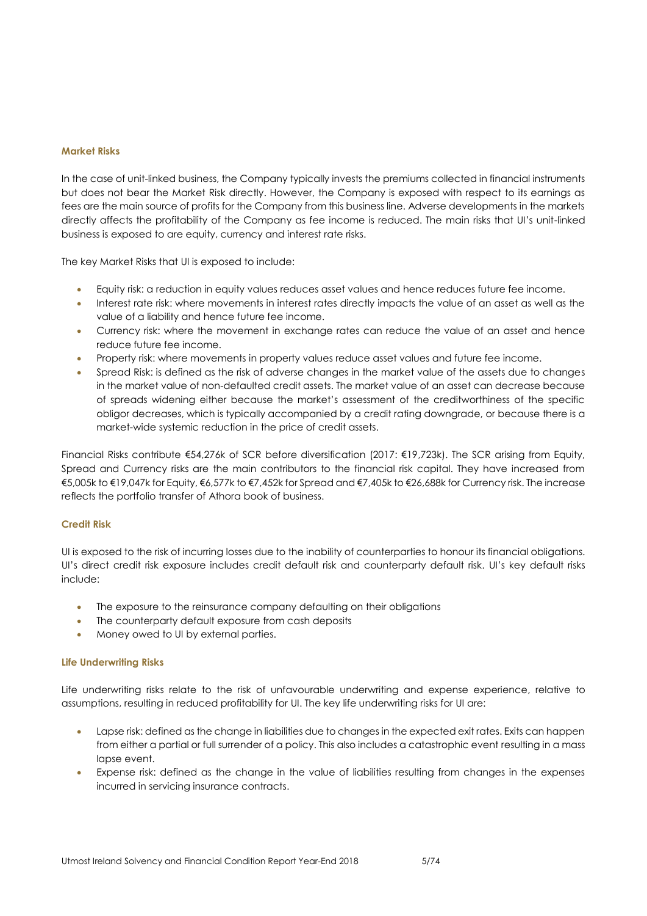### Market Risks

In the case of unit-linked business, the Company typically invests the premiums collected in financial instruments but does not bear the Market Risk directly. However, the Company is exposed with respect to its earnings as fees are the main source of profits for the Company from this business line. Adverse developments in the markets directly affects the profitability of the Company as fee income is reduced. The main risks that UI's unit-linked business is exposed to are equity, currency and interest rate risks.

The key Market Risks that UI is exposed to include:

- Equity risk: a reduction in equity values reduces asset values and hence reduces future fee income.
- Interest rate risk: where movements in interest rates directly impacts the value of an asset as well as the value of a liability and hence future fee income.
- Currency risk: where the movement in exchange rates can reduce the value of an asset and hence reduce future fee income.
- Property risk: where movements in property values reduce asset values and future fee income.
- Spread Risk: is defined as the risk of adverse changes in the market value of the assets due to changes in the market value of non-defaulted credit assets. The market value of an asset can decrease because of spreads widening either because the market's assessment of the creditworthiness of the specific obligor decreases, which is typically accompanied by a credit rating downgrade, or because there is a market-wide systemic reduction in the price of credit assets.

Financial Risks contribute €54,276k of SCR before diversification (2017: €19,723k). The SCR arising from Equity, Spread and Currency risks are the main contributors to the financial risk capital. They have increased from €5,005k to €19,047k for Equity, €6,577k to €7,452k for Spread and €7,405k to €26,688k for Currency risk. The increase reflects the portfolio transfer of Athora book of business.

### Credit Risk

UI is exposed to the risk of incurring losses due to the inability of counterparties to honour its financial obligations. UI's direct credit risk exposure includes credit default risk and counterparty default risk. UI's key default risks include:

- The exposure to the reinsurance company defaulting on their obligations
- The counterparty default exposure from cash deposits
- Money owed to UI by external parties.

### Life Underwriting Risks

Life underwriting risks relate to the risk of unfavourable underwriting and expense experience, relative to assumptions, resulting in reduced profitability for UI. The key life underwriting risks for UI are:

- Lapse risk: defined as the change in liabilities due to changes in the expected exit rates. Exits can happen from either a partial or full surrender of a policy. This also includes a catastrophic event resulting in a mass lapse event.
- Expense risk: defined as the change in the value of liabilities resulting from changes in the expenses incurred in servicing insurance contracts.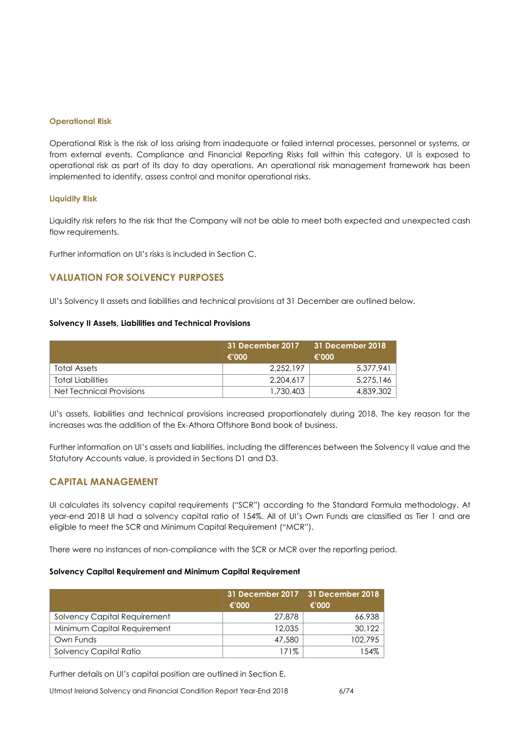### Operational Risk

Operational Risk is the risk of loss arising from inadequate or failed internal processes, personnel or systems, or from external events. Compliance and Financial Reporting Risks fall within this category. UI is exposed to operational risk as part of its day to day operations. An operational risk management framework has been implemented to identify, assess control and monitor operational risks.

### Liquidity Risk

Liquidity risk refers to the risk that the Company will not be able to meet both expected and unexpected cash flow requirements.

Further information on UI's risks is included in Section C.

## VALUATION FOR SOLVENCY PURPOSES

UI's Solvency II assets and liabilities and technical provisions at 31 December are outlined below.

**Solvency II Assets, Liabilities and Technical Provisions**

| | 31 December 2017 €'000 | 31 December 2018 €'000 |
|---|---|---|
| Total Assets | 2,252,197 | 5,377,941 |
| Total Liabilities | 2,204,617 | 5,275,146 |
| Net Technical Provisions | 1,730,403 | 4,839,302 |

UI's assets, liabilities and technical provisions increased proportionately during 2018. The key reason for the increases was the addition of the Ex-Athora Offshore Bond book of business.

Further information on UI's assets and liabilities, including the differences between the Solvency II value and the Statutory Accounts value, is provided in Sections D1 and D3.

## CAPITAL MANAGEMENT

UI calculates its solvency capital requirements ("SCR") according to the Standard Formula methodology. At year-end 2018 UI had a solvency capital ratio of 154%. All of UI's Own Funds are classified as Tier 1 and are eligible to meet the SCR and Minimum Capital Requirement ("MCR").

There were no instances of non-compliance with the SCR or MCR over the reporting period.

**Solvency Capital Requirement and Minimum Capital Requirement**

| | 31 December 2017 €'000 | 31 December 2018 €'000 |
|---|---|---|
| Solvency Capital Requirement | 27,878 | 66,938 |
| Minimum Capital Requirement | 12,035 | 30,122 |
| Own Funds | 47,580 | 102,795 |
| Solvency Capital Ratio | 171% | 154% |

Further details on UI's capital position are outlined in Section E.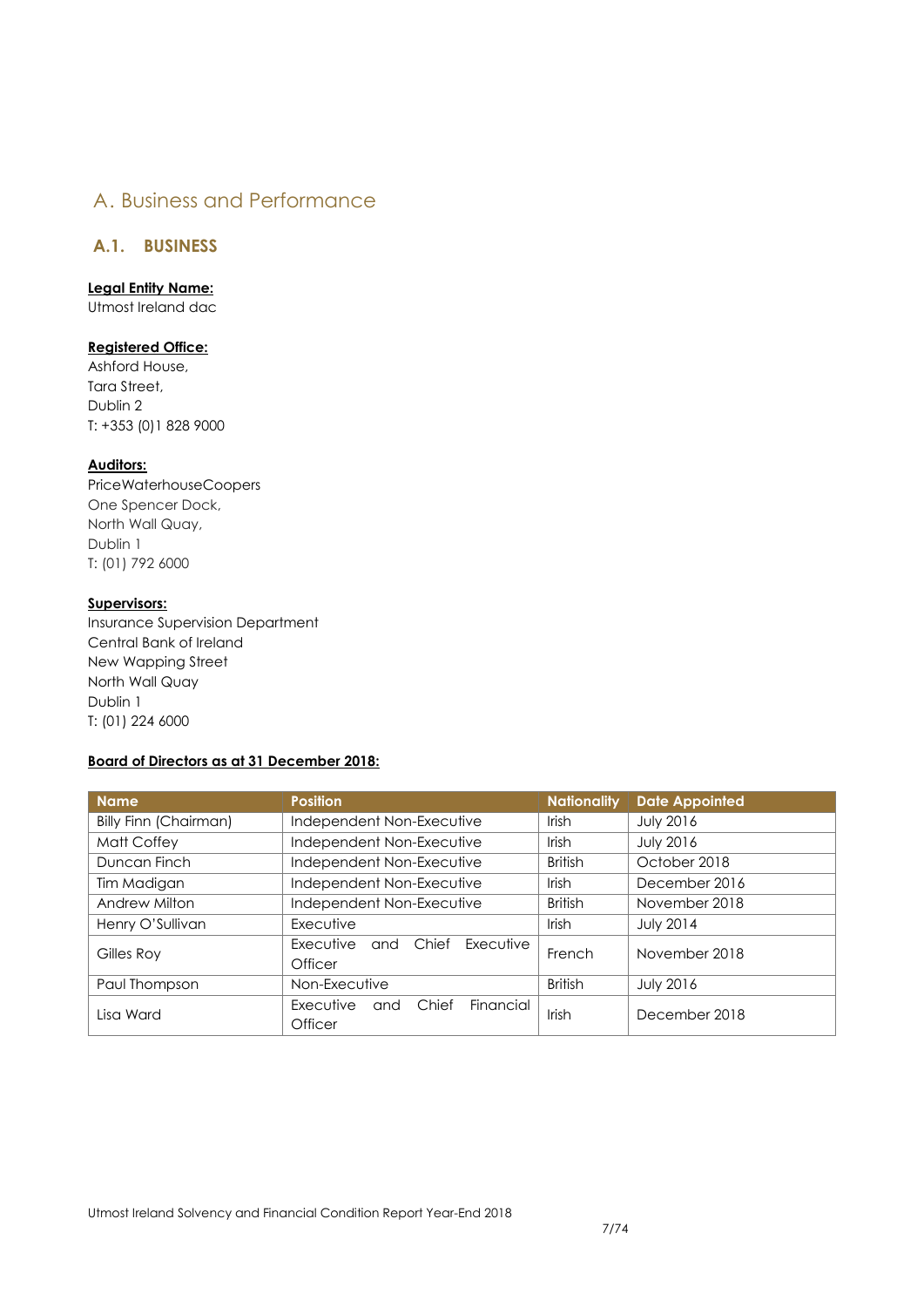# A. Business and Performance

## A.1. BUSINESS

**Legal Entity Name:**
Utmost Ireland dac

**Registered Office:**
Ashford House,
Tara Street,
Dublin 2
T: +353 (0)1 828 9000

**Auditors:**
PriceWaterhouseCoopers
One Spencer Dock,
North Wall Quay,
Dublin 1
T: (01) 792 6000

**Supervisors:**
Insurance Supervision Department
Central Bank of Ireland
New Wapping Street
North Wall Quay
Dublin 1
T: (01) 224 6000

**Board of Directors as at 31 December 2018:**

| Name | Position | Nationality | Date Appointed |
|---|---|---|---|
| Billy Finn (Chairman) | Independent Non-Executive | Irish | July 2016 |
| Matt Coffey | Independent Non-Executive | Irish | July 2016 |
| Duncan Finch | Independent Non-Executive | British | October 2018 |
| Tim Madigan | Independent Non-Executive | Irish | December 2016 |
| Andrew Milton | Independent Non-Executive | British | November 2018 |
| Henry O'Sullivan | Executive | Irish | July 2014 |
| Gilles Roy | Executive and Chief Executive Officer | French | November 2018 |
| Paul Thompson | Non-Executive | British | July 2016 |
| Lisa Ward | Executive and Chief Financial Officer | Irish | December 2018 |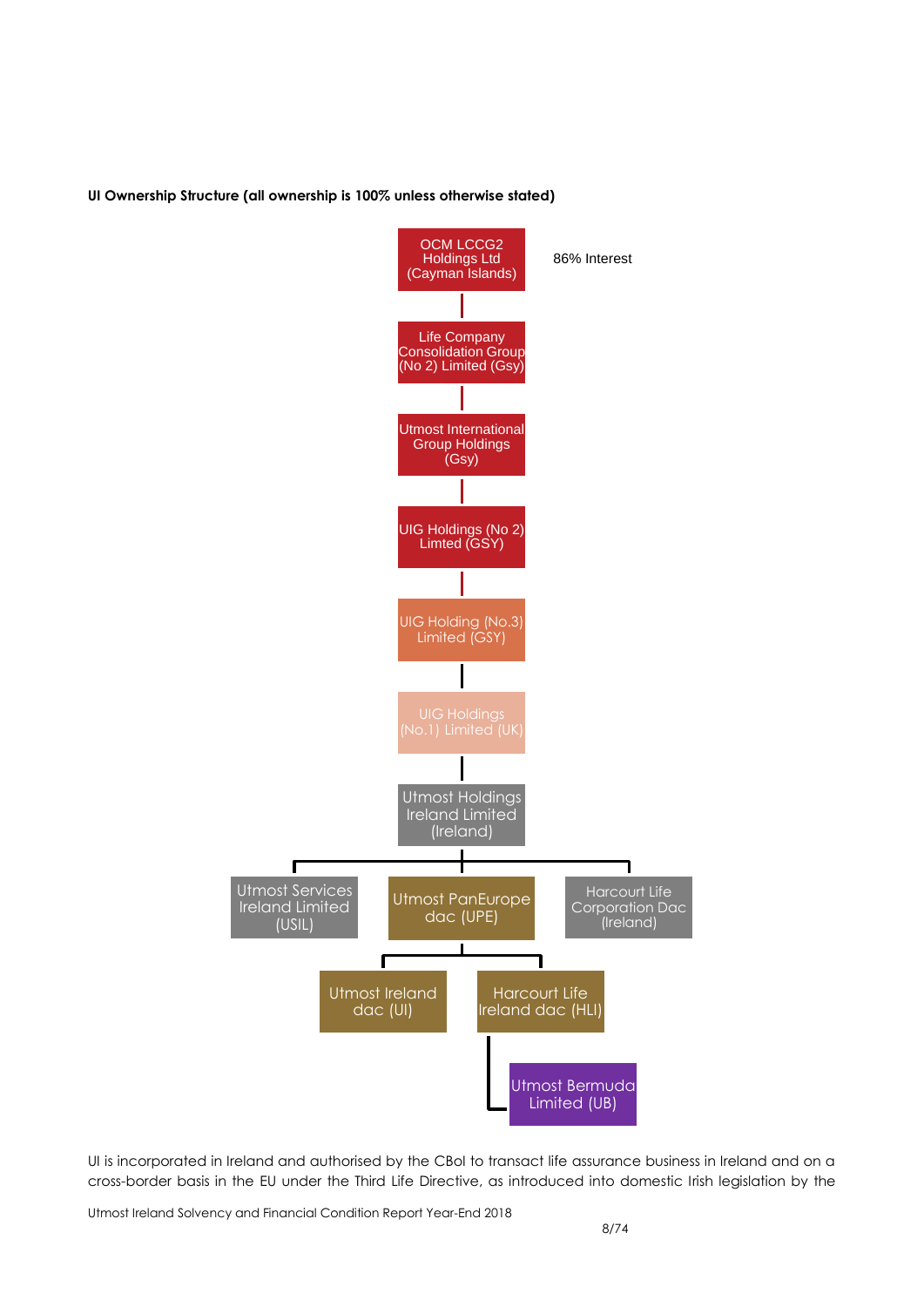**UI Ownership Structure (all ownership is 100% unless otherwise stated)**

OCM LCCG2 Holdings Ltd (Cayman Islands) — 86% Interest

Life Company Consolidation Group (No 2) Limited (Gsy)

Utmost International Group Holdings (Gsy)

UIG Holdings (No 2) Limted (GSY)

UIG Holding (No.3) Limited (GSY)

UIG Holdings (No.1) Limited (UK)

Utmost Holdings Ireland Limited (Ireland)

Utmost Services Ireland Limited (USIL)

Utmost PanEurope dac (UPE)

Harcourt Life Corporation Dac (Ireland)

Utmost Ireland dac (UI)

Harcourt Life Ireland dac (HLI)

Utmost Bermuda Limited (UB)

UI is incorporated in Ireland and authorised by the CBoI to transact life assurance business in Ireland and on a cross-border basis in the EU under the Third Life Directive, as introduced into domestic Irish legislation by the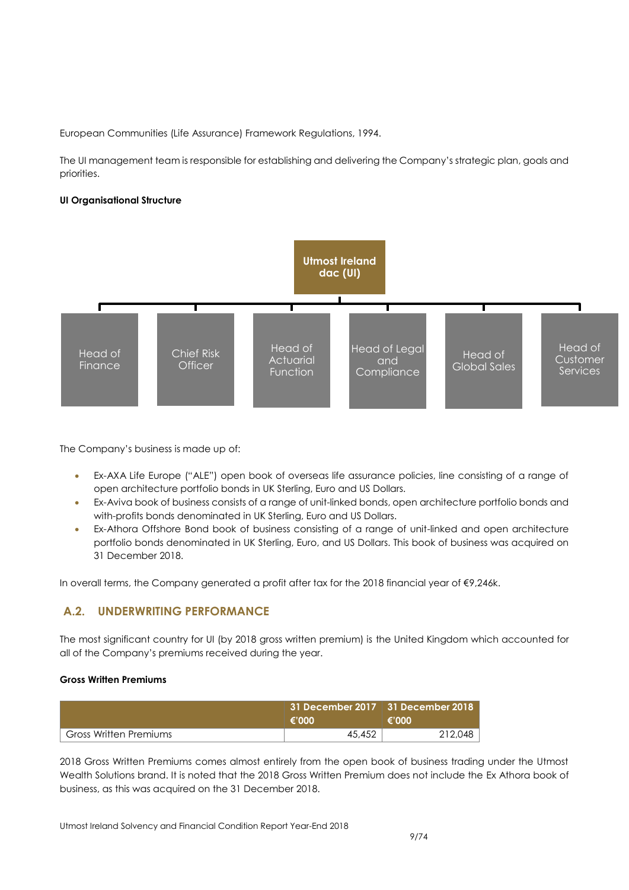European Communities (Life Assurance) Framework Regulations, 1994.

The UI management team is responsible for establishing and delivering the Company's strategic plan, goals and priorities.

**UI Organisational Structure**

- Utmost Ireland dac (UI)
  - Head of Finance
  - Chief Risk Officer
  - Head of Actuarial Function
  - Head of Legal and Compliance
  - Head of Global Sales
  - Head of Customer Services

The Company's business is made up of:

- Ex-AXA Life Europe ("ALE") open book of overseas life assurance policies, line consisting of a range of open architecture portfolio bonds in UK Sterling, Euro and US Dollars.
- Ex-Aviva book of business consists of a range of unit-linked bonds, open architecture portfolio bonds and with-profits bonds denominated in UK Sterling, Euro and US Dollars.
- Ex-Athora Offshore Bond book of business consisting of a range of unit-linked and open architecture portfolio bonds denominated in UK Sterling, Euro, and US Dollars. This book of business was acquired on 31 December 2018.

In overall terms, the Company generated a profit after tax for the 2018 financial year of €9,246k.

## A.2. UNDERWRITING PERFORMANCE

The most significant country for UI (by 2018 gross written premium) is the United Kingdom which accounted for all of the Company's premiums received during the year.

**Gross Written Premiums**

| | 31 December 2017 €'000 | 31 December 2018 €'000 |
|---|---|---|
| Gross Written Premiums | 45,452 | 212,048 |

2018 Gross Written Premiums comes almost entirely from the open book of business trading under the Utmost Wealth Solutions brand. It is noted that the 2018 Gross Written Premium does not include the Ex Athora book of business, as this was acquired on the 31 December 2018.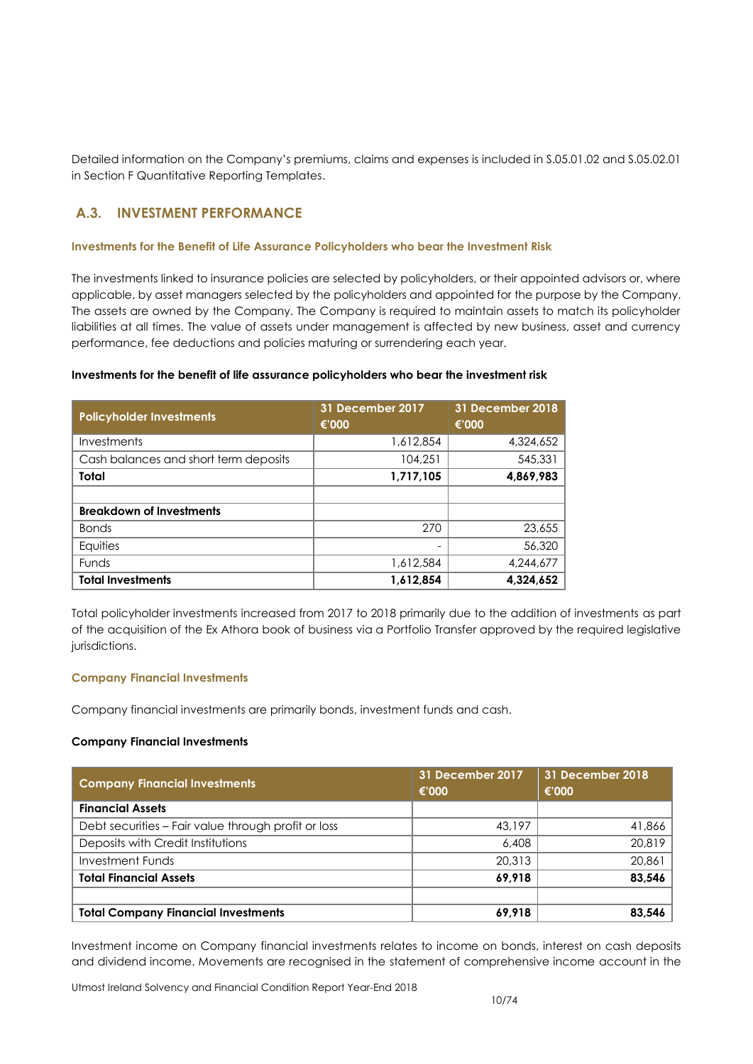Detailed information on the Company's premiums, claims and expenses is included in S.05.01.02 and S.05.02.01 in Section F Quantitative Reporting Templates.

## A.3. INVESTMENT PERFORMANCE

### Investments for the Benefit of Life Assurance Policyholders who bear the Investment Risk

The investments linked to insurance policies are selected by policyholders, or their appointed advisors or, where applicable, by asset managers selected by the policyholders and appointed for the purpose by the Company. The assets are owned by the Company. The Company is required to maintain assets to match its policyholder liabilities at all times. The value of assets under management is affected by new business, asset and currency performance, fee deductions and policies maturing or surrendering each year.

**Investments for the benefit of life assurance policyholders who bear the investment risk**

| Policyholder Investments | 31 December 2017 €'000 | 31 December 2018 €'000 |
|---|---|---|
| Investments | 1,612,854 | 4,324,652 |
| Cash balances and short term deposits | 104,251 | 545,331 |
| **Total** | **1,717,105** | **4,869,983** |
| | | |
| **Breakdown of Investments** | | |
| Bonds | 270 | 23,655 |
| Equities | - | 56,320 |
| Funds | 1,612,584 | 4,244,677 |
| **Total Investments** | **1,612,854** | **4,324,652** |

Total policyholder investments increased from 2017 to 2018 primarily due to the addition of investments as part of the acquisition of the Ex Athora book of business via a Portfolio Transfer approved by the required legislative jurisdictions.

### Company Financial Investments

Company financial investments are primarily bonds, investment funds and cash.

**Company Financial Investments**

| Company Financial Investments | 31 December 2017 €'000 | 31 December 2018 €'000 |
|---|---|---|
| **Financial Assets** | | |
| Debt securities – Fair value through profit or loss | 43,197 | 41,866 |
| Deposits with Credit Institutions | 6,408 | 20,819 |
| Investment Funds | 20,313 | 20,861 |
| **Total Financial Assets** | **69,918** | **83,546** |
| | | |
| **Total Company Financial Investments** | **69,918** | **83,546** |

Investment income on Company financial investments relates to income on bonds, interest on cash deposits and dividend income. Movements are recognised in the statement of comprehensive income account in the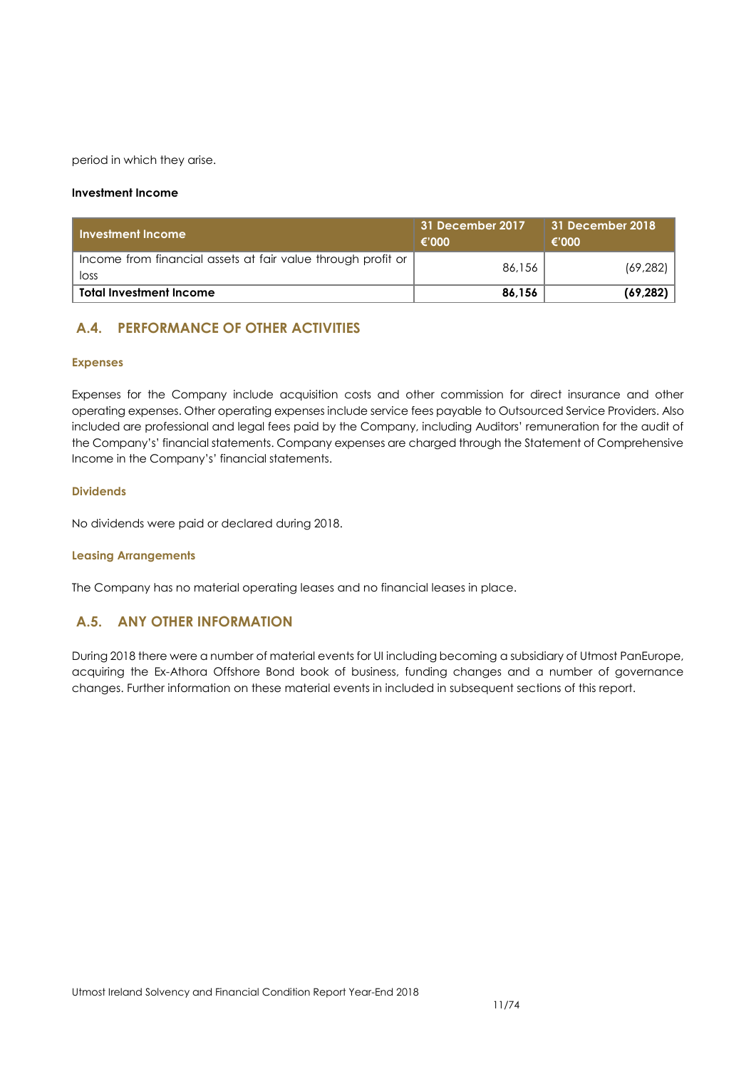period in which they arise.

**Investment Income**

| Investment Income | 31 December 2017 €'000 | 31 December 2018 €'000 |
|---|---|---|
| Income from financial assets at fair value through profit or loss | 86,156 | (69,282) |
| **Total Investment Income** | **86,156** | **(69,282)** |

## A.4. PERFORMANCE OF OTHER ACTIVITIES

### Expenses

Expenses for the Company include acquisition costs and other commission for direct insurance and other operating expenses. Other operating expenses include service fees payable to Outsourced Service Providers. Also included are professional and legal fees paid by the Company, including Auditors' remuneration for the audit of the Company's' financial statements. Company expenses are charged through the Statement of Comprehensive Income in the Company's' financial statements.

### Dividends

No dividends were paid or declared during 2018.

### Leasing Arrangements

The Company has no material operating leases and no financial leases in place.

## A.5. ANY OTHER INFORMATION

During 2018 there were a number of material events for UI including becoming a subsidiary of Utmost PanEurope, acquiring the Ex-Athora Offshore Bond book of business, funding changes and a number of governance changes. Further information on these material events in included in subsequent sections of this report.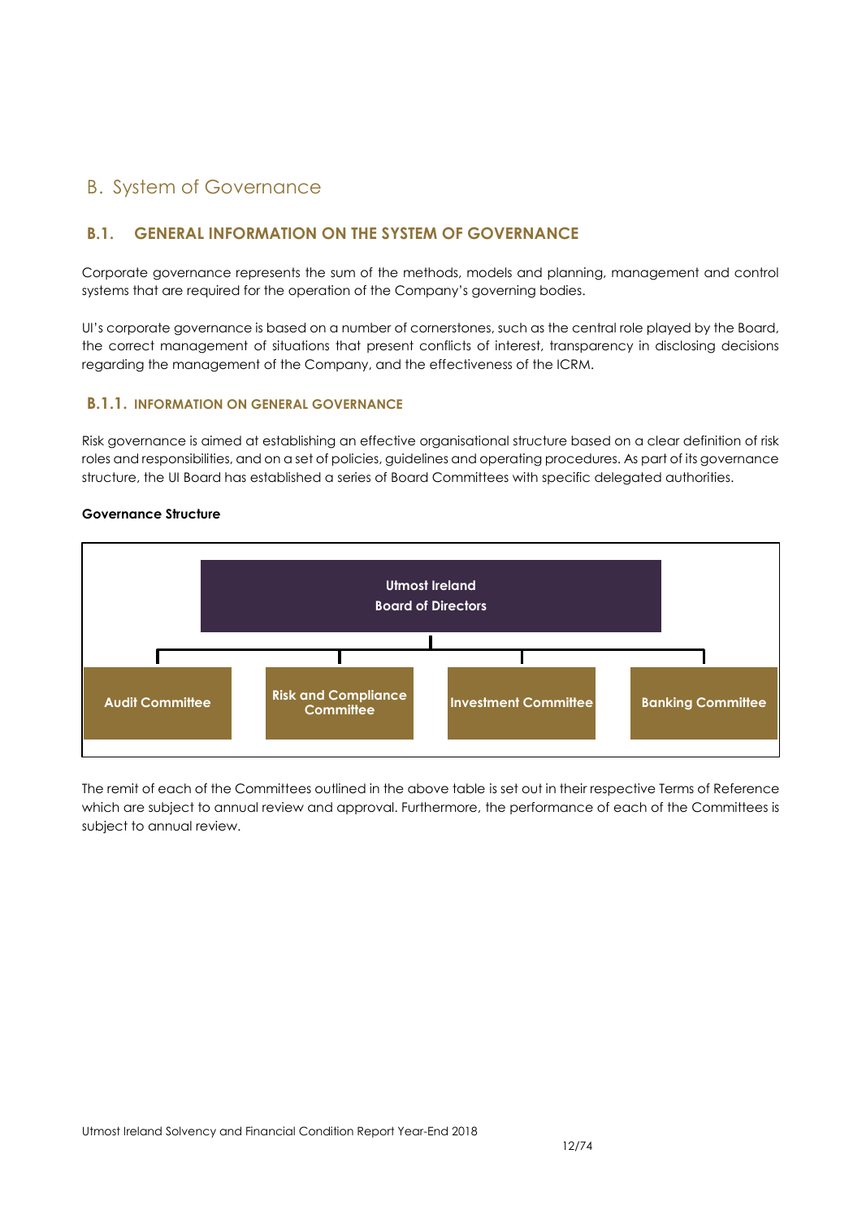# B. System of Governance

## B.1. GENERAL INFORMATION ON THE SYSTEM OF GOVERNANCE

Corporate governance represents the sum of the methods, models and planning, management and control systems that are required for the operation of the Company's governing bodies.

UI's corporate governance is based on a number of cornerstones, such as the central role played by the Board, the correct management of situations that present conflicts of interest, transparency in disclosing decisions regarding the management of the Company, and the effectiveness of the ICRM.

### B.1.1. INFORMATION ON GENERAL GOVERNANCE

Risk governance is aimed at establishing an effective organisational structure based on a clear definition of risk roles and responsibilities, and on a set of policies, guidelines and operating procedures. As part of its governance structure, the UI Board has established a series of Board Committees with specific delegated authorities.

**Governance Structure**

**Utmost Ireland Board of Directors**

- **Audit Committee**
- **Risk and Compliance Committee**
- **Investment Committee**
- **Banking Committee**

The remit of each of the Committees outlined in the above table is set out in their respective Terms of Reference which are subject to annual review and approval. Furthermore, the performance of each of the Committees is subject to annual review.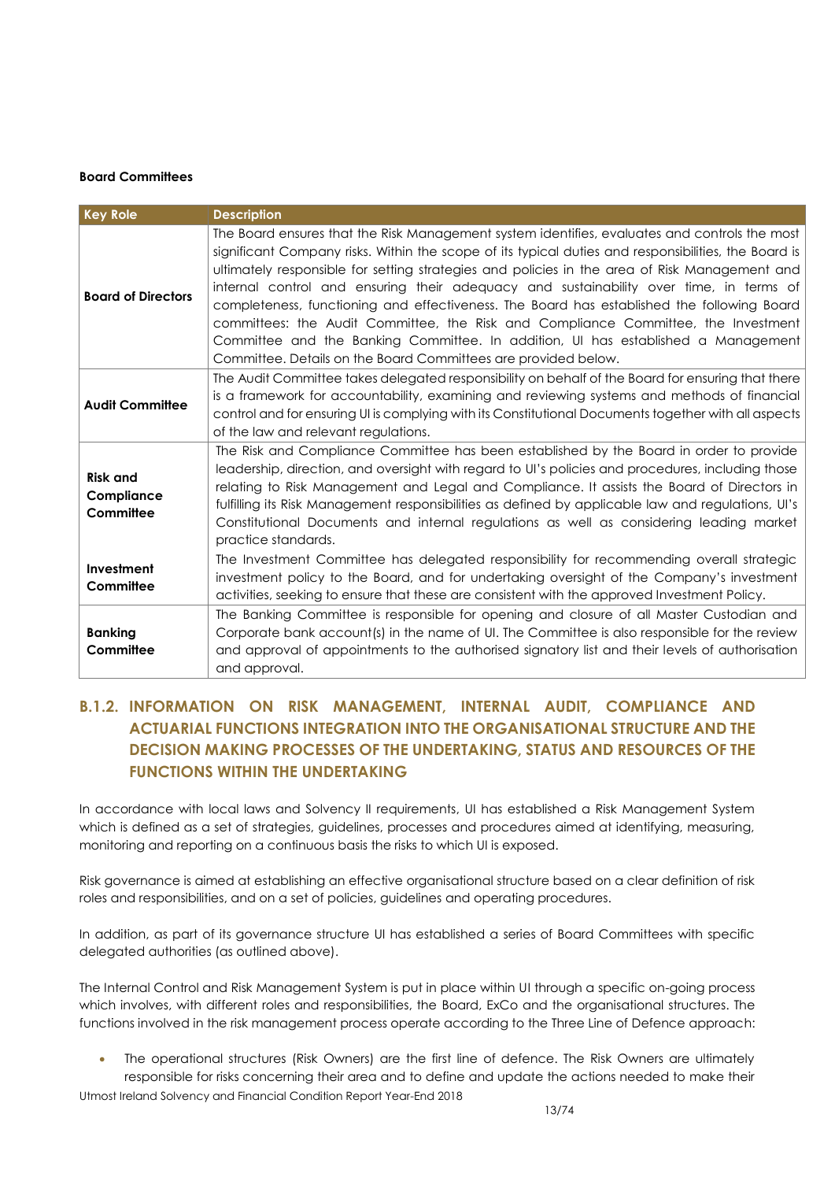**Board Committees**

| Key Role | Description |
|---|---|
| **Board of Directors** | The Board ensures that the Risk Management system identifies, evaluates and controls the most significant Company risks. Within the scope of its typical duties and responsibilities, the Board is ultimately responsible for setting strategies and policies in the area of Risk Management and internal control and ensuring their adequacy and sustainability over time, in terms of completeness, functioning and effectiveness. The Board has established the following Board committees: the Audit Committee, the Risk and Compliance Committee, the Investment Committee and the Banking Committee. In addition, UI has established a Management Committee. Details on the Board Committees are provided below. |
| **Audit Committee** | The Audit Committee takes delegated responsibility on behalf of the Board for ensuring that there is a framework for accountability, examining and reviewing systems and methods of financial control and for ensuring UI is complying with its Constitutional Documents together with all aspects of the law and relevant regulations. |
| **Risk and Compliance Committee** | The Risk and Compliance Committee has been established by the Board in order to provide leadership, direction, and oversight with regard to UI's policies and procedures, including those relating to Risk Management and Legal and Compliance. It assists the Board of Directors in fulfilling its Risk Management responsibilities as defined by applicable law and regulations, UI's Constitutional Documents and internal regulations as well as considering leading market practice standards. |
| **Investment Committee** | The Investment Committee has delegated responsibility for recommending overall strategic investment policy to the Board, and for undertaking oversight of the Company's investment activities, seeking to ensure that these are consistent with the approved Investment Policy. |
| **Banking Committee** | The Banking Committee is responsible for opening and closure of all Master Custodian and Corporate bank account(s) in the name of UI. The Committee is also responsible for the review and approval of appointments to the authorised signatory list and their levels of authorisation and approval. |

## B.1.2. INFORMATION ON RISK MANAGEMENT, INTERNAL AUDIT, COMPLIANCE AND ACTUARIAL FUNCTIONS INTEGRATION INTO THE ORGANISATIONAL STRUCTURE AND THE DECISION MAKING PROCESSES OF THE UNDERTAKING, STATUS AND RESOURCES OF THE FUNCTIONS WITHIN THE UNDERTAKING

In accordance with local laws and Solvency II requirements, UI has established a Risk Management System which is defined as a set of strategies, guidelines, processes and procedures aimed at identifying, measuring, monitoring and reporting on a continuous basis the risks to which UI is exposed.

Risk governance is aimed at establishing an effective organisational structure based on a clear definition of risk roles and responsibilities, and on a set of policies, guidelines and operating procedures.

In addition, as part of its governance structure UI has established a series of Board Committees with specific delegated authorities (as outlined above).

The Internal Control and Risk Management System is put in place within UI through a specific on-going process which involves, with different roles and responsibilities, the Board, ExCo and the organisational structures. The functions involved in the risk management process operate according to the Three Line of Defence approach:

- The operational structures (Risk Owners) are the first line of defence. The Risk Owners are ultimately responsible for risks concerning their area and to define and update the actions needed to make their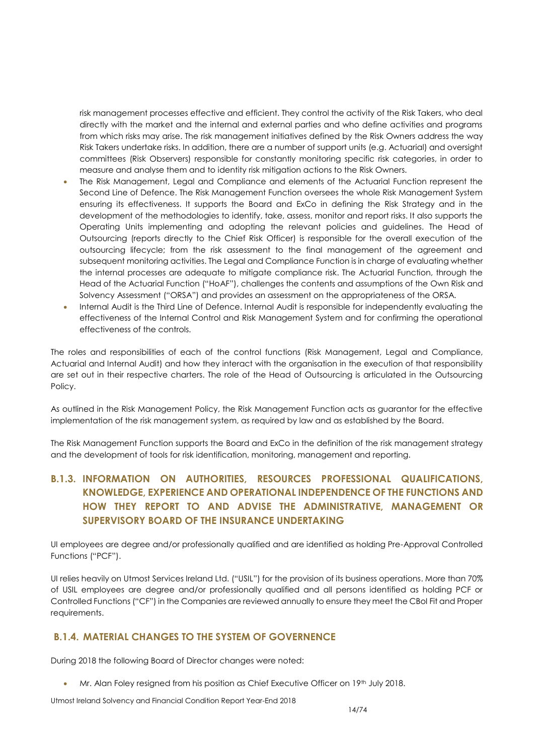risk management processes effective and efficient. They control the activity of the Risk Takers, who deal directly with the market and the internal and external parties and who define activities and programs from which risks may arise. The risk management initiatives defined by the Risk Owners address the way Risk Takers undertake risks. In addition, there are a number of support units (e.g. Actuarial) and oversight committees (Risk Observers) responsible for constantly monitoring specific risk categories, in order to measure and analyse them and to identity risk mitigation actions to the Risk Owners.

- The Risk Management, Legal and Compliance and elements of the Actuarial Function represent the Second Line of Defence. The Risk Management Function oversees the whole Risk Management System ensuring its effectiveness. It supports the Board and ExCo in defining the Risk Strategy and in the development of the methodologies to identify, take, assess, monitor and report risks. It also supports the Operating Units implementing and adopting the relevant policies and guidelines. The Head of Outsourcing (reports directly to the Chief Risk Officer) is responsible for the overall execution of the outsourcing lifecycle; from the risk assessment to the final management of the agreement and subsequent monitoring activities. The Legal and Compliance Function is in charge of evaluating whether the internal processes are adequate to mitigate compliance risk. The Actuarial Function, through the Head of the Actuarial Function ("HoAF"), challenges the contents and assumptions of the Own Risk and Solvency Assessment ("ORSA") and provides an assessment on the appropriateness of the ORSA.
- Internal Audit is the Third Line of Defence. Internal Audit is responsible for independently evaluating the effectiveness of the Internal Control and Risk Management System and for confirming the operational effectiveness of the controls.

The roles and responsibilities of each of the control functions (Risk Management, Legal and Compliance, Actuarial and Internal Audit) and how they interact with the organisation in the execution of that responsibility are set out in their respective charters. The role of the Head of Outsourcing is articulated in the Outsourcing Policy.

As outlined in the Risk Management Policy, the Risk Management Function acts as guarantor for the effective implementation of the risk management system, as required by law and as established by the Board.

The Risk Management Function supports the Board and ExCo in the definition of the risk management strategy and the development of tools for risk identification, monitoring, management and reporting.

### B.1.3. INFORMATION ON AUTHORITIES, RESOURCES PROFESSIONAL QUALIFICATIONS, KNOWLEDGE, EXPERIENCE AND OPERATIONAL INDEPENDENCE OF THE FUNCTIONS AND HOW THEY REPORT TO AND ADVISE THE ADMINISTRATIVE, MANAGEMENT OR SUPERVISORY BOARD OF THE INSURANCE UNDERTAKING

UI employees are degree and/or professionally qualified and are identified as holding Pre-Approval Controlled Functions ("PCF").

UI relies heavily on Utmost Services Ireland Ltd. ("USIL") for the provision of its business operations. More than 70% of USIL employees are degree and/or professionally qualified and all persons identified as holding PCF or Controlled Functions ("CF") in the Companies are reviewed annually to ensure they meet the CBoI Fit and Proper requirements.

### B.1.4. MATERIAL CHANGES TO THE SYSTEM OF GOVERNENCE

During 2018 the following Board of Director changes were noted:

- Mr. Alan Foley resigned from his position as Chief Executive Officer on 19th July 2018.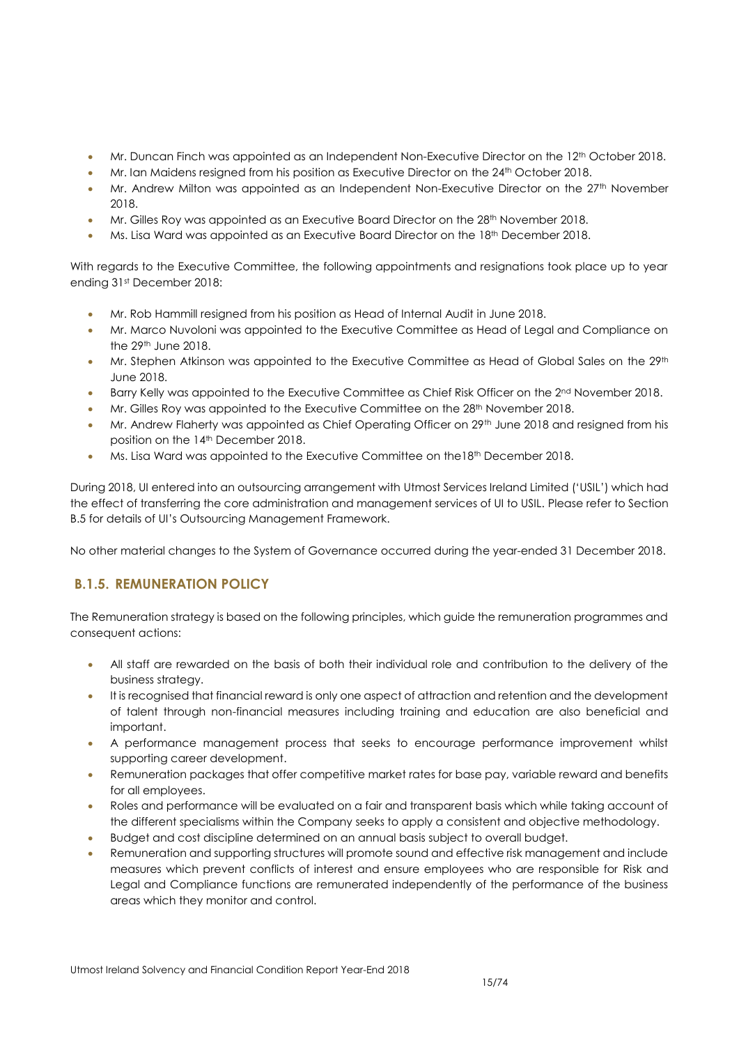- Mr. Duncan Finch was appointed as an Independent Non-Executive Director on the 12th October 2018.
- Mr. Ian Maidens resigned from his position as Executive Director on the 24th October 2018.
- Mr. Andrew Milton was appointed as an Independent Non-Executive Director on the 27th November 2018.
- Mr. Gilles Roy was appointed as an Executive Board Director on the 28th November 2018.
- Ms. Lisa Ward was appointed as an Executive Board Director on the 18th December 2018.

With regards to the Executive Committee, the following appointments and resignations took place up to year ending 31st December 2018:

- Mr. Rob Hammill resigned from his position as Head of Internal Audit in June 2018.
- Mr. Marco Nuvoloni was appointed to the Executive Committee as Head of Legal and Compliance on the 29th June 2018.
- Mr. Stephen Atkinson was appointed to the Executive Committee as Head of Global Sales on the 29th June 2018.
- Barry Kelly was appointed to the Executive Committee as Chief Risk Officer on the 2nd November 2018.
- Mr. Gilles Roy was appointed to the Executive Committee on the 28th November 2018.
- Mr. Andrew Flaherty was appointed as Chief Operating Officer on 29th June 2018 and resigned from his position on the 14th December 2018.
- Ms. Lisa Ward was appointed to the Executive Committee on the18th December 2018.

During 2018, UI entered into an outsourcing arrangement with Utmost Services Ireland Limited ('USIL') which had the effect of transferring the core administration and management services of UI to USIL. Please refer to Section B.5 for details of UI's Outsourcing Management Framework.

No other material changes to the System of Governance occurred during the year-ended 31 December 2018.

### B.1.5. REMUNERATION POLICY

The Remuneration strategy is based on the following principles, which guide the remuneration programmes and consequent actions:

- All staff are rewarded on the basis of both their individual role and contribution to the delivery of the business strategy.
- It is recognised that financial reward is only one aspect of attraction and retention and the development of talent through non-financial measures including training and education are also beneficial and important.
- A performance management process that seeks to encourage performance improvement whilst supporting career development.
- Remuneration packages that offer competitive market rates for base pay, variable reward and benefits for all employees.
- Roles and performance will be evaluated on a fair and transparent basis which while taking account of the different specialisms within the Company seeks to apply a consistent and objective methodology.
- Budget and cost discipline determined on an annual basis subject to overall budget.
- Remuneration and supporting structures will promote sound and effective risk management and include measures which prevent conflicts of interest and ensure employees who are responsible for Risk and Legal and Compliance functions are remunerated independently of the performance of the business areas which they monitor and control.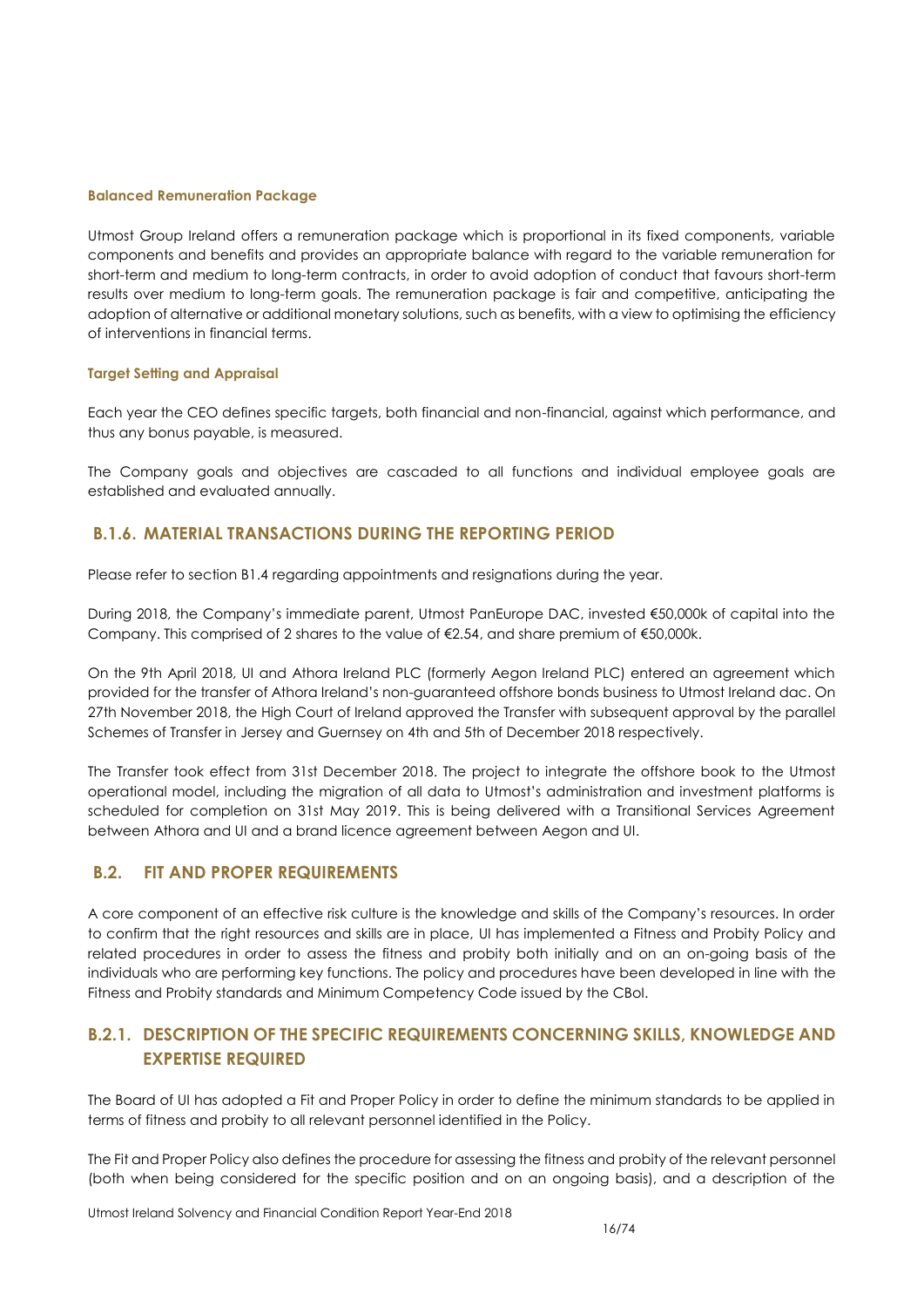#### Balanced Remuneration Package

Utmost Group Ireland offers a remuneration package which is proportional in its fixed components, variable components and benefits and provides an appropriate balance with regard to the variable remuneration for short-term and medium to long-term contracts, in order to avoid adoption of conduct that favours short-term results over medium to long-term goals. The remuneration package is fair and competitive, anticipating the adoption of alternative or additional monetary solutions, such as benefits, with a view to optimising the efficiency of interventions in financial terms.

#### Target Setting and Appraisal

Each year the CEO defines specific targets, both financial and non-financial, against which performance, and thus any bonus payable, is measured.

The Company goals and objectives are cascaded to all functions and individual employee goals are established and evaluated annually.

### B.1.6. MATERIAL TRANSACTIONS DURING THE REPORTING PERIOD

Please refer to section B1.4 regarding appointments and resignations during the year.

During 2018, the Company's immediate parent, Utmost PanEurope DAC, invested €50,000k of capital into the Company. This comprised of 2 shares to the value of €2.54, and share premium of €50,000k.

On the 9th April 2018, UI and Athora Ireland PLC (formerly Aegon Ireland PLC) entered an agreement which provided for the transfer of Athora Ireland's non-guaranteed offshore bonds business to Utmost Ireland dac. On 27th November 2018, the High Court of Ireland approved the Transfer with subsequent approval by the parallel Schemes of Transfer in Jersey and Guernsey on 4th and 5th of December 2018 respectively.

The Transfer took effect from 31st December 2018. The project to integrate the offshore book to the Utmost operational model, including the migration of all data to Utmost's administration and investment platforms is scheduled for completion on 31st May 2019. This is being delivered with a Transitional Services Agreement between Athora and UI and a brand licence agreement between Aegon and UI.

## B.2. FIT AND PROPER REQUIREMENTS

A core component of an effective risk culture is the knowledge and skills of the Company's resources. In order to confirm that the right resources and skills are in place, UI has implemented a Fitness and Probity Policy and related procedures in order to assess the fitness and probity both initially and on an on-going basis of the individuals who are performing key functions. The policy and procedures have been developed in line with the Fitness and Probity standards and Minimum Competency Code issued by the CBoI.

### B.2.1. DESCRIPTION OF THE SPECIFIC REQUIREMENTS CONCERNING SKILLS, KNOWLEDGE AND EXPERTISE REQUIRED

The Board of UI has adopted a Fit and Proper Policy in order to define the minimum standards to be applied in terms of fitness and probity to all relevant personnel identified in the Policy.

The Fit and Proper Policy also defines the procedure for assessing the fitness and probity of the relevant personnel (both when being considered for the specific position and on an ongoing basis), and a description of the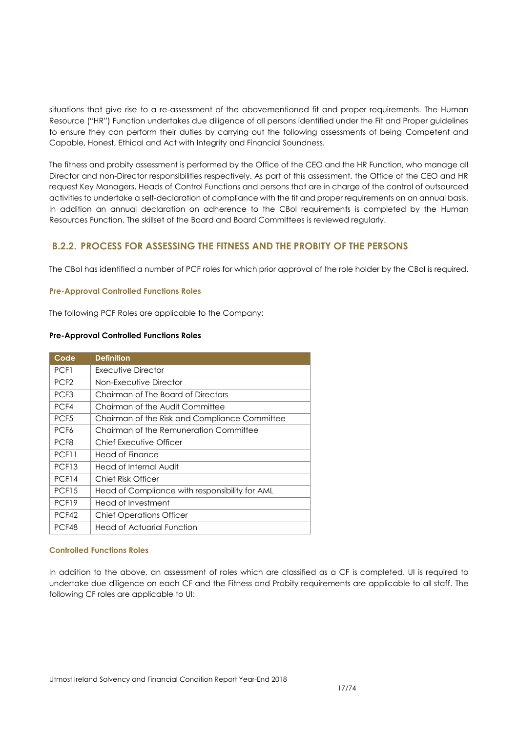situations that give rise to a re-assessment of the abovementioned fit and proper requirements. The Human Resource ("HR") Function undertakes due diligence of all persons identified under the Fit and Proper guidelines to ensure they can perform their duties by carrying out the following assessments of being Competent and Capable, Honest, Ethical and Act with Integrity and Financial Soundness.

The fitness and probity assessment is performed by the Office of the CEO and the HR Function, who manage all Director and non-Director responsibilities respectively. As part of this assessment, the Office of the CEO and HR request Key Managers, Heads of Control Functions and persons that are in charge of the control of outsourced activities to undertake a self-declaration of compliance with the fit and proper requirements on an annual basis. In addition an annual declaration on adherence to the CBoI requirements is completed by the Human Resources Function. The skillset of the Board and Board Committees is reviewed regularly.

### B.2.2. PROCESS FOR ASSESSING THE FITNESS AND THE PROBITY OF THE PERSONS

The CBoI has identified a number of PCF roles for which prior approval of the role holder by the CBoI is required.

#### Pre-Approval Controlled Functions Roles

The following PCF Roles are applicable to the Company:

**Pre-Approval Controlled Functions Roles**

| Code | Definition |
|---|---|
| PCF1 | Executive Director |
| PCF2 | Non-Executive Director |
| PCF3 | Chairman of The Board of Directors |
| PCF4 | Chairman of the Audit Committee |
| PCF5 | Chairman of the Risk and Compliance Committee |
| PCF6 | Chairman of the Remuneration Committee |
| PCF8 | Chief Executive Officer |
| PCF11 | Head of Finance |
| PCF13 | Head of Internal Audit |
| PCF14 | Chief Risk Officer |
| PCF15 | Head of Compliance with responsibility for AML |
| PCF19 | Head of Investment |
| PCF42 | Chief Operations Officer |
| PCF48 | Head of Actuarial Function |

#### Controlled Functions Roles

In addition to the above, an assessment of roles which are classified as a CF is completed. UI is required to undertake due diligence on each CF and the Fitness and Probity requirements are applicable to all staff. The following CF roles are applicable to UI: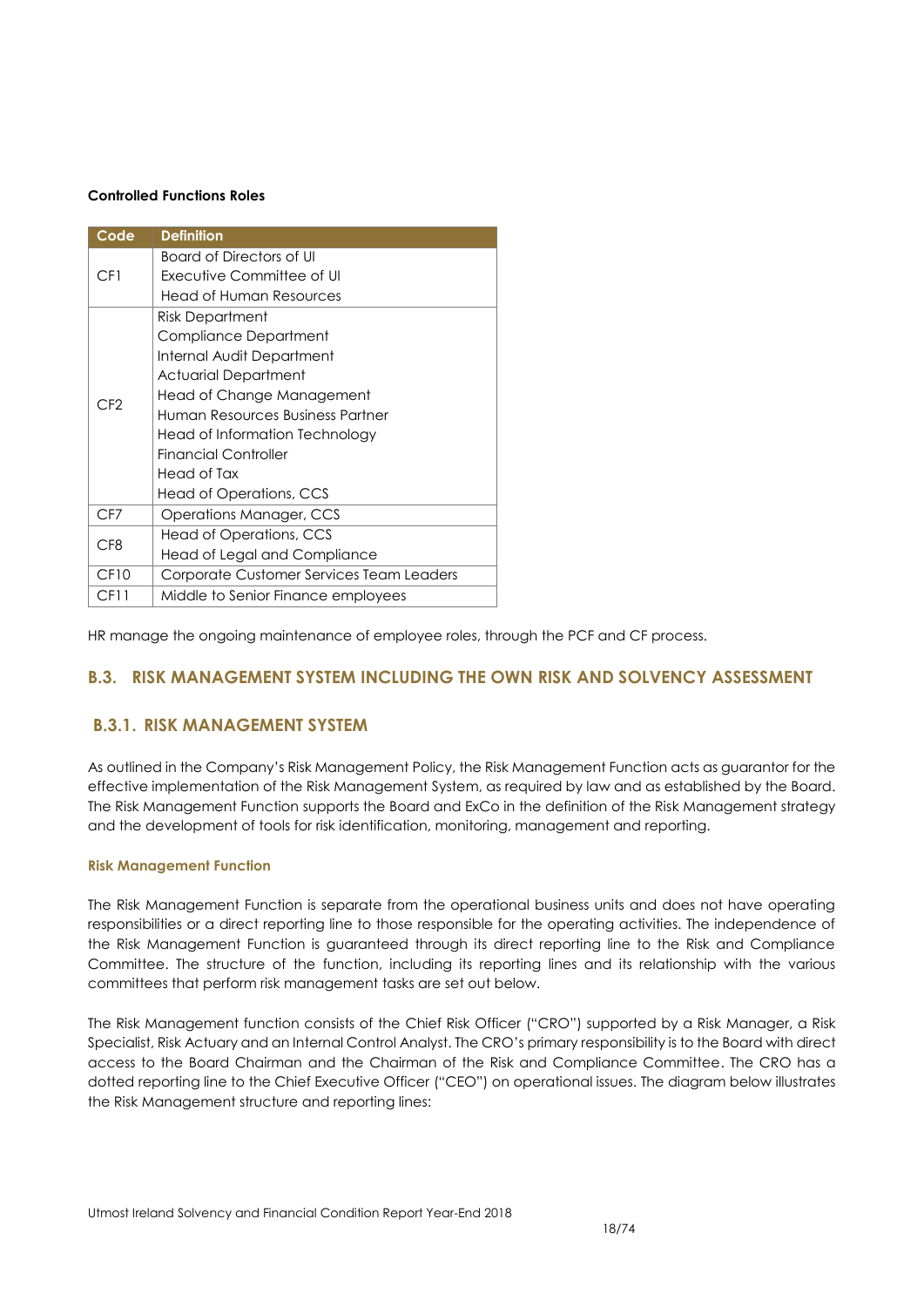**Controlled Functions Roles**

| Code | Definition |
|---|---|
| CF1 | Board of Directors of UI<br>Executive Committee of UI<br>Head of Human Resources |
| CF2 | Risk Department<br>Compliance Department<br>Internal Audit Department<br>Actuarial Department<br>Head of Change Management<br>Human Resources Business Partner<br>Head of Information Technology<br>Financial Controller<br>Head of Tax<br>Head of Operations, CCS |
| CF7 | Operations Manager, CCS |
| CF8 | Head of Operations, CCS<br>Head of Legal and Compliance |
| CF10 | Corporate Customer Services Team Leaders |
| CF11 | Middle to Senior Finance employees |

HR manage the ongoing maintenance of employee roles, through the PCF and CF process.

## B.3. RISK MANAGEMENT SYSTEM INCLUDING THE OWN RISK AND SOLVENCY ASSESSMENT

### B.3.1. RISK MANAGEMENT SYSTEM

As outlined in the Company's Risk Management Policy, the Risk Management Function acts as guarantor for the effective implementation of the Risk Management System, as required by law and as established by the Board. The Risk Management Function supports the Board and ExCo in the definition of the Risk Management strategy and the development of tools for risk identification, monitoring, management and reporting.

#### Risk Management Function

The Risk Management Function is separate from the operational business units and does not have operating responsibilities or a direct reporting line to those responsible for the operating activities. The independence of the Risk Management Function is guaranteed through its direct reporting line to the Risk and Compliance Committee. The structure of the function, including its reporting lines and its relationship with the various committees that perform risk management tasks are set out below.

The Risk Management function consists of the Chief Risk Officer ("CRO") supported by a Risk Manager, a Risk Specialist, Risk Actuary and an Internal Control Analyst. The CRO's primary responsibility is to the Board with direct access to the Board Chairman and the Chairman of the Risk and Compliance Committee. The CRO has a dotted reporting line to the Chief Executive Officer ("CEO") on operational issues. The diagram below illustrates the Risk Management structure and reporting lines: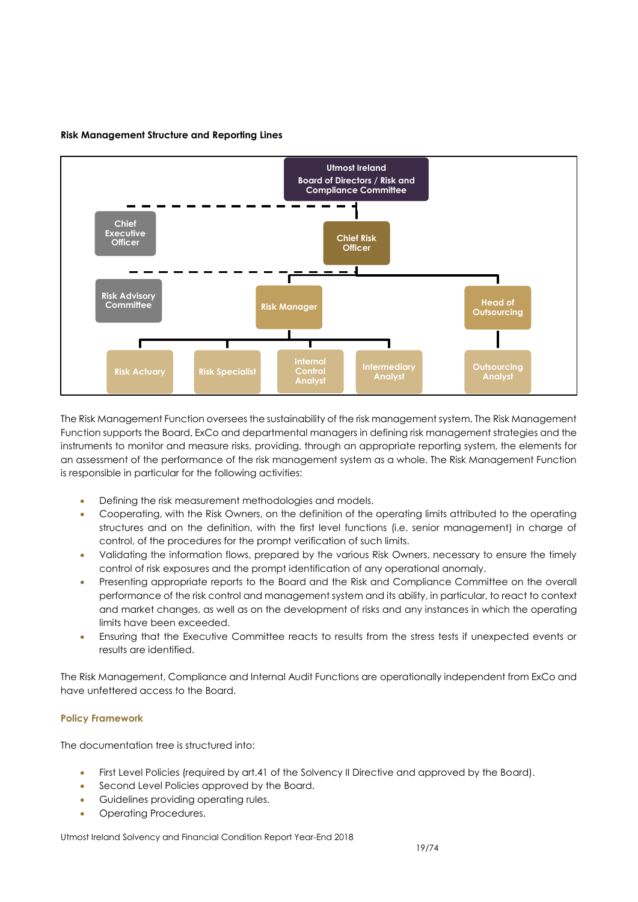**Risk Management Structure and Reporting Lines**

Utmost Ireland Board of Directors / Risk and Compliance Committee

Chief Executive Officer

Chief Risk Officer

Risk Advisory Committee

Risk Manager

Head of Outsourcing

Risk Actuary

Risk Specialist

Internal Control Analyst

Intermediary Analyst

Outsourcing Analyst

The Risk Management Function oversees the sustainability of the risk management system. The Risk Management Function supports the Board, ExCo and departmental managers in defining risk management strategies and the instruments to monitor and measure risks, providing, through an appropriate reporting system, the elements for an assessment of the performance of the risk management system as a whole. The Risk Management Function is responsible in particular for the following activities:

- Defining the risk measurement methodologies and models.
- Cooperating, with the Risk Owners, on the definition of the operating limits attributed to the operating structures and on the definition, with the first level functions (i.e. senior management) in charge of control, of the procedures for the prompt verification of such limits.
- Validating the information flows, prepared by the various Risk Owners, necessary to ensure the timely control of risk exposures and the prompt identification of any operational anomaly.
- Presenting appropriate reports to the Board and the Risk and Compliance Committee on the overall performance of the risk control and management system and its ability, in particular, to react to context and market changes, as well as on the development of risks and any instances in which the operating limits have been exceeded.
- Ensuring that the Executive Committee reacts to results from the stress tests if unexpected events or results are identified.

The Risk Management, Compliance and Internal Audit Functions are operationally independent from ExCo and have unfettered access to the Board.

### Policy Framework

The documentation tree is structured into:

- First Level Policies (required by art.41 of the Solvency II Directive and approved by the Board).
- Second Level Policies approved by the Board.
- Guidelines providing operating rules.
- Operating Procedures.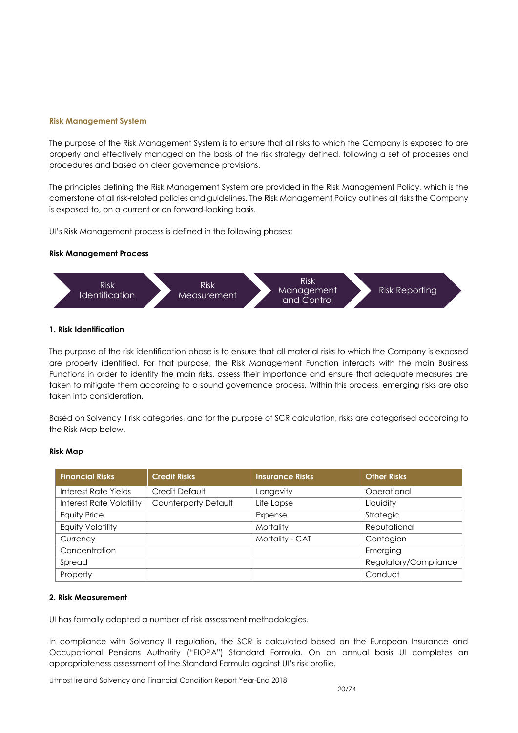### Risk Management System

The purpose of the Risk Management System is to ensure that all risks to which the Company is exposed to are properly and effectively managed on the basis of the risk strategy defined, following a set of processes and procedures and based on clear governance provisions.

The principles defining the Risk Management System are provided in the Risk Management Policy, which is the cornerstone of all risk-related policies and guidelines. The Risk Management Policy outlines all risks the Company is exposed to, on a current or on forward-looking basis.

UI's Risk Management process is defined in the following phases:

**Risk Management Process**

Risk Identification → Risk Measurement → Risk Management and Control → Risk Reporting

**1. Risk Identification**

The purpose of the risk identification phase is to ensure that all material risks to which the Company is exposed are properly identified. For that purpose, the Risk Management Function interacts with the main Business Functions in order to identify the main risks, assess their importance and ensure that adequate measures are taken to mitigate them according to a sound governance process. Within this process, emerging risks are also taken into consideration.

Based on Solvency II risk categories, and for the purpose of SCR calculation, risks are categorised according to the Risk Map below.

**Risk Map**

| Financial Risks | Credit Risks | Insurance Risks | Other Risks |
|---|---|---|---|
| Interest Rate Yields | Credit Default | Longevity | Operational |
| Interest Rate Volatility | Counterparty Default | Life Lapse | Liquidity |
| Equity Price | | Expense | Strategic |
| Equity Volatility | | Mortality | Reputational |
| Currency | | Mortality - CAT | Contagion |
| Concentration | | | Emerging |
| Spread | | | Regulatory/Compliance |
| Property | | | Conduct |

**2. Risk Measurement**

UI has formally adopted a number of risk assessment methodologies.

In compliance with Solvency II regulation, the SCR is calculated based on the European Insurance and Occupational Pensions Authority ("EIOPA") Standard Formula. On an annual basis UI completes an appropriateness assessment of the Standard Formula against UI's risk profile.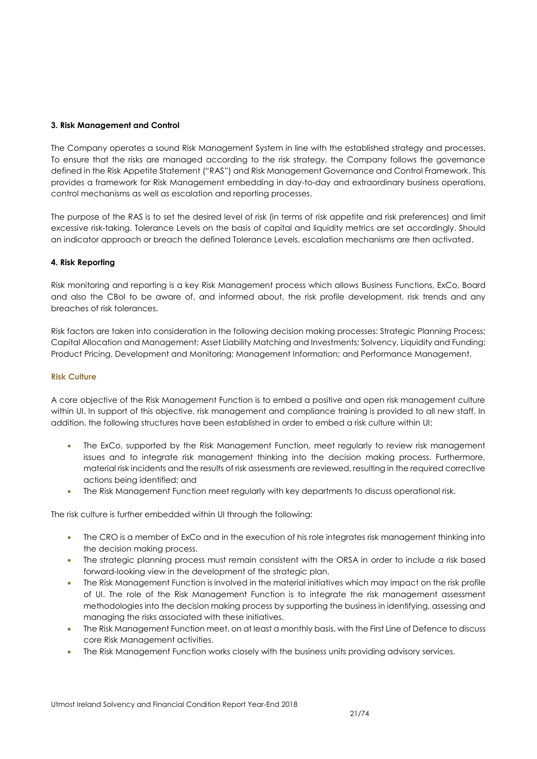**3. Risk Management and Control**

The Company operates a sound Risk Management System in line with the established strategy and processes. To ensure that the risks are managed according to the risk strategy, the Company follows the governance defined in the Risk Appetite Statement ("RAS") and Risk Management Governance and Control Framework. This provides a framework for Risk Management embedding in day-to-day and extraordinary business operations, control mechanisms as well as escalation and reporting processes.

The purpose of the RAS is to set the desired level of risk (in terms of risk appetite and risk preferences) and limit excessive risk-taking. Tolerance Levels on the basis of capital and liquidity metrics are set accordingly. Should an indicator approach or breach the defined Tolerance Levels, escalation mechanisms are then activated.

**4. Risk Reporting**

Risk monitoring and reporting is a key Risk Management process which allows Business Functions, ExCo, Board and also the CBoI to be aware of, and informed about, the risk profile development, risk trends and any breaches of risk tolerances.

Risk factors are taken into consideration in the following decision making processes: Strategic Planning Process; Capital Allocation and Management; Asset Liability Matching and Investments; Solvency, Liquidity and Funding; Product Pricing, Development and Monitoring; Management Information; and Performance Management.

**Risk Culture**

A core objective of the Risk Management Function is to embed a positive and open risk management culture within UI. In support of this objective, risk management and compliance training is provided to all new staff. In addition, the following structures have been established in order to embed a risk culture within UI:

- The ExCo, supported by the Risk Management Function, meet regularly to review risk management issues and to integrate risk management thinking into the decision making process. Furthermore, material risk incidents and the results of risk assessments are reviewed, resulting in the required corrective actions being identified; and
- The Risk Management Function meet regularly with key departments to discuss operational risk.

The risk culture is further embedded within UI through the following:

- The CRO is a member of ExCo and in the execution of his role integrates risk management thinking into the decision making process.
- The strategic planning process must remain consistent with the ORSA in order to include a risk based forward-looking view in the development of the strategic plan.
- The Risk Management Function is involved in the material initiatives which may impact on the risk profile of UI. The role of the Risk Management Function is to integrate the risk management assessment methodologies into the decision making process by supporting the business in identifying, assessing and managing the risks associated with these initiatives.
- The Risk Management Function meet, on at least a monthly basis, with the First Line of Defence to discuss core Risk Management activities.
- The Risk Management Function works closely with the business units providing advisory services.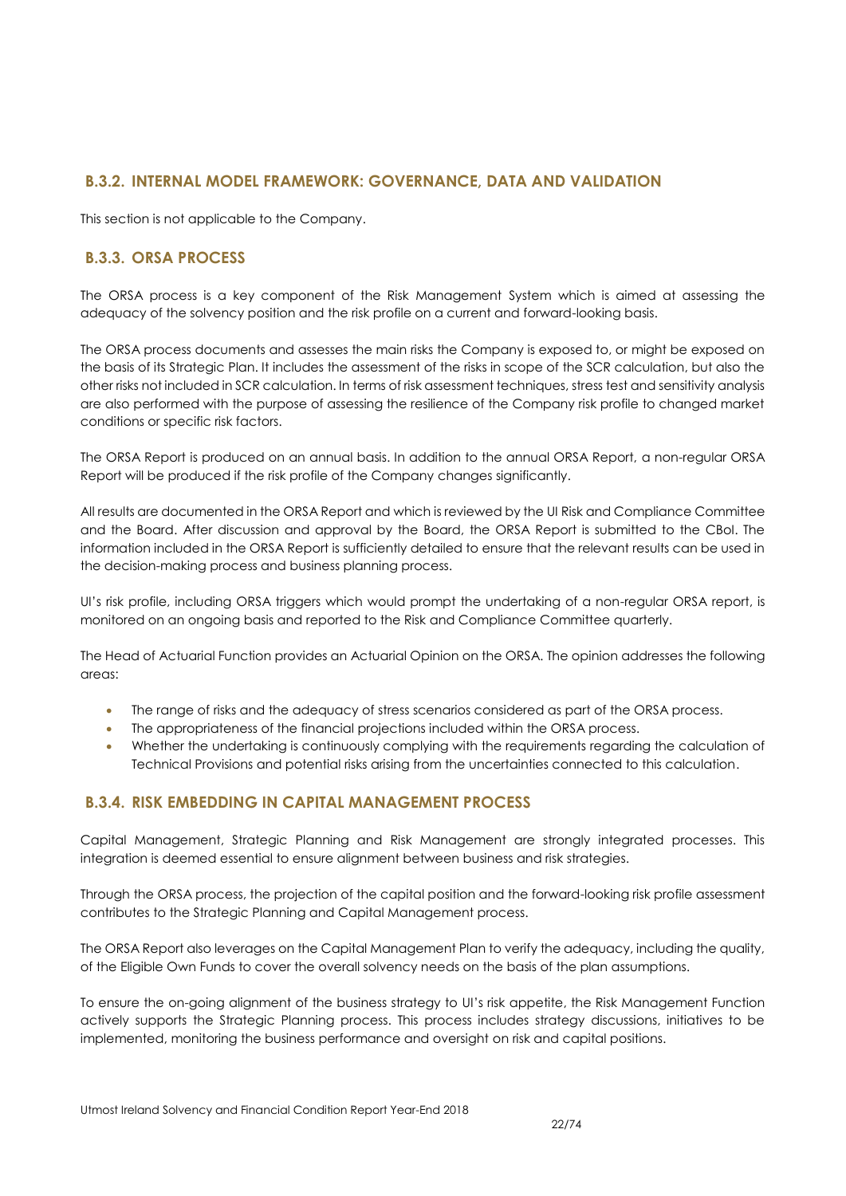### B.3.2. INTERNAL MODEL FRAMEWORK: GOVERNANCE, DATA AND VALIDATION

This section is not applicable to the Company.

### B.3.3. ORSA PROCESS

The ORSA process is a key component of the Risk Management System which is aimed at assessing the adequacy of the solvency position and the risk profile on a current and forward-looking basis.

The ORSA process documents and assesses the main risks the Company is exposed to, or might be exposed on the basis of its Strategic Plan. It includes the assessment of the risks in scope of the SCR calculation, but also the other risks not included in SCR calculation. In terms of risk assessment techniques, stress test and sensitivity analysis are also performed with the purpose of assessing the resilience of the Company risk profile to changed market conditions or specific risk factors.

The ORSA Report is produced on an annual basis. In addition to the annual ORSA Report, a non-regular ORSA Report will be produced if the risk profile of the Company changes significantly.

All results are documented in the ORSA Report and which is reviewed by the UI Risk and Compliance Committee and the Board. After discussion and approval by the Board, the ORSA Report is submitted to the CBoI. The information included in the ORSA Report is sufficiently detailed to ensure that the relevant results can be used in the decision-making process and business planning process.

UI's risk profile, including ORSA triggers which would prompt the undertaking of a non-regular ORSA report, is monitored on an ongoing basis and reported to the Risk and Compliance Committee quarterly.

The Head of Actuarial Function provides an Actuarial Opinion on the ORSA. The opinion addresses the following areas:

- The range of risks and the adequacy of stress scenarios considered as part of the ORSA process.
- The appropriateness of the financial projections included within the ORSA process.
- Whether the undertaking is continuously complying with the requirements regarding the calculation of Technical Provisions and potential risks arising from the uncertainties connected to this calculation.

### B.3.4. RISK EMBEDDING IN CAPITAL MANAGEMENT PROCESS

Capital Management, Strategic Planning and Risk Management are strongly integrated processes. This integration is deemed essential to ensure alignment between business and risk strategies.

Through the ORSA process, the projection of the capital position and the forward-looking risk profile assessment contributes to the Strategic Planning and Capital Management process.

The ORSA Report also leverages on the Capital Management Plan to verify the adequacy, including the quality, of the Eligible Own Funds to cover the overall solvency needs on the basis of the plan assumptions.

To ensure the on-going alignment of the business strategy to UI's risk appetite, the Risk Management Function actively supports the Strategic Planning process. This process includes strategy discussions, initiatives to be implemented, monitoring the business performance and oversight on risk and capital positions.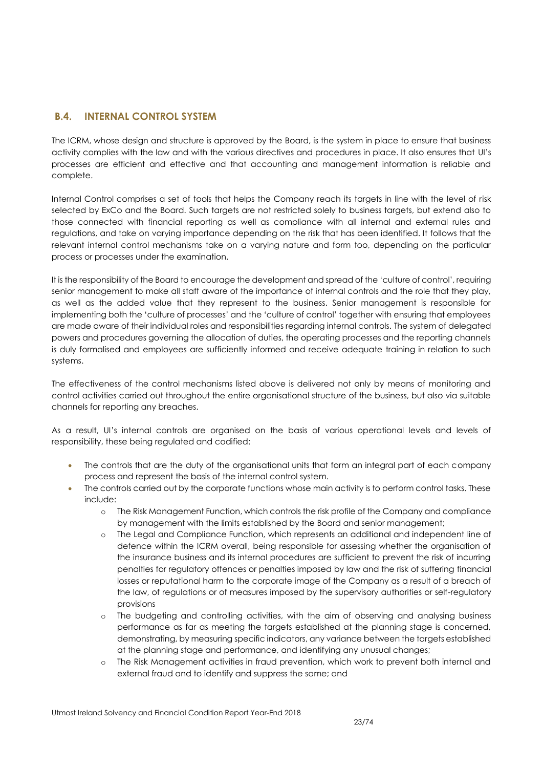## B.4. INTERNAL CONTROL SYSTEM

The ICRM, whose design and structure is approved by the Board, is the system in place to ensure that business activity complies with the law and with the various directives and procedures in place. It also ensures that UI's processes are efficient and effective and that accounting and management information is reliable and complete.

Internal Control comprises a set of tools that helps the Company reach its targets in line with the level of risk selected by ExCo and the Board. Such targets are not restricted solely to business targets, but extend also to those connected with financial reporting as well as compliance with all internal and external rules and regulations, and take on varying importance depending on the risk that has been identified. It follows that the relevant internal control mechanisms take on a varying nature and form too, depending on the particular process or processes under the examination.

It is the responsibility of the Board to encourage the development and spread of the 'culture of control', requiring senior management to make all staff aware of the importance of internal controls and the role that they play, as well as the added value that they represent to the business. Senior management is responsible for implementing both the 'culture of processes' and the 'culture of control' together with ensuring that employees are made aware of their individual roles and responsibilities regarding internal controls. The system of delegated powers and procedures governing the allocation of duties, the operating processes and the reporting channels is duly formalised and employees are sufficiently informed and receive adequate training in relation to such systems.

The effectiveness of the control mechanisms listed above is delivered not only by means of monitoring and control activities carried out throughout the entire organisational structure of the business, but also via suitable channels for reporting any breaches.

As a result, UI's internal controls are organised on the basis of various operational levels and levels of responsibility, these being regulated and codified:

- The controls that are the duty of the organisational units that form an integral part of each company process and represent the basis of the internal control system.
- The controls carried out by the corporate functions whose main activity is to perform control tasks. These include:
  - The Risk Management Function, which controls the risk profile of the Company and compliance by management with the limits established by the Board and senior management;
  - The Legal and Compliance Function, which represents an additional and independent line of defence within the ICRM overall, being responsible for assessing whether the organisation of the insurance business and its internal procedures are sufficient to prevent the risk of incurring penalties for regulatory offences or penalties imposed by law and the risk of suffering financial losses or reputational harm to the corporate image of the Company as a result of a breach of the law, of regulations or of measures imposed by the supervisory authorities or self-regulatory provisions
  - The budgeting and controlling activities, with the aim of observing and analysing business performance as far as meeting the targets established at the planning stage is concerned, demonstrating, by measuring specific indicators, any variance between the targets established at the planning stage and performance, and identifying any unusual changes;
  - The Risk Management activities in fraud prevention, which work to prevent both internal and external fraud and to identify and suppress the same; and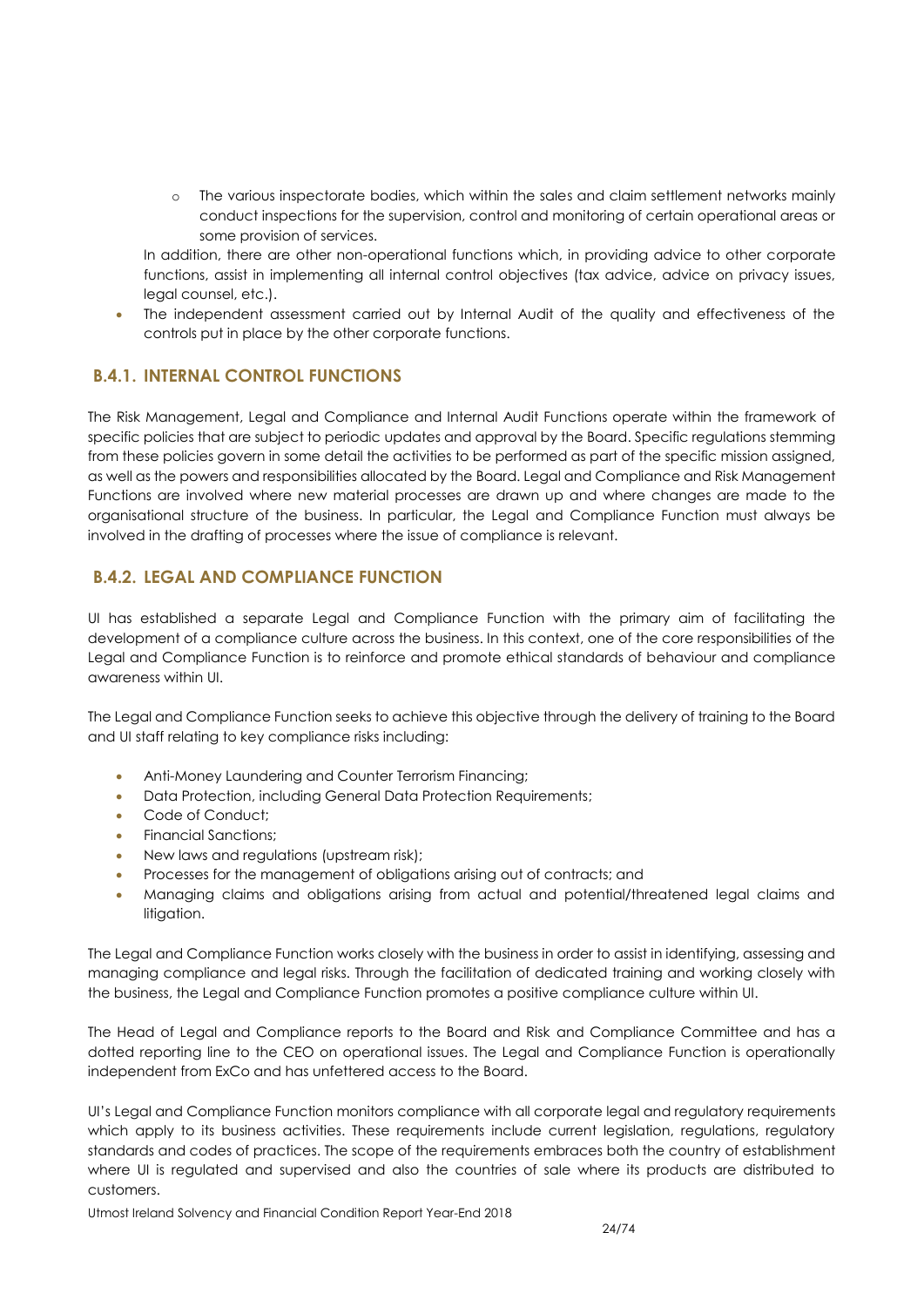- The various inspectorate bodies, which within the sales and claim settlement networks mainly conduct inspections for the supervision, control and monitoring of certain operational areas or some provision of services.

  In addition, there are other non-operational functions which, in providing advice to other corporate functions, assist in implementing all internal control objectives (tax advice, advice on privacy issues, legal counsel, etc.).
- The independent assessment carried out by Internal Audit of the quality and effectiveness of the controls put in place by the other corporate functions.

## B.4.1. INTERNAL CONTROL FUNCTIONS

The Risk Management, Legal and Compliance and Internal Audit Functions operate within the framework of specific policies that are subject to periodic updates and approval by the Board. Specific regulations stemming from these policies govern in some detail the activities to be performed as part of the specific mission assigned, as well as the powers and responsibilities allocated by the Board. Legal and Compliance and Risk Management Functions are involved where new material processes are drawn up and where changes are made to the organisational structure of the business. In particular, the Legal and Compliance Function must always be involved in the drafting of processes where the issue of compliance is relevant.

## B.4.2. LEGAL AND COMPLIANCE FUNCTION

UI has established a separate Legal and Compliance Function with the primary aim of facilitating the development of a compliance culture across the business. In this context, one of the core responsibilities of the Legal and Compliance Function is to reinforce and promote ethical standards of behaviour and compliance awareness within UI.

The Legal and Compliance Function seeks to achieve this objective through the delivery of training to the Board and UI staff relating to key compliance risks including:

- Anti-Money Laundering and Counter Terrorism Financing;
- Data Protection, including General Data Protection Requirements;
- Code of Conduct;
- Financial Sanctions;
- New laws and regulations (upstream risk);
- Processes for the management of obligations arising out of contracts; and
- Managing claims and obligations arising from actual and potential/threatened legal claims and litigation.

The Legal and Compliance Function works closely with the business in order to assist in identifying, assessing and managing compliance and legal risks. Through the facilitation of dedicated training and working closely with the business, the Legal and Compliance Function promotes a positive compliance culture within UI.

The Head of Legal and Compliance reports to the Board and Risk and Compliance Committee and has a dotted reporting line to the CEO on operational issues. The Legal and Compliance Function is operationally independent from ExCo and has unfettered access to the Board.

UI's Legal and Compliance Function monitors compliance with all corporate legal and regulatory requirements which apply to its business activities. These requirements include current legislation, regulations, regulatory standards and codes of practices. The scope of the requirements embraces both the country of establishment where UI is regulated and supervised and also the countries of sale where its products are distributed to customers.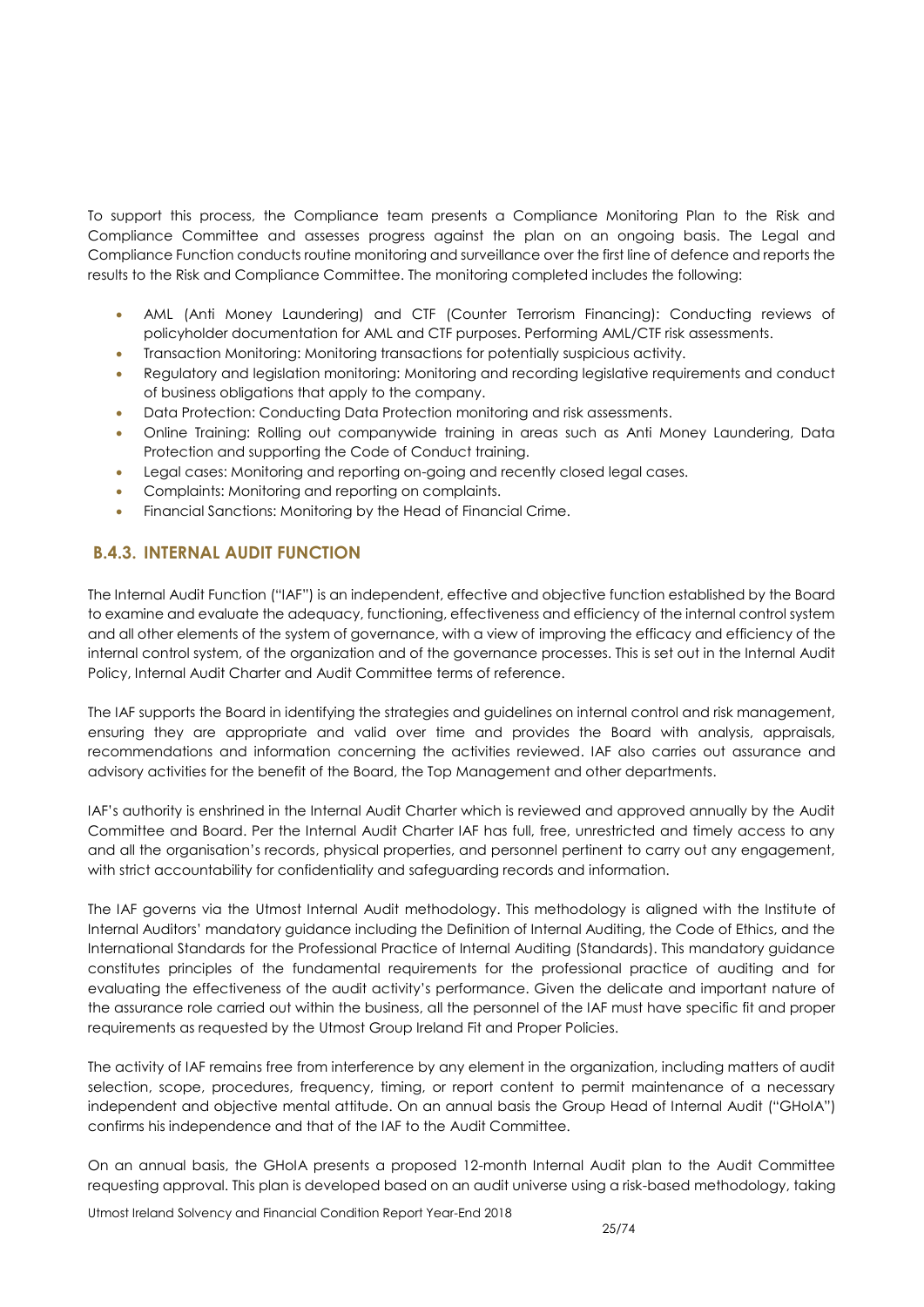To support this process, the Compliance team presents a Compliance Monitoring Plan to the Risk and Compliance Committee and assesses progress against the plan on an ongoing basis. The Legal and Compliance Function conducts routine monitoring and surveillance over the first line of defence and reports the results to the Risk and Compliance Committee. The monitoring completed includes the following:

- AML (Anti Money Laundering) and CTF (Counter Terrorism Financing): Conducting reviews of policyholder documentation for AML and CTF purposes. Performing AML/CTF risk assessments.
- Transaction Monitoring: Monitoring transactions for potentially suspicious activity.
- Regulatory and legislation monitoring: Monitoring and recording legislative requirements and conduct of business obligations that apply to the company.
- Data Protection: Conducting Data Protection monitoring and risk assessments.
- Online Training: Rolling out companywide training in areas such as Anti Money Laundering, Data Protection and supporting the Code of Conduct training.
- Legal cases: Monitoring and reporting on-going and recently closed legal cases.
- Complaints: Monitoring and reporting on complaints.
- Financial Sanctions: Monitoring by the Head of Financial Crime.

### B.4.3. INTERNAL AUDIT FUNCTION

The Internal Audit Function ("IAF") is an independent, effective and objective function established by the Board to examine and evaluate the adequacy, functioning, effectiveness and efficiency of the internal control system and all other elements of the system of governance, with a view of improving the efficacy and efficiency of the internal control system, of the organization and of the governance processes. This is set out in the Internal Audit Policy, Internal Audit Charter and Audit Committee terms of reference.

The IAF supports the Board in identifying the strategies and guidelines on internal control and risk management, ensuring they are appropriate and valid over time and provides the Board with analysis, appraisals, recommendations and information concerning the activities reviewed. IAF also carries out assurance and advisory activities for the benefit of the Board, the Top Management and other departments.

IAF's authority is enshrined in the Internal Audit Charter which is reviewed and approved annually by the Audit Committee and Board. Per the Internal Audit Charter IAF has full, free, unrestricted and timely access to any and all the organisation's records, physical properties, and personnel pertinent to carry out any engagement, with strict accountability for confidentiality and safeguarding records and information.

The IAF governs via the Utmost Internal Audit methodology. This methodology is aligned with the Institute of Internal Auditors' mandatory guidance including the Definition of Internal Auditing, the Code of Ethics, and the International Standards for the Professional Practice of Internal Auditing (Standards). This mandatory guidance constitutes principles of the fundamental requirements for the professional practice of auditing and for evaluating the effectiveness of the audit activity's performance. Given the delicate and important nature of the assurance role carried out within the business, all the personnel of the IAF must have specific fit and proper requirements as requested by the Utmost Group Ireland Fit and Proper Policies.

The activity of IAF remains free from interference by any element in the organization, including matters of audit selection, scope, procedures, frequency, timing, or report content to permit maintenance of a necessary independent and objective mental attitude. On an annual basis the Group Head of Internal Audit ("GHoIA") confirms his independence and that of the IAF to the Audit Committee.

On an annual basis, the GHoIA presents a proposed 12-month Internal Audit plan to the Audit Committee requesting approval. This plan is developed based on an audit universe using a risk-based methodology, taking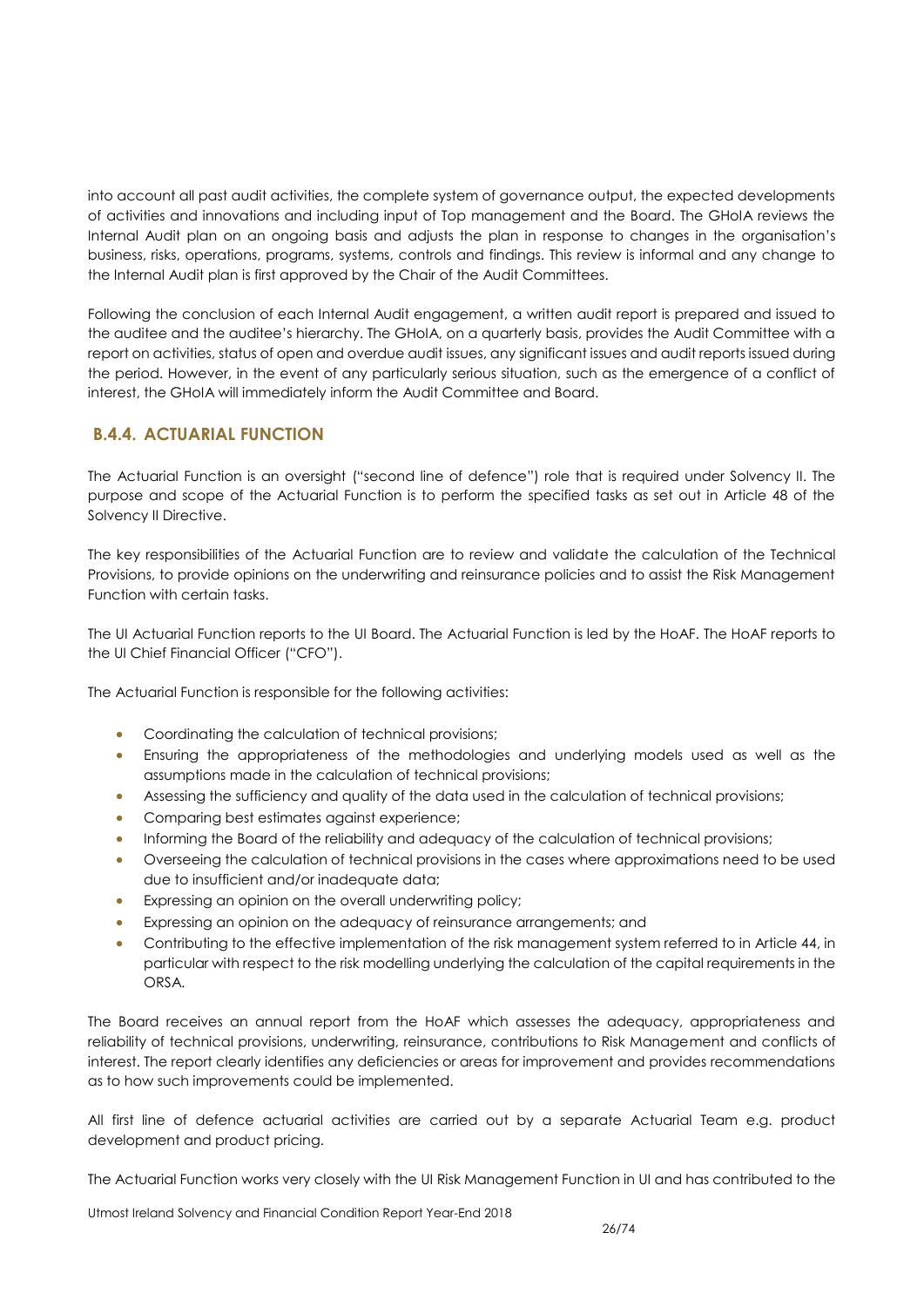into account all past audit activities, the complete system of governance output, the expected developments of activities and innovations and including input of Top management and the Board. The GHoIA reviews the Internal Audit plan on an ongoing basis and adjusts the plan in response to changes in the organisation's business, risks, operations, programs, systems, controls and findings. This review is informal and any change to the Internal Audit plan is first approved by the Chair of the Audit Committees.

Following the conclusion of each Internal Audit engagement, a written audit report is prepared and issued to the auditee and the auditee's hierarchy. The GHoIA, on a quarterly basis, provides the Audit Committee with a report on activities, status of open and overdue audit issues, any significant issues and audit reports issued during the period. However, in the event of any particularly serious situation, such as the emergence of a conflict of interest, the GHoIA will immediately inform the Audit Committee and Board.

### B.4.4. ACTUARIAL FUNCTION

The Actuarial Function is an oversight ("second line of defence") role that is required under Solvency II. The purpose and scope of the Actuarial Function is to perform the specified tasks as set out in Article 48 of the Solvency II Directive.

The key responsibilities of the Actuarial Function are to review and validate the calculation of the Technical Provisions, to provide opinions on the underwriting and reinsurance policies and to assist the Risk Management Function with certain tasks.

The UI Actuarial Function reports to the UI Board. The Actuarial Function is led by the HoAF. The HoAF reports to the UI Chief Financial Officer ("CFO").

The Actuarial Function is responsible for the following activities:

- Coordinating the calculation of technical provisions;
- Ensuring the appropriateness of the methodologies and underlying models used as well as the assumptions made in the calculation of technical provisions;
- Assessing the sufficiency and quality of the data used in the calculation of technical provisions;
- Comparing best estimates against experience;
- Informing the Board of the reliability and adequacy of the calculation of technical provisions;
- Overseeing the calculation of technical provisions in the cases where approximations need to be used due to insufficient and/or inadequate data;
- Expressing an opinion on the overall underwriting policy;
- Expressing an opinion on the adequacy of reinsurance arrangements; and
- Contributing to the effective implementation of the risk management system referred to in Article 44, in particular with respect to the risk modelling underlying the calculation of the capital requirements in the ORSA.

The Board receives an annual report from the HoAF which assesses the adequacy, appropriateness and reliability of technical provisions, underwriting, reinsurance, contributions to Risk Management and conflicts of interest. The report clearly identifies any deficiencies or areas for improvement and provides recommendations as to how such improvements could be implemented.

All first line of defence actuarial activities are carried out by a separate Actuarial Team e.g. product development and product pricing.

The Actuarial Function works very closely with the UI Risk Management Function in UI and has contributed to the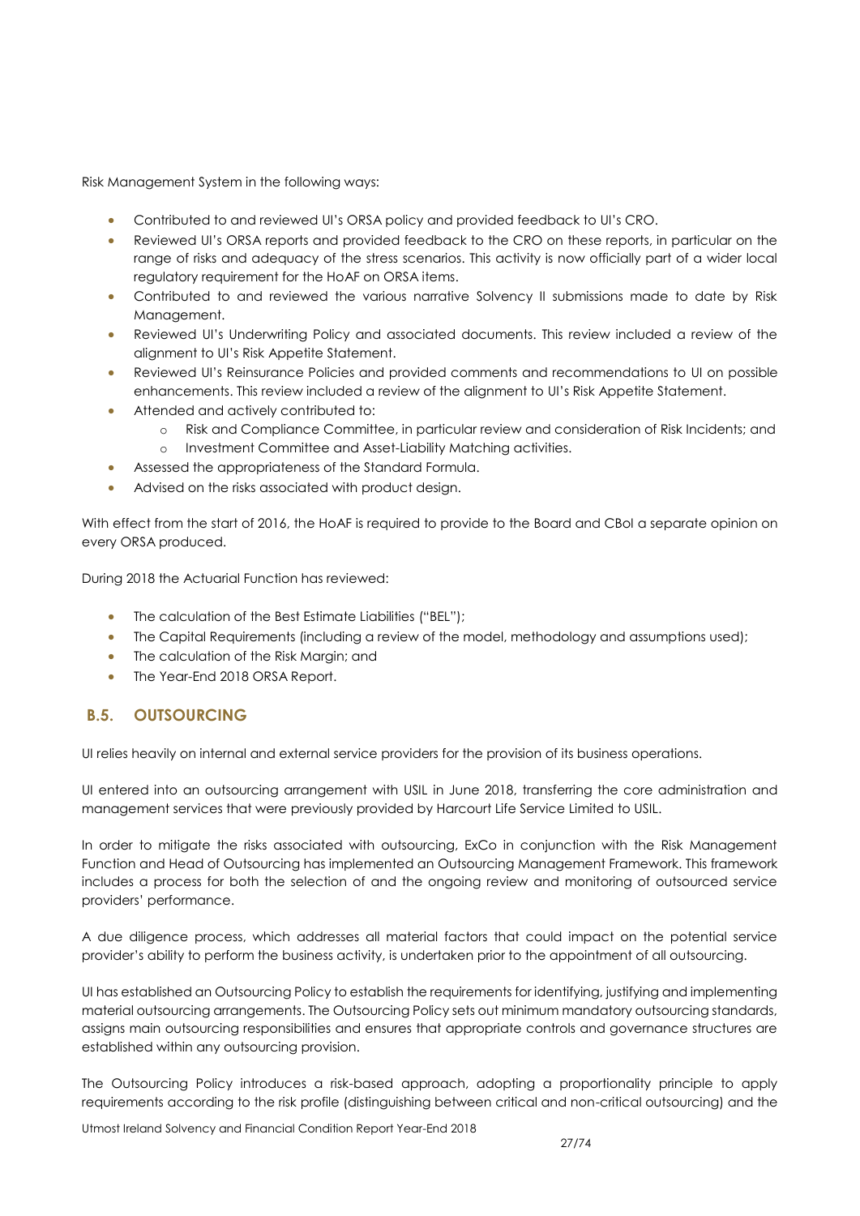Risk Management System in the following ways:

- Contributed to and reviewed UI's ORSA policy and provided feedback to UI's CRO.
- Reviewed UI's ORSA reports and provided feedback to the CRO on these reports, in particular on the range of risks and adequacy of the stress scenarios. This activity is now officially part of a wider local regulatory requirement for the HoAF on ORSA items.
- Contributed to and reviewed the various narrative Solvency II submissions made to date by Risk Management.
- Reviewed UI's Underwriting Policy and associated documents. This review included a review of the alignment to UI's Risk Appetite Statement.
- Reviewed UI's Reinsurance Policies and provided comments and recommendations to UI on possible enhancements. This review included a review of the alignment to UI's Risk Appetite Statement.
- Attended and actively contributed to:
  - Risk and Compliance Committee, in particular review and consideration of Risk Incidents; and
  - Investment Committee and Asset-Liability Matching activities.
- Assessed the appropriateness of the Standard Formula.
- Advised on the risks associated with product design.

With effect from the start of 2016, the HoAF is required to provide to the Board and CBoI a separate opinion on every ORSA produced.

During 2018 the Actuarial Function has reviewed:

- The calculation of the Best Estimate Liabilities ("BEL");
- The Capital Requirements (including a review of the model, methodology and assumptions used);
- The calculation of the Risk Margin; and
- The Year-End 2018 ORSA Report.

## B.5. OUTSOURCING

UI relies heavily on internal and external service providers for the provision of its business operations.

UI entered into an outsourcing arrangement with USIL in June 2018, transferring the core administration and management services that were previously provided by Harcourt Life Service Limited to USIL.

In order to mitigate the risks associated with outsourcing, ExCo in conjunction with the Risk Management Function and Head of Outsourcing has implemented an Outsourcing Management Framework. This framework includes a process for both the selection of and the ongoing review and monitoring of outsourced service providers' performance.

A due diligence process, which addresses all material factors that could impact on the potential service provider's ability to perform the business activity, is undertaken prior to the appointment of all outsourcing.

UI has established an Outsourcing Policy to establish the requirements for identifying, justifying and implementing material outsourcing arrangements. The Outsourcing Policy sets out minimum mandatory outsourcing standards, assigns main outsourcing responsibilities and ensures that appropriate controls and governance structures are established within any outsourcing provision.

The Outsourcing Policy introduces a risk-based approach, adopting a proportionality principle to apply requirements according to the risk profile (distinguishing between critical and non-critical outsourcing) and the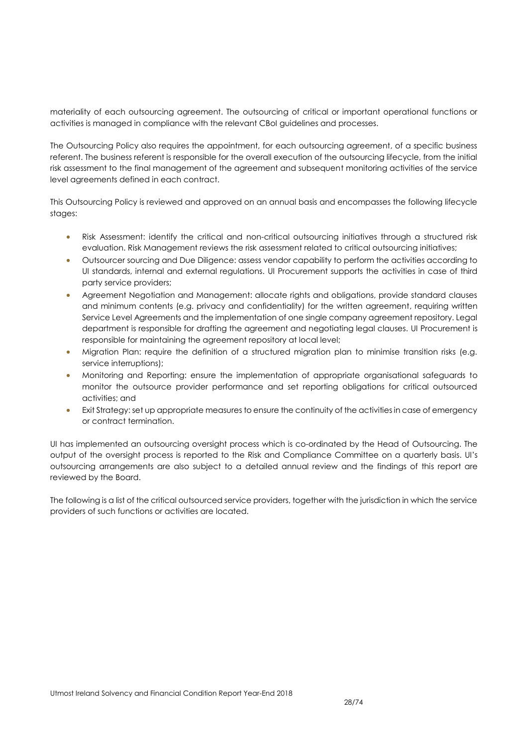materiality of each outsourcing agreement. The outsourcing of critical or important operational functions or activities is managed in compliance with the relevant CBoI guidelines and processes.

The Outsourcing Policy also requires the appointment, for each outsourcing agreement, of a specific business referent. The business referent is responsible for the overall execution of the outsourcing lifecycle, from the initial risk assessment to the final management of the agreement and subsequent monitoring activities of the service level agreements defined in each contract.

This Outsourcing Policy is reviewed and approved on an annual basis and encompasses the following lifecycle stages:

- Risk Assessment: identify the critical and non-critical outsourcing initiatives through a structured risk evaluation. Risk Management reviews the risk assessment related to critical outsourcing initiatives;
- Outsourcer sourcing and Due Diligence: assess vendor capability to perform the activities according to UI standards, internal and external regulations. UI Procurement supports the activities in case of third party service providers;
- Agreement Negotiation and Management: allocate rights and obligations, provide standard clauses and minimum contents (e.g. privacy and confidentiality) for the written agreement, requiring written Service Level Agreements and the implementation of one single company agreement repository. Legal department is responsible for drafting the agreement and negotiating legal clauses. UI Procurement is responsible for maintaining the agreement repository at local level;
- Migration Plan: require the definition of a structured migration plan to minimise transition risks (e.g. service interruptions);
- Monitoring and Reporting: ensure the implementation of appropriate organisational safeguards to monitor the outsource provider performance and set reporting obligations for critical outsourced activities; and
- Exit Strategy: set up appropriate measures to ensure the continuity of the activities in case of emergency or contract termination.

UI has implemented an outsourcing oversight process which is co-ordinated by the Head of Outsourcing. The output of the oversight process is reported to the Risk and Compliance Committee on a quarterly basis. UI's outsourcing arrangements are also subject to a detailed annual review and the findings of this report are reviewed by the Board.

The following is a list of the critical outsourced service providers, together with the jurisdiction in which the service providers of such functions or activities are located.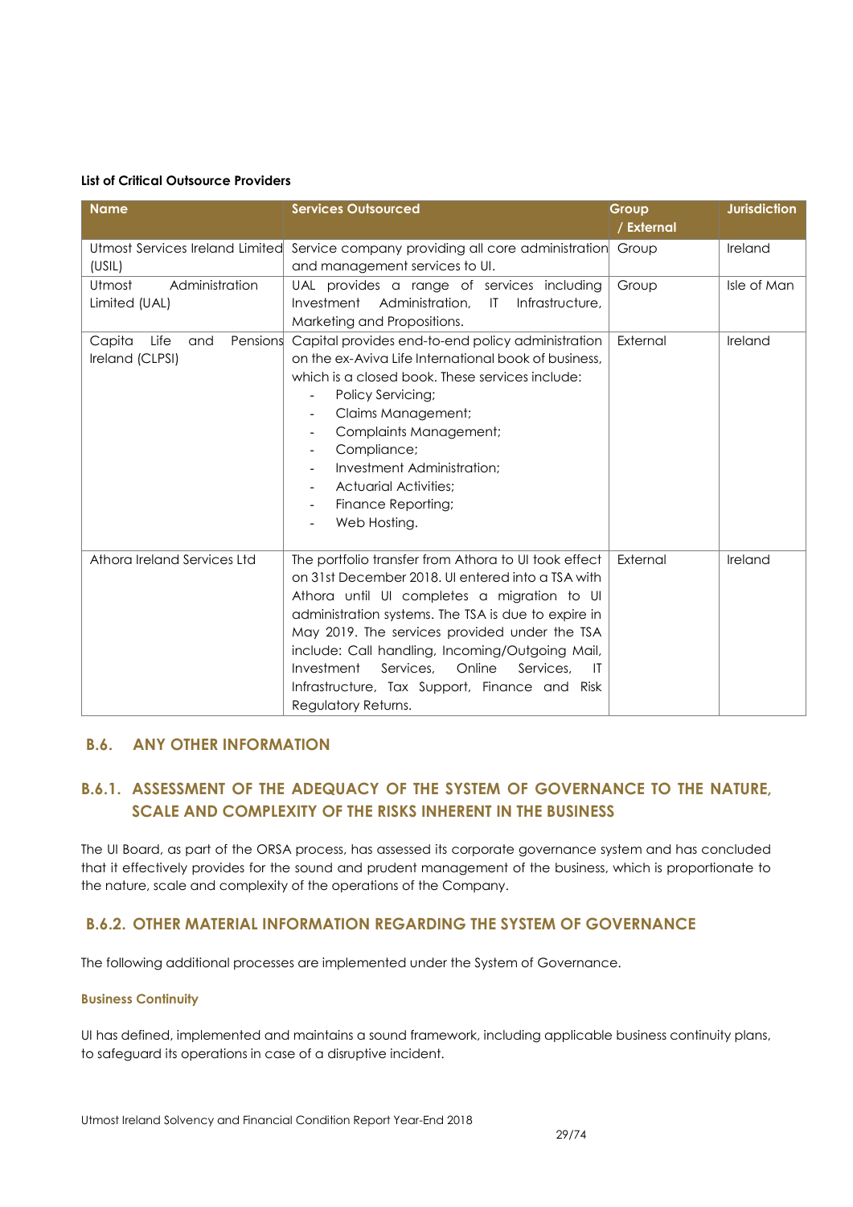**List of Critical Outsource Providers**

| Name | Services Outsourced | Group / External | Jurisdiction |
|---|---|---|---|
| Utmost Services Ireland Limited (USIL) | Service company providing all core administration and management services to UI. | Group | Ireland |
| Utmost Administration Limited (UAL) | UAL provides a range of services including Investment Administration, IT Infrastructure, Marketing and Propositions. | Group | Isle of Man |
| Capita Life and Pensions Ireland (CLPSI) | Capital provides end-to-end policy administration on the ex-Aviva Life International book of business, which is a closed book. These services include: <br>- Policy Servicing;<br>- Claims Management;<br>- Complaints Management;<br>- Compliance;<br>- Investment Administration;<br>- Actuarial Activities;<br>- Finance Reporting;<br>- Web Hosting. | External | Ireland |
| Athora Ireland Services Ltd | The portfolio transfer from Athora to UI took effect on 31st December 2018. UI entered into a TSA with Athora until UI completes a migration to UI administration systems. The TSA is due to expire in May 2019. The services provided under the TSA include: Call handling, Incoming/Outgoing Mail, Investment Services, Online Services, IT Infrastructure, Tax Support, Finance and Risk Regulatory Returns. | External | Ireland |

## B.6. ANY OTHER INFORMATION

### B.6.1. ASSESSMENT OF THE ADEQUACY OF THE SYSTEM OF GOVERNANCE TO THE NATURE, SCALE AND COMPLEXITY OF THE RISKS INHERENT IN THE BUSINESS

The UI Board, as part of the ORSA process, has assessed its corporate governance system and has concluded that it effectively provides for the sound and prudent management of the business, which is proportionate to the nature, scale and complexity of the operations of the Company.

### B.6.2. OTHER MATERIAL INFORMATION REGARDING THE SYSTEM OF GOVERNANCE

The following additional processes are implemented under the System of Governance.

#### Business Continuity

UI has defined, implemented and maintains a sound framework, including applicable business continuity plans, to safeguard its operations in case of a disruptive incident.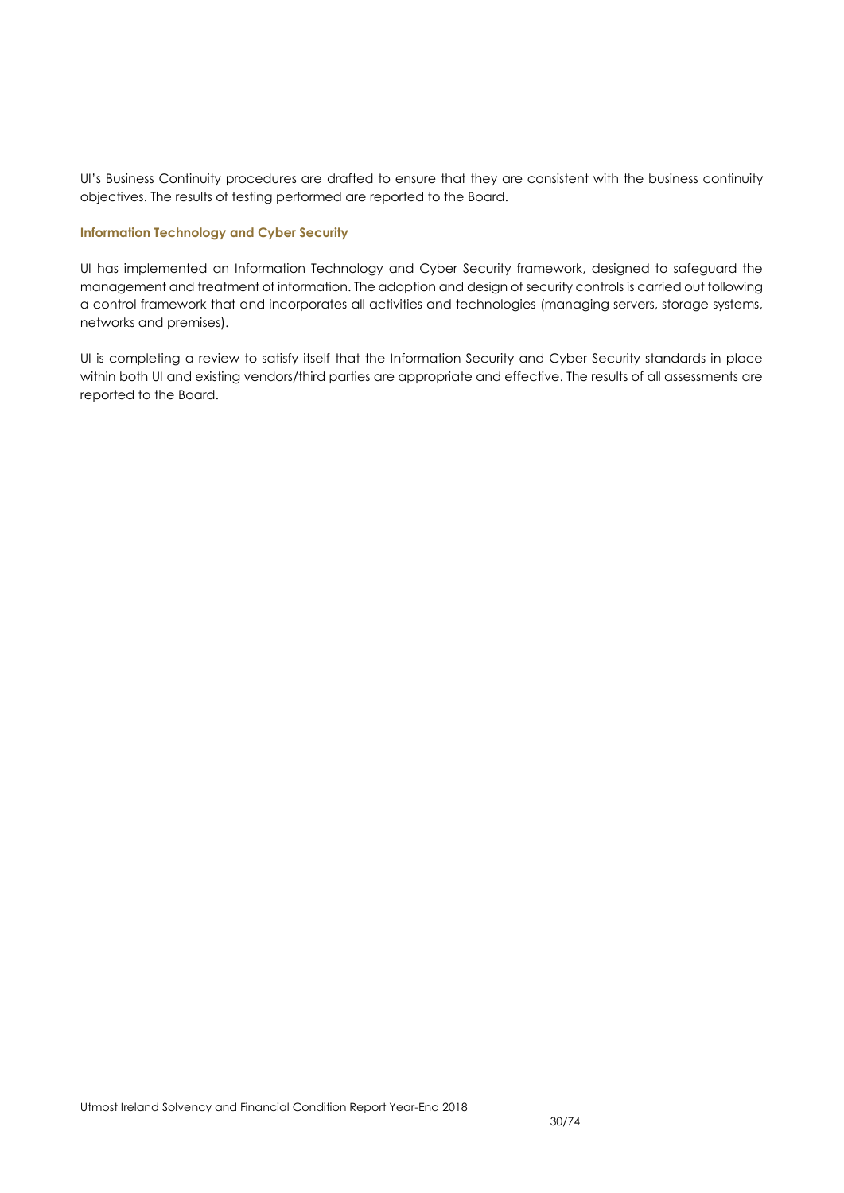UI's Business Continuity procedures are drafted to ensure that they are consistent with the business continuity objectives. The results of testing performed are reported to the Board.

**Information Technology and Cyber Security**

UI has implemented an Information Technology and Cyber Security framework, designed to safeguard the management and treatment of information. The adoption and design of security controls is carried out following a control framework that and incorporates all activities and technologies (managing servers, storage systems, networks and premises).

UI is completing a review to satisfy itself that the Information Security and Cyber Security standards in place within both UI and existing vendors/third parties are appropriate and effective. The results of all assessments are reported to the Board.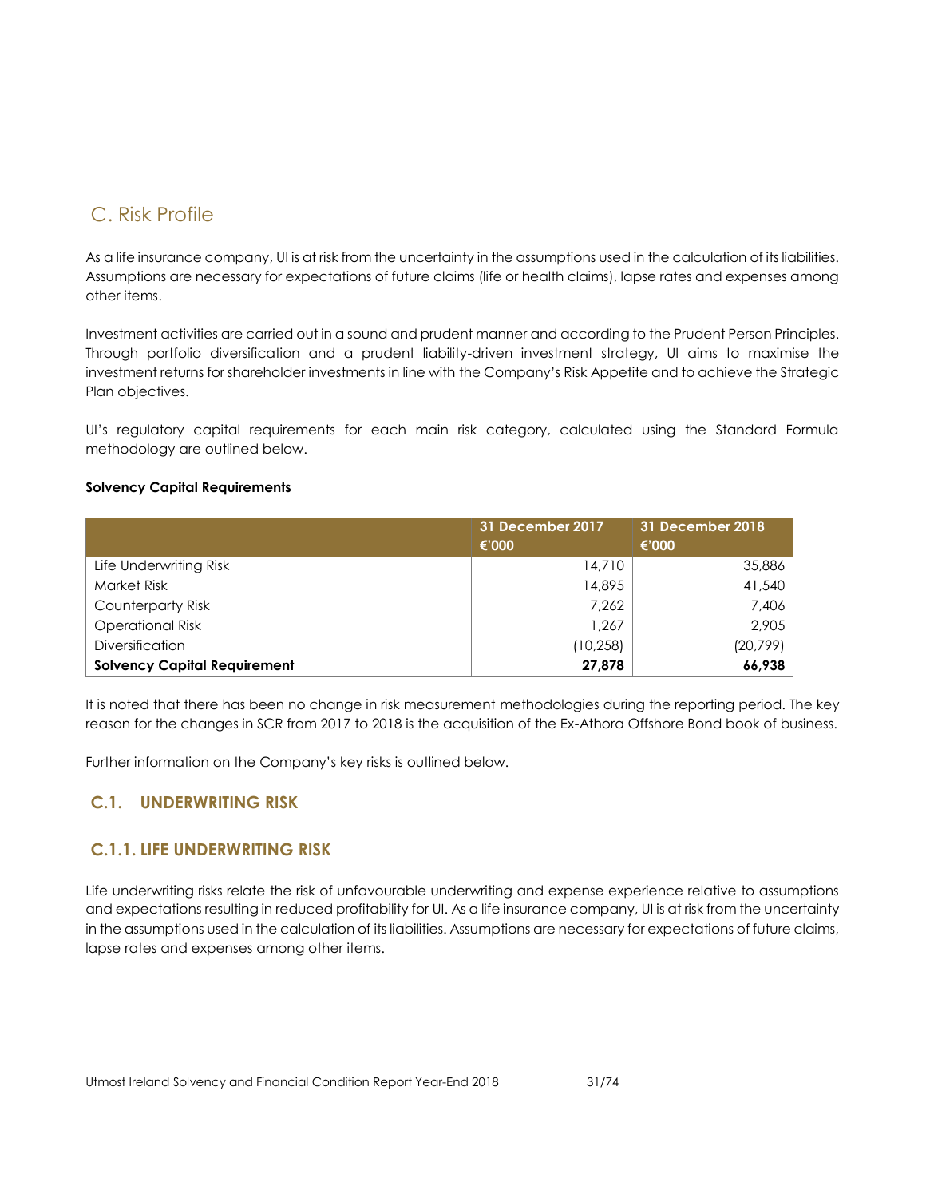# C. Risk Profile

As a life insurance company, UI is at risk from the uncertainty in the assumptions used in the calculation of its liabilities. Assumptions are necessary for expectations of future claims (life or health claims), lapse rates and expenses among other items.

Investment activities are carried out in a sound and prudent manner and according to the Prudent Person Principles. Through portfolio diversification and a prudent liability-driven investment strategy, UI aims to maximise the investment returns for shareholder investments in line with the Company's Risk Appetite and to achieve the Strategic Plan objectives.

UI's regulatory capital requirements for each main risk category, calculated using the Standard Formula methodology are outlined below.

**Solvency Capital Requirements**

| | 31 December 2017 €'000 | 31 December 2018 €'000 |
|---|---|---|
| Life Underwriting Risk | 14,710 | 35,886 |
| Market Risk | 14,895 | 41,540 |
| Counterparty Risk | 7,262 | 7,406 |
| Operational Risk | 1,267 | 2,905 |
| Diversification | (10,258) | (20,799) |
| **Solvency Capital Requirement** | **27,878** | **66,938** |

It is noted that there has been no change in risk measurement methodologies during the reporting period. The key reason for the changes in SCR from 2017 to 2018 is the acquisition of the Ex-Athora Offshore Bond book of business.

Further information on the Company's key risks is outlined below.

## C.1. UNDERWRITING RISK

### C.1.1. LIFE UNDERWRITING RISK

Life underwriting risks relate the risk of unfavourable underwriting and expense experience relative to assumptions and expectations resulting in reduced profitability for UI. As a life insurance company, UI is at risk from the uncertainty in the assumptions used in the calculation of its liabilities. Assumptions are necessary for expectations of future claims, lapse rates and expenses among other items.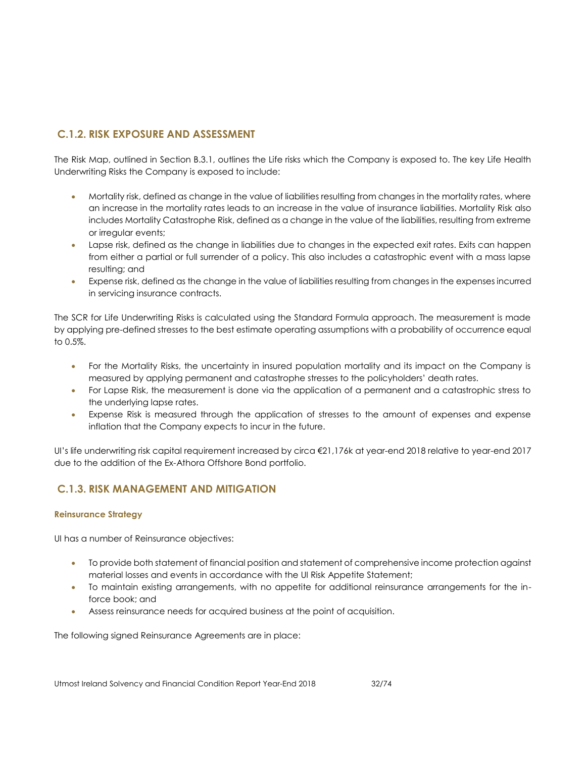## C.1.2. RISK EXPOSURE AND ASSESSMENT

The Risk Map, outlined in Section B.3.1, outlines the Life risks which the Company is exposed to. The key Life Health Underwriting Risks the Company is exposed to include:

- Mortality risk, defined as change in the value of liabilities resulting from changes in the mortality rates, where an increase in the mortality rates leads to an increase in the value of insurance liabilities. Mortality Risk also includes Mortality Catastrophe Risk, defined as a change in the value of the liabilities, resulting from extreme or irregular events;
- Lapse risk, defined as the change in liabilities due to changes in the expected exit rates. Exits can happen from either a partial or full surrender of a policy. This also includes a catastrophic event with a mass lapse resulting; and
- Expense risk, defined as the change in the value of liabilities resulting from changes in the expenses incurred in servicing insurance contracts.

The SCR for Life Underwriting Risks is calculated using the Standard Formula approach. The measurement is made by applying pre-defined stresses to the best estimate operating assumptions with a probability of occurrence equal to 0.5%.

- For the Mortality Risks, the uncertainty in insured population mortality and its impact on the Company is measured by applying permanent and catastrophe stresses to the policyholders' death rates.
- For Lapse Risk, the measurement is done via the application of a permanent and a catastrophic stress to the underlying lapse rates.
- Expense Risk is measured through the application of stresses to the amount of expenses and expense inflation that the Company expects to incur in the future.

UI's life underwriting risk capital requirement increased by circa €21,176k at year-end 2018 relative to year-end 2017 due to the addition of the Ex-Athora Offshore Bond portfolio.

## C.1.3. RISK MANAGEMENT AND MITIGATION

### Reinsurance Strategy

UI has a number of Reinsurance objectives:

- To provide both statement of financial position and statement of comprehensive income protection against material losses and events in accordance with the UI Risk Appetite Statement;
- To maintain existing arrangements, with no appetite for additional reinsurance arrangements for the in-force book; and
- Assess reinsurance needs for acquired business at the point of acquisition.

The following signed Reinsurance Agreements are in place: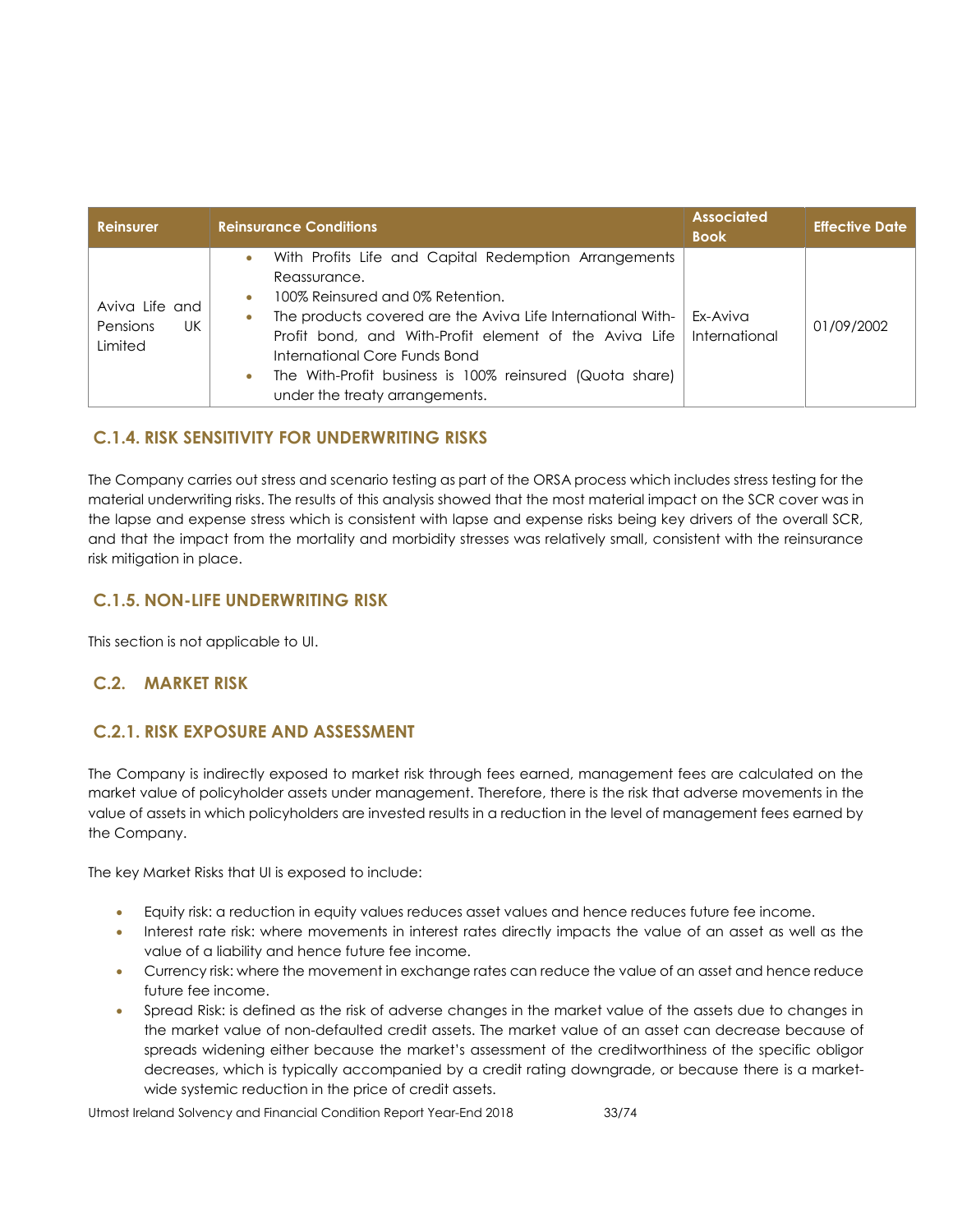| Reinsurer | Reinsurance Conditions | Associated Book | Effective Date |
|---|---|---|---|
| Aviva Life and Pensions UK Limited | • With Profits Life and Capital Redemption Arrangements Reassurance.<br>• 100% Reinsured and 0% Retention.<br>• The products covered are the Aviva Life International With-Profit bond, and With-Profit element of the Aviva Life International Core Funds Bond<br>• The With-Profit business is 100% reinsured (Quota share) under the treaty arrangements. | Ex-Aviva International | 01/09/2002 |

### C.1.4. RISK SENSITIVITY FOR UNDERWRITING RISKS

The Company carries out stress and scenario testing as part of the ORSA process which includes stress testing for the material underwriting risks. The results of this analysis showed that the most material impact on the SCR cover was in the lapse and expense stress which is consistent with lapse and expense risks being key drivers of the overall SCR, and that the impact from the mortality and morbidity stresses was relatively small, consistent with the reinsurance risk mitigation in place.

### C.1.5. NON-LIFE UNDERWRITING RISK

This section is not applicable to UI.

## C.2. MARKET RISK

### C.2.1. RISK EXPOSURE AND ASSESSMENT

The Company is indirectly exposed to market risk through fees earned, management fees are calculated on the market value of policyholder assets under management. Therefore, there is the risk that adverse movements in the value of assets in which policyholders are invested results in a reduction in the level of management fees earned by the Company.

The key Market Risks that UI is exposed to include:

- Equity risk: a reduction in equity values reduces asset values and hence reduces future fee income.
- Interest rate risk: where movements in interest rates directly impacts the value of an asset as well as the value of a liability and hence future fee income.
- Currency risk: where the movement in exchange rates can reduce the value of an asset and hence reduce future fee income.
- Spread Risk: is defined as the risk of adverse changes in the market value of the assets due to changes in the market value of non-defaulted credit assets. The market value of an asset can decrease because of spreads widening either because the market's assessment of the creditworthiness of the specific obligor decreases, which is typically accompanied by a credit rating downgrade, or because there is a market-wide systemic reduction in the price of credit assets.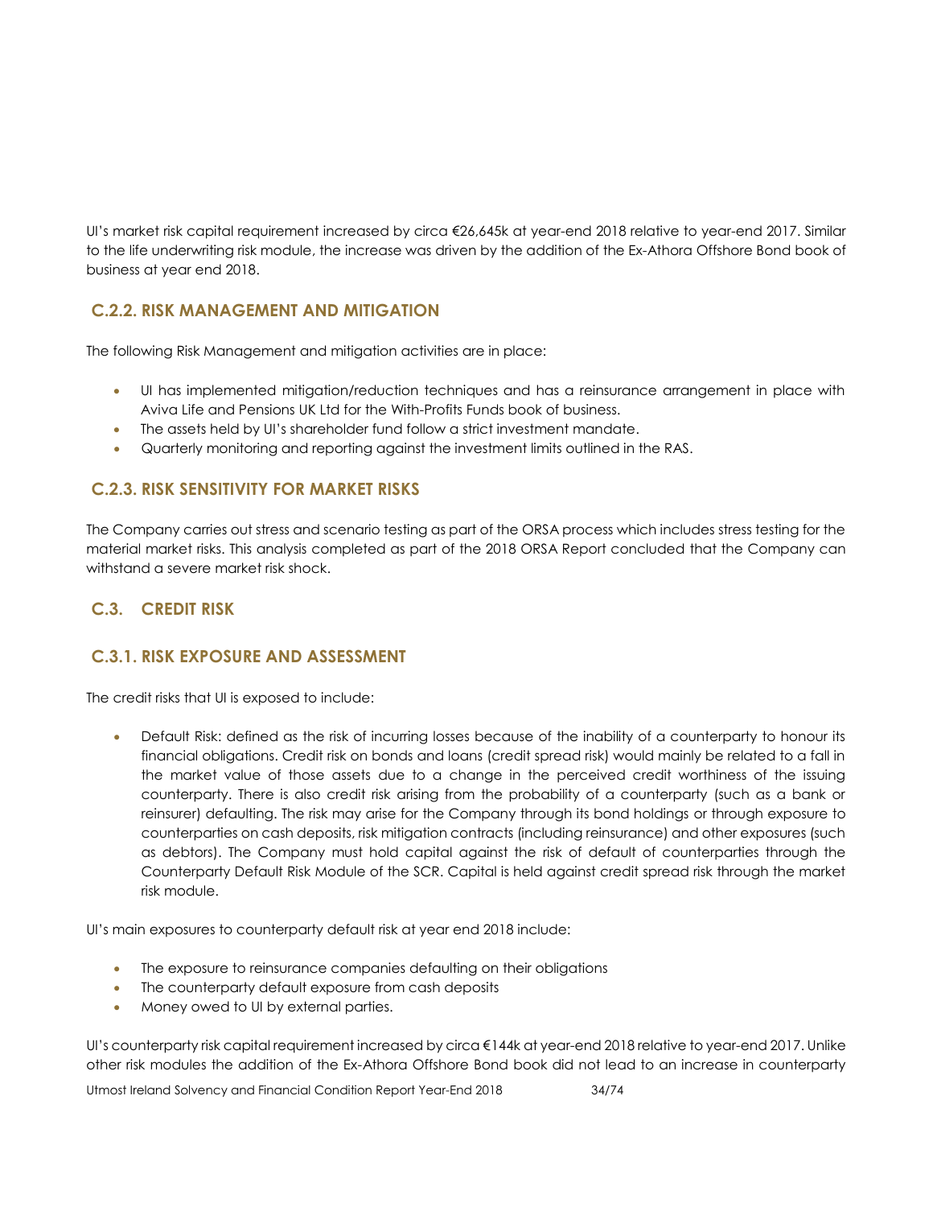UI's market risk capital requirement increased by circa €26,645k at year-end 2018 relative to year-end 2017. Similar to the life underwriting risk module, the increase was driven by the addition of the Ex-Athora Offshore Bond book of business at year end 2018.

### C.2.2. RISK MANAGEMENT AND MITIGATION

The following Risk Management and mitigation activities are in place:

- UI has implemented mitigation/reduction techniques and has a reinsurance arrangement in place with Aviva Life and Pensions UK Ltd for the With-Profits Funds book of business.
- The assets held by UI's shareholder fund follow a strict investment mandate.
- Quarterly monitoring and reporting against the investment limits outlined in the RAS.

### C.2.3. RISK SENSITIVITY FOR MARKET RISKS

The Company carries out stress and scenario testing as part of the ORSA process which includes stress testing for the material market risks. This analysis completed as part of the 2018 ORSA Report concluded that the Company can withstand a severe market risk shock.

## C.3. CREDIT RISK

### C.3.1. RISK EXPOSURE AND ASSESSMENT

The credit risks that UI is exposed to include:

- Default Risk: defined as the risk of incurring losses because of the inability of a counterparty to honour its financial obligations. Credit risk on bonds and loans (credit spread risk) would mainly be related to a fall in the market value of those assets due to a change in the perceived credit worthiness of the issuing counterparty. There is also credit risk arising from the probability of a counterparty (such as a bank or reinsurer) defaulting. The risk may arise for the Company through its bond holdings or through exposure to counterparties on cash deposits, risk mitigation contracts (including reinsurance) and other exposures (such as debtors). The Company must hold capital against the risk of default of counterparties through the Counterparty Default Risk Module of the SCR. Capital is held against credit spread risk through the market risk module.

UI's main exposures to counterparty default risk at year end 2018 include:

- The exposure to reinsurance companies defaulting on their obligations
- The counterparty default exposure from cash deposits
- Money owed to UI by external parties.

UI's counterparty risk capital requirement increased by circa €144k at year-end 2018 relative to year-end 2017. Unlike other risk modules the addition of the Ex-Athora Offshore Bond book did not lead to an increase in counterparty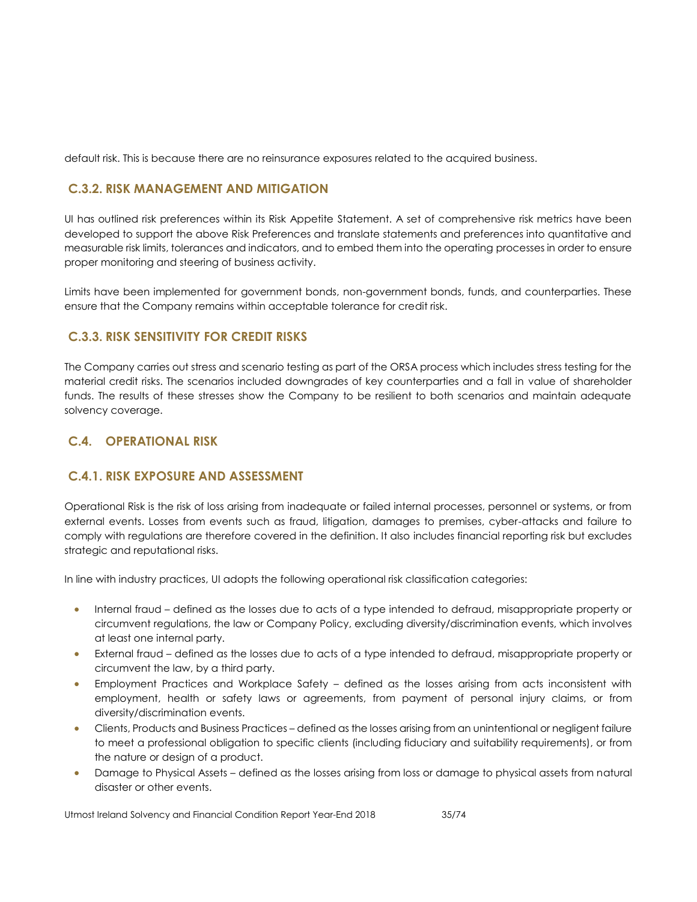default risk. This is because there are no reinsurance exposures related to the acquired business.

### C.3.2. RISK MANAGEMENT AND MITIGATION

UI has outlined risk preferences within its Risk Appetite Statement. A set of comprehensive risk metrics have been developed to support the above Risk Preferences and translate statements and preferences into quantitative and measurable risk limits, tolerances and indicators, and to embed them into the operating processes in order to ensure proper monitoring and steering of business activity.

Limits have been implemented for government bonds, non-government bonds, funds, and counterparties. These ensure that the Company remains within acceptable tolerance for credit risk.

### C.3.3. RISK SENSITIVITY FOR CREDIT RISKS

The Company carries out stress and scenario testing as part of the ORSA process which includes stress testing for the material credit risks. The scenarios included downgrades of key counterparties and a fall in value of shareholder funds. The results of these stresses show the Company to be resilient to both scenarios and maintain adequate solvency coverage.

## C.4. OPERATIONAL RISK

### C.4.1. RISK EXPOSURE AND ASSESSMENT

Operational Risk is the risk of loss arising from inadequate or failed internal processes, personnel or systems, or from external events. Losses from events such as fraud, litigation, damages to premises, cyber-attacks and failure to comply with regulations are therefore covered in the definition. It also includes financial reporting risk but excludes strategic and reputational risks.

In line with industry practices, UI adopts the following operational risk classification categories:

- Internal fraud – defined as the losses due to acts of a type intended to defraud, misappropriate property or circumvent regulations, the law or Company Policy, excluding diversity/discrimination events, which involves at least one internal party.
- External fraud – defined as the losses due to acts of a type intended to defraud, misappropriate property or circumvent the law, by a third party.
- Employment Practices and Workplace Safety – defined as the losses arising from acts inconsistent with employment, health or safety laws or agreements, from payment of personal injury claims, or from diversity/discrimination events.
- Clients, Products and Business Practices – defined as the losses arising from an unintentional or negligent failure to meet a professional obligation to specific clients (including fiduciary and suitability requirements), or from the nature or design of a product.
- Damage to Physical Assets – defined as the losses arising from loss or damage to physical assets from natural disaster or other events.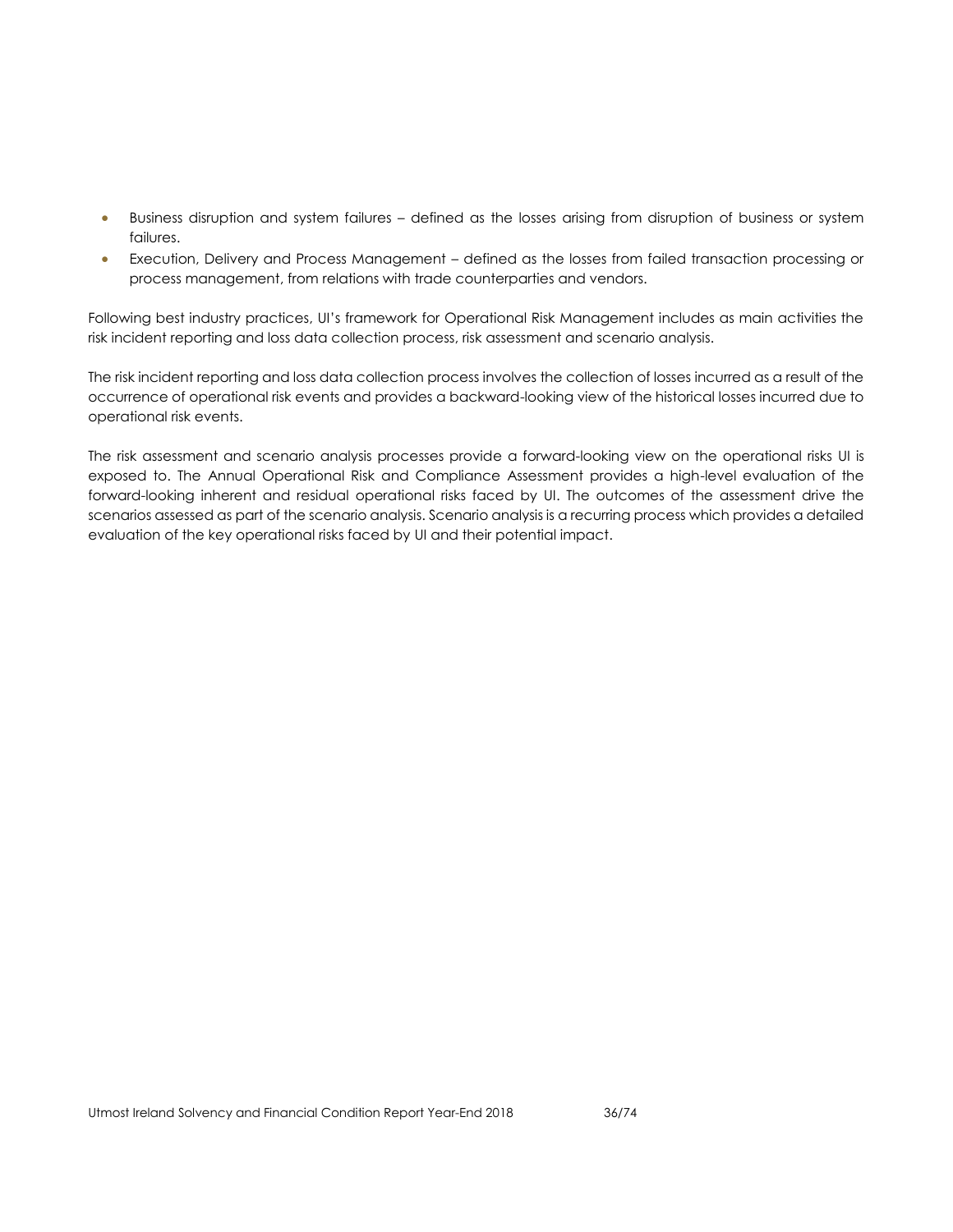- Business disruption and system failures – defined as the losses arising from disruption of business or system failures.
- Execution, Delivery and Process Management – defined as the losses from failed transaction processing or process management, from relations with trade counterparties and vendors.

Following best industry practices, UI's framework for Operational Risk Management includes as main activities the risk incident reporting and loss data collection process, risk assessment and scenario analysis.

The risk incident reporting and loss data collection process involves the collection of losses incurred as a result of the occurrence of operational risk events and provides a backward-looking view of the historical losses incurred due to operational risk events.

The risk assessment and scenario analysis processes provide a forward-looking view on the operational risks UI is exposed to. The Annual Operational Risk and Compliance Assessment provides a high-level evaluation of the forward-looking inherent and residual operational risks faced by UI. The outcomes of the assessment drive the scenarios assessed as part of the scenario analysis. Scenario analysis is a recurring process which provides a detailed evaluation of the key operational risks faced by UI and their potential impact.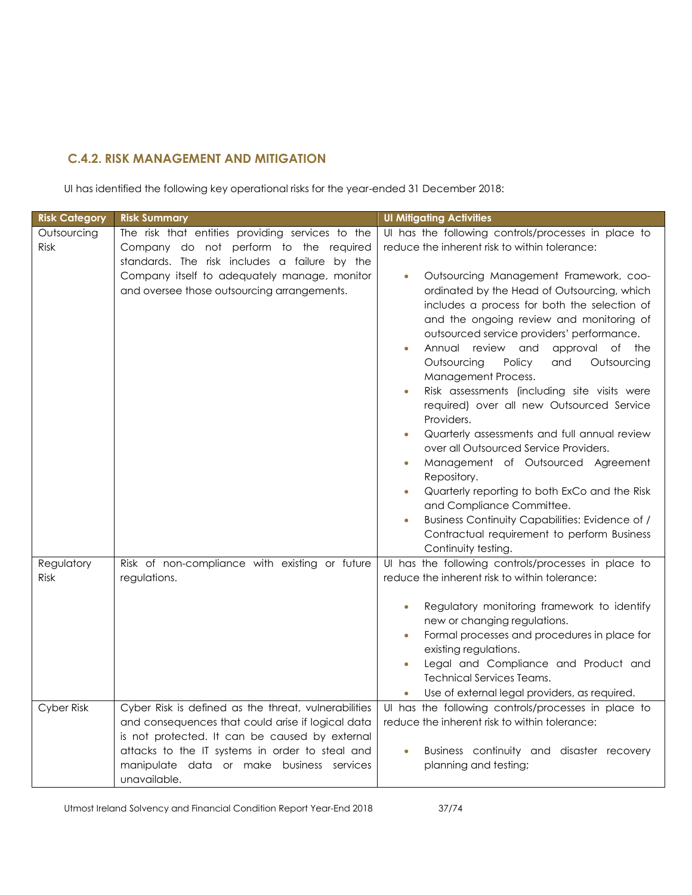### C.4.2. RISK MANAGEMENT AND MITIGATION

UI has identified the following key operational risks for the year-ended 31 December 2018:

| Risk Category | Risk Summary | UI Mitigating Activities |
|---|---|---|
| Outsourcing Risk | The risk that entities providing services to the Company do not perform to the required standards. The risk includes a failure by the Company itself to adequately manage, monitor and oversee those outsourcing arrangements. | UI has the following controls/processes in place to reduce the inherent risk to within tolerance:<br><br>• Outsourcing Management Framework, coo-ordinated by the Head of Outsourcing, which includes a process for both the selection of and the ongoing review and monitoring of outsourced service providers' performance.<br>• Annual review and approval of the Outsourcing Policy and Outsourcing Management Process.<br>• Risk assessments (including site visits were required) over all new Outsourced Service Providers.<br>• Quarterly assessments and full annual review over all Outsourced Service Providers.<br>• Management of Outsourced Agreement Repository.<br>• Quarterly reporting to both ExCo and the Risk and Compliance Committee.<br>• Business Continuity Capabilities: Evidence of / Contractual requirement to perform Business Continuity testing. |
| Regulatory Risk | Risk of non-compliance with existing or future regulations. | UI has the following controls/processes in place to reduce the inherent risk to within tolerance:<br><br>• Regulatory monitoring framework to identify new or changing regulations.<br>• Formal processes and procedures in place for existing regulations.<br>• Legal and Compliance and Product and Technical Services Teams.<br>• Use of external legal providers, as required. |
| Cyber Risk | Cyber Risk is defined as the threat, vulnerabilities and consequences that could arise if logical data is not protected. It can be caused by external attacks to the IT systems in order to steal and manipulate data or make business services unavailable. | UI has the following controls/processes in place to reduce the inherent risk to within tolerance:<br><br>• Business continuity and disaster recovery planning and testing; |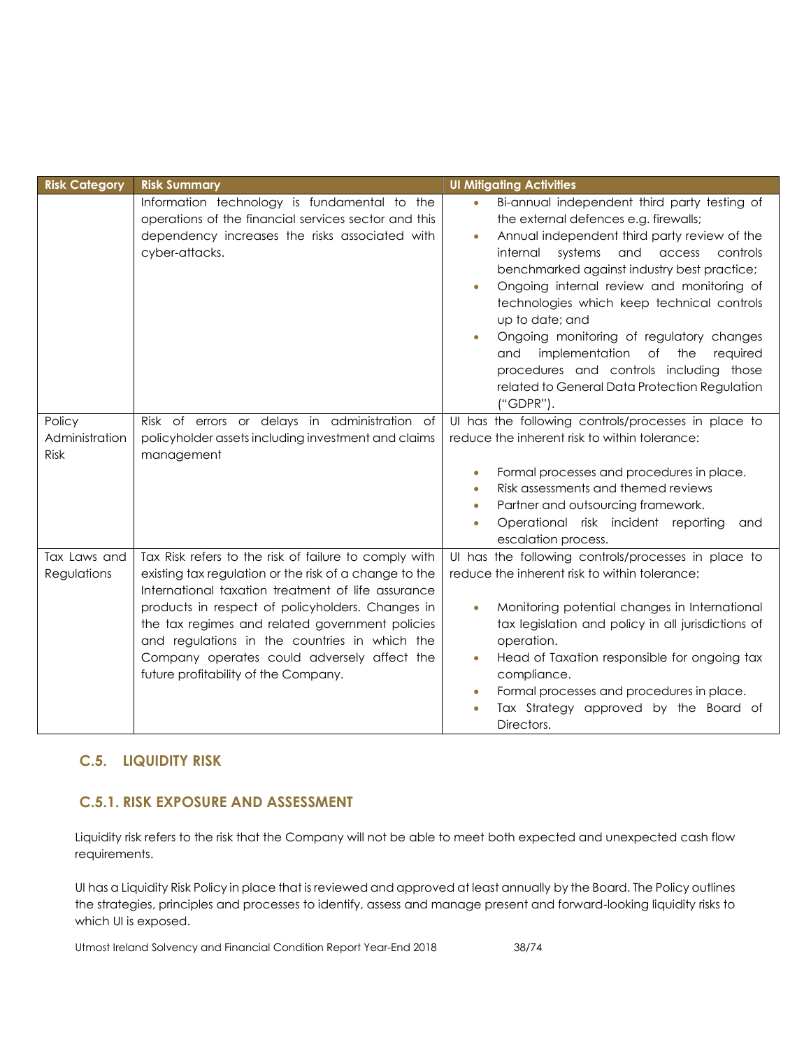| Risk Category | Risk Summary | UI Mitigating Activities |
|---|---|---|
| | Information technology is fundamental to the operations of the financial services sector and this dependency increases the risks associated with cyber-attacks. | • Bi-annual independent third party testing of the external defences e.g. firewalls;<br>• Annual independent third party review of the internal systems and access controls benchmarked against industry best practice;<br>• Ongoing internal review and monitoring of technologies which keep technical controls up to date; and<br>• Ongoing monitoring of regulatory changes and implementation of the required procedures and controls including those related to General Data Protection Regulation ("GDPR"). |
| Policy Administration Risk | Risk of errors or delays in administration of policyholder assets including investment and claims management | UI has the following controls/processes in place to reduce the inherent risk to within tolerance:<br><br>• Formal processes and procedures in place.<br>• Risk assessments and themed reviews<br>• Partner and outsourcing framework.<br>• Operational risk incident reporting and escalation process. |
| Tax Laws and Regulations | Tax Risk refers to the risk of failure to comply with existing tax regulation or the risk of a change to the International taxation treatment of life assurance products in respect of policyholders. Changes in the tax regimes and related government policies and regulations in the countries in which the Company operates could adversely affect the future profitability of the Company. | UI has the following controls/processes in place to reduce the inherent risk to within tolerance:<br><br>• Monitoring potential changes in International tax legislation and policy in all jurisdictions of operation.<br>• Head of Taxation responsible for ongoing tax compliance.<br>• Formal processes and procedures in place.<br>• Tax Strategy approved by the Board of Directors. |

## C.5. LIQUIDITY RISK

### C.5.1. RISK EXPOSURE AND ASSESSMENT

Liquidity risk refers to the risk that the Company will not be able to meet both expected and unexpected cash flow requirements.

UI has a Liquidity Risk Policy in place that is reviewed and approved at least annually by the Board. The Policy outlines the strategies, principles and processes to identify, assess and manage present and forward-looking liquidity risks to which UI is exposed.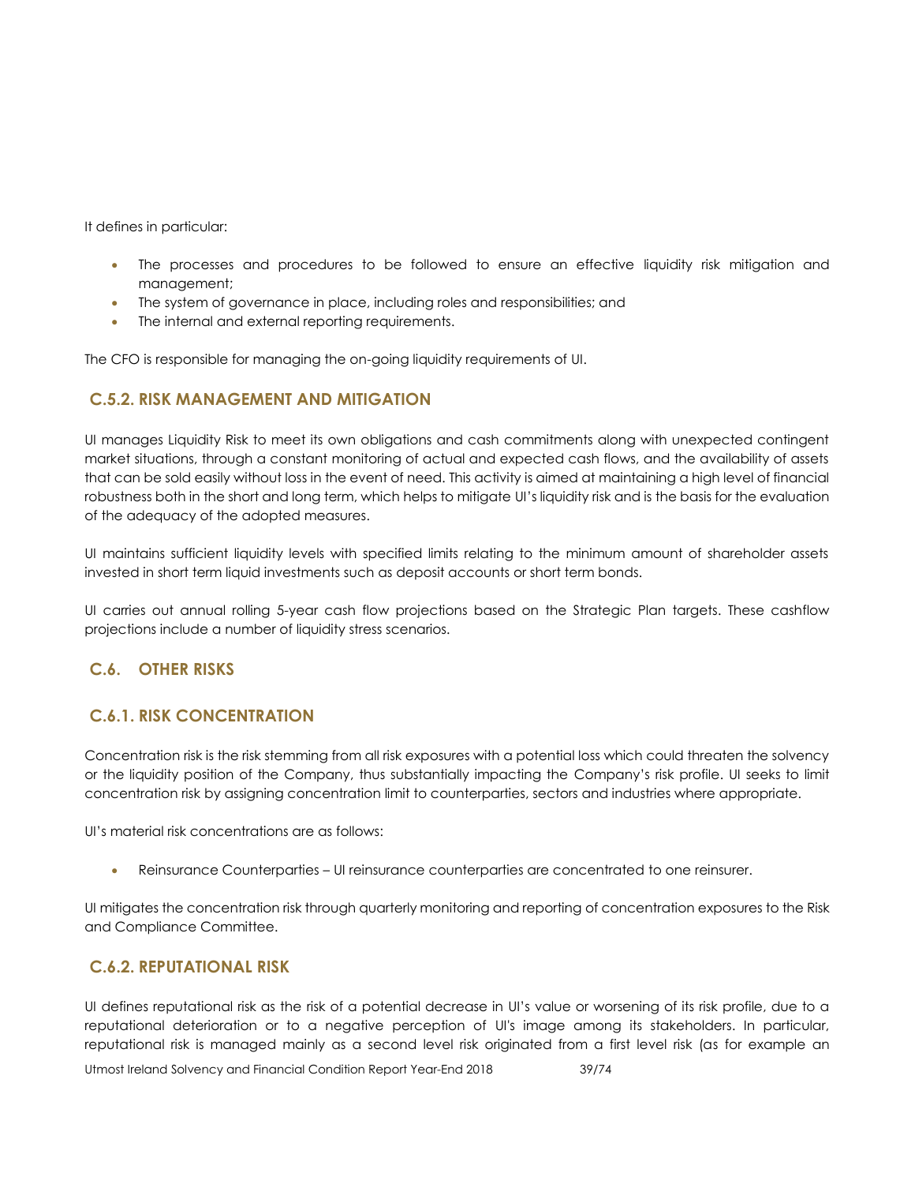It defines in particular:

- The processes and procedures to be followed to ensure an effective liquidity risk mitigation and management;
- The system of governance in place, including roles and responsibilities; and
- The internal and external reporting requirements.

The CFO is responsible for managing the on-going liquidity requirements of UI.

### C.5.2. RISK MANAGEMENT AND MITIGATION

UI manages Liquidity Risk to meet its own obligations and cash commitments along with unexpected contingent market situations, through a constant monitoring of actual and expected cash flows, and the availability of assets that can be sold easily without loss in the event of need. This activity is aimed at maintaining a high level of financial robustness both in the short and long term, which helps to mitigate UI's liquidity risk and is the basis for the evaluation of the adequacy of the adopted measures.

UI maintains sufficient liquidity levels with specified limits relating to the minimum amount of shareholder assets invested in short term liquid investments such as deposit accounts or short term bonds.

UI carries out annual rolling 5-year cash flow projections based on the Strategic Plan targets. These cashflow projections include a number of liquidity stress scenarios.

## C.6. OTHER RISKS

### C.6.1. RISK CONCENTRATION

Concentration risk is the risk stemming from all risk exposures with a potential loss which could threaten the solvency or the liquidity position of the Company, thus substantially impacting the Company's risk profile. UI seeks to limit concentration risk by assigning concentration limit to counterparties, sectors and industries where appropriate.

UI's material risk concentrations are as follows:

- Reinsurance Counterparties – UI reinsurance counterparties are concentrated to one reinsurer.

UI mitigates the concentration risk through quarterly monitoring and reporting of concentration exposures to the Risk and Compliance Committee.

### C.6.2. REPUTATIONAL RISK

UI defines reputational risk as the risk of a potential decrease in UI's value or worsening of its risk profile, due to a reputational deterioration or to a negative perception of UI's image among its stakeholders. In particular, reputational risk is managed mainly as a second level risk originated from a first level risk (as for example an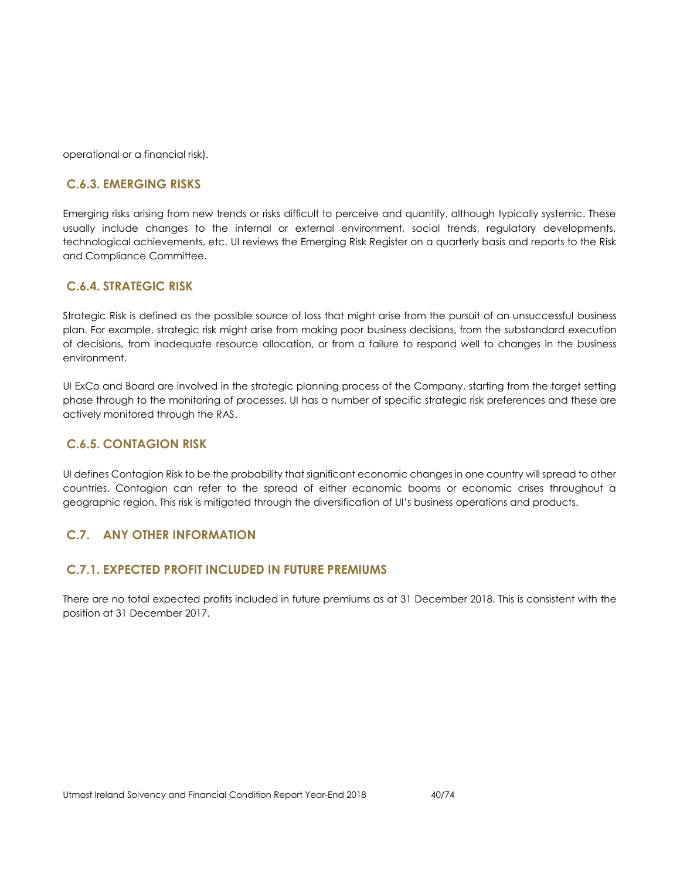operational or a financial risk).

### C.6.3. EMERGING RISKS

Emerging risks arising from new trends or risks difficult to perceive and quantify, although typically systemic. These usually include changes to the internal or external environment, social trends, regulatory developments, technological achievements, etc. UI reviews the Emerging Risk Register on a quarterly basis and reports to the Risk and Compliance Committee.

### C.6.4. STRATEGIC RISK

Strategic Risk is defined as the possible source of loss that might arise from the pursuit of an unsuccessful business plan. For example, strategic risk might arise from making poor business decisions, from the substandard execution of decisions, from inadequate resource allocation, or from a failure to respond well to changes in the business environment.

UI ExCo and Board are involved in the strategic planning process of the Company, starting from the target setting phase through to the monitoring of processes. UI has a number of specific strategic risk preferences and these are actively monitored through the RAS.

### C.6.5. CONTAGION RISK

UI defines Contagion Risk to be the probability that significant economic changes in one country will spread to other countries. Contagion can refer to the spread of either economic booms or economic crises throughout a geographic region. This risk is mitigated through the diversification of UI's business operations and products.

## C.7. ANY OTHER INFORMATION

### C.7.1. EXPECTED PROFIT INCLUDED IN FUTURE PREMIUMS

There are no total expected profits included in future premiums as at 31 December 2018. This is consistent with the position at 31 December 2017.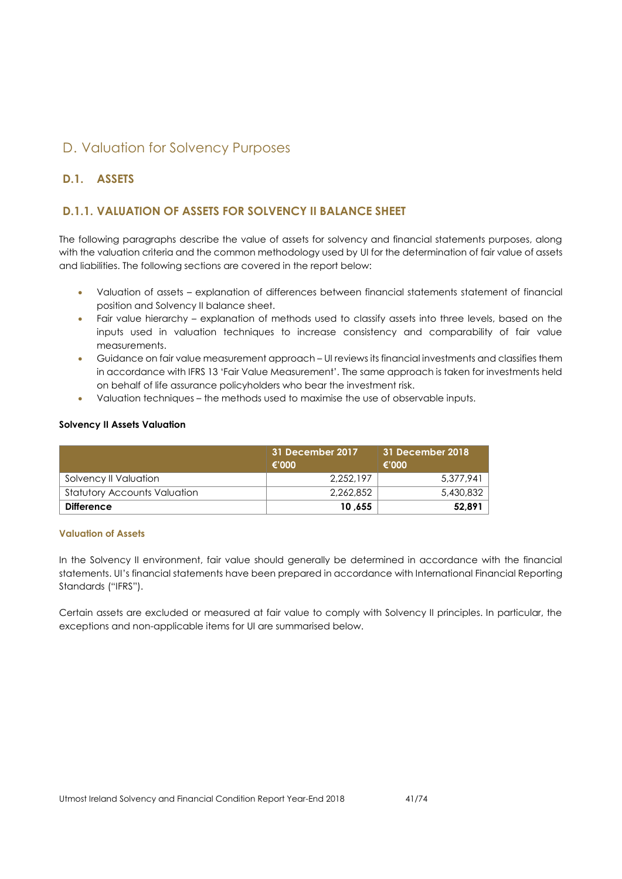# D. Valuation for Solvency Purposes

## D.1. ASSETS

### D.1.1. VALUATION OF ASSETS FOR SOLVENCY II BALANCE SHEET

The following paragraphs describe the value of assets for solvency and financial statements purposes, along with the valuation criteria and the common methodology used by UI for the determination of fair value of assets and liabilities. The following sections are covered in the report below:

- Valuation of assets – explanation of differences between financial statements statement of financial position and Solvency II balance sheet.
- Fair value hierarchy – explanation of methods used to classify assets into three levels, based on the inputs used in valuation techniques to increase consistency and comparability of fair value measurements.
- Guidance on fair value measurement approach – UI reviews its financial investments and classifies them in accordance with IFRS 13 'Fair Value Measurement'. The same approach is taken for investments held on behalf of life assurance policyholders who bear the investment risk.
- Valuation techniques – the methods used to maximise the use of observable inputs.

**Solvency II Assets Valuation**

| | 31 December 2017 €'000 | 31 December 2018 €'000 |
|---|---|---|
| Solvency II Valuation | 2,252,197 | 5,377,941 |
| Statutory Accounts Valuation | 2,262,852 | 5,430,832 |
| **Difference** | **10 ,655** | **52,891** |

**Valuation of Assets**

In the Solvency II environment, fair value should generally be determined in accordance with the financial statements. UI's financial statements have been prepared in accordance with International Financial Reporting Standards ("IFRS").

Certain assets are excluded or measured at fair value to comply with Solvency II principles. In particular, the exceptions and non-applicable items for UI are summarised below.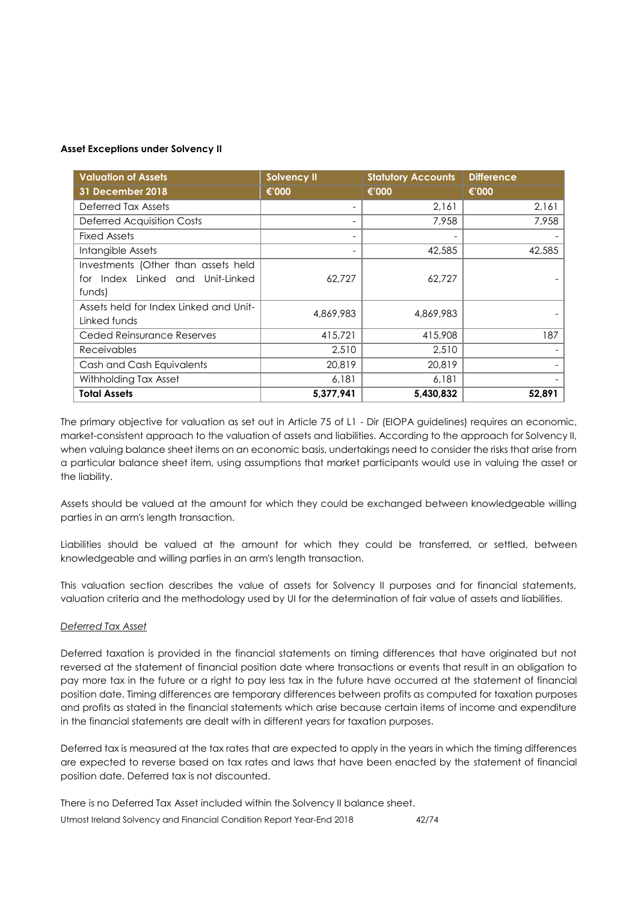**Asset Exceptions under Solvency II**

| Valuation of Assets | Solvency II | Statutory Accounts | Difference |
|---|---|---|---|
| 31 December 2018 | €'000 | €'000 | €'000 |
| Deferred Tax Assets | - | 2,161 | 2,161 |
| Deferred Acquisition Costs | - | 7,958 | 7,958 |
| Fixed Assets | - | - | - |
| Intangible Assets | - | 42,585 | 42,585 |
| Investments (Other than assets held for Index Linked and Unit-Linked funds) | 62,727 | 62,727 | - |
| Assets held for Index Linked and Unit-Linked funds | 4,869,983 | 4,869,983 | - |
| Ceded Reinsurance Reserves | 415,721 | 415,908 | 187 |
| Receivables | 2,510 | 2,510 | - |
| Cash and Cash Equivalents | 20,819 | 20,819 | - |
| Withholding Tax Asset | 6,181 | 6,181 | - |
| **Total Assets** | **5,377,941** | **5,430,832** | **52,891** |

The primary objective for valuation as set out in Article 75 of L1 - Dir (EIOPA guidelines) requires an economic, market-consistent approach to the valuation of assets and liabilities. According to the approach for Solvency II, when valuing balance sheet items on an economic basis, undertakings need to consider the risks that arise from a particular balance sheet item, using assumptions that market participants would use in valuing the asset or the liability.

Assets should be valued at the amount for which they could be exchanged between knowledgeable willing parties in an arm's length transaction.

Liabilities should be valued at the amount for which they could be transferred, or settled, between knowledgeable and willing parties in an arm's length transaction.

This valuation section describes the value of assets for Solvency II purposes and for financial statements, valuation criteria and the methodology used by UI for the determination of fair value of assets and liabilities.

*Deferred Tax Asset*

Deferred taxation is provided in the financial statements on timing differences that have originated but not reversed at the statement of financial position date where transactions or events that result in an obligation to pay more tax in the future or a right to pay less tax in the future have occurred at the statement of financial position date. Timing differences are temporary differences between profits as computed for taxation purposes and profits as stated in the financial statements which arise because certain items of income and expenditure in the financial statements are dealt with in different years for taxation purposes.

Deferred tax is measured at the tax rates that are expected to apply in the years in which the timing differences are expected to reverse based on tax rates and laws that have been enacted by the statement of financial position date. Deferred tax is not discounted.

There is no Deferred Tax Asset included within the Solvency II balance sheet.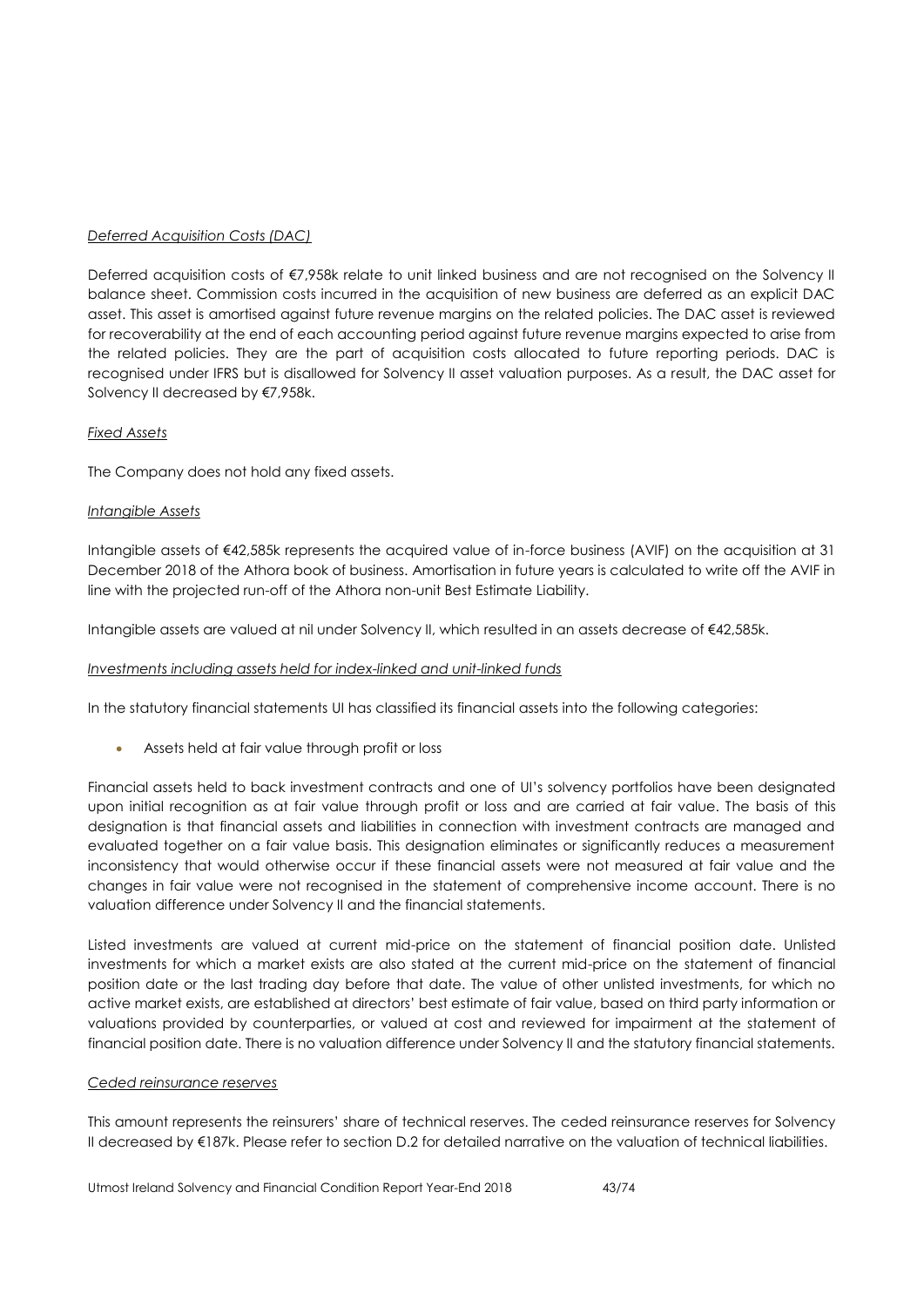*Deferred Acquisition Costs (DAC)*

Deferred acquisition costs of €7,958k relate to unit linked business and are not recognised on the Solvency II balance sheet. Commission costs incurred in the acquisition of new business are deferred as an explicit DAC asset. This asset is amortised against future revenue margins on the related policies. The DAC asset is reviewed for recoverability at the end of each accounting period against future revenue margins expected to arise from the related policies. They are the part of acquisition costs allocated to future reporting periods. DAC is recognised under IFRS but is disallowed for Solvency II asset valuation purposes. As a result, the DAC asset for Solvency II decreased by €7,958k.

*Fixed Assets*

The Company does not hold any fixed assets.

*Intangible Assets*

Intangible assets of €42,585k represents the acquired value of in-force business (AVIF) on the acquisition at 31 December 2018 of the Athora book of business. Amortisation in future years is calculated to write off the AVIF in line with the projected run-off of the Athora non-unit Best Estimate Liability.

Intangible assets are valued at nil under Solvency II, which resulted in an assets decrease of €42,585k.

*Investments including assets held for index-linked and unit-linked funds*

In the statutory financial statements UI has classified its financial assets into the following categories:

- Assets held at fair value through profit or loss

Financial assets held to back investment contracts and one of UI's solvency portfolios have been designated upon initial recognition as at fair value through profit or loss and are carried at fair value. The basis of this designation is that financial assets and liabilities in connection with investment contracts are managed and evaluated together on a fair value basis. This designation eliminates or significantly reduces a measurement inconsistency that would otherwise occur if these financial assets were not measured at fair value and the changes in fair value were not recognised in the statement of comprehensive income account. There is no valuation difference under Solvency II and the financial statements.

Listed investments are valued at current mid-price on the statement of financial position date. Unlisted investments for which a market exists are also stated at the current mid-price on the statement of financial position date or the last trading day before that date. The value of other unlisted investments, for which no active market exists, are established at directors' best estimate of fair value, based on third party information or valuations provided by counterparties, or valued at cost and reviewed for impairment at the statement of financial position date. There is no valuation difference under Solvency II and the statutory financial statements.

*Ceded reinsurance reserves*

This amount represents the reinsurers' share of technical reserves. The ceded reinsurance reserves for Solvency II decreased by €187k. Please refer to section D.2 for detailed narrative on the valuation of technical liabilities.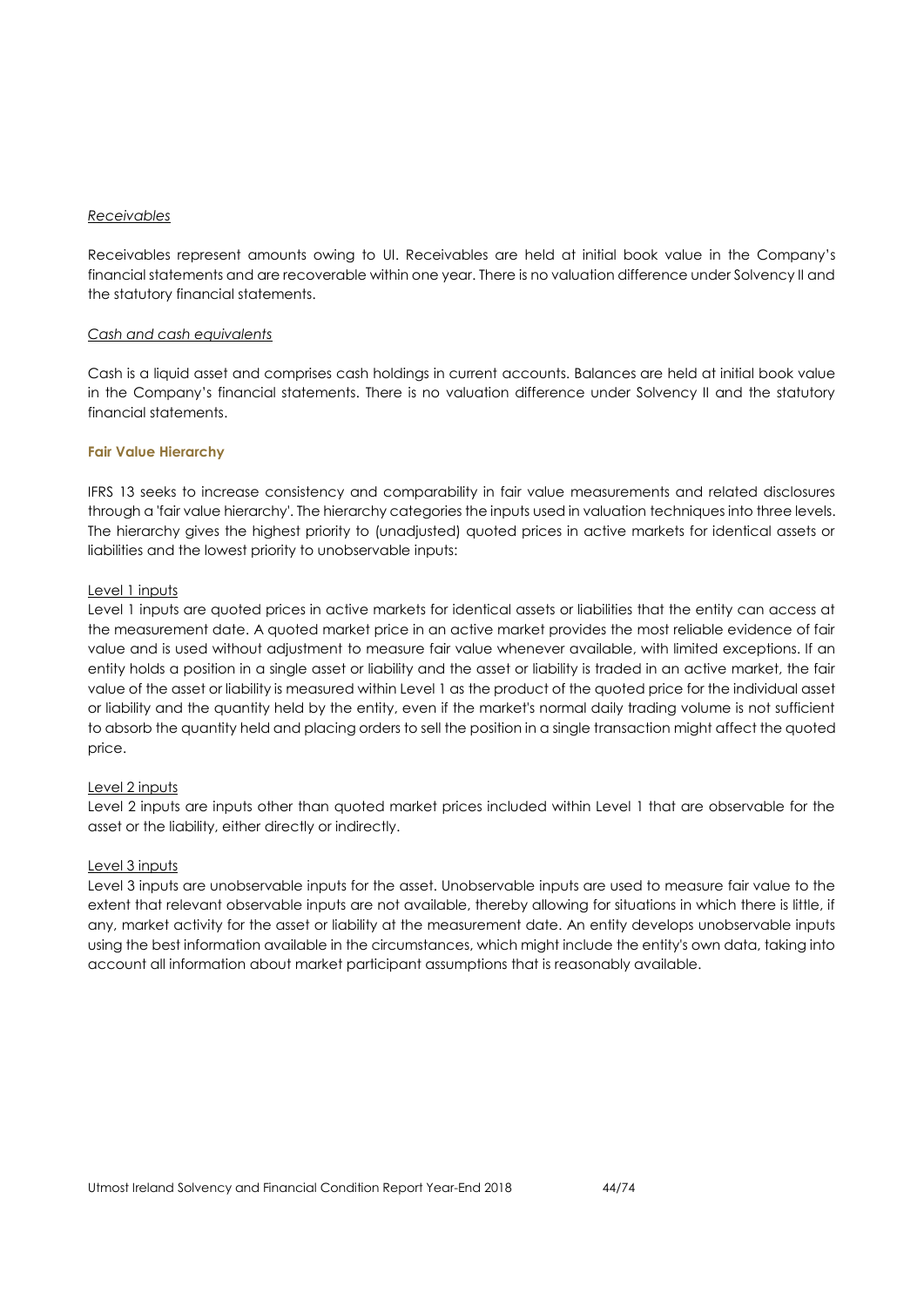*Receivables*

Receivables represent amounts owing to UI. Receivables are held at initial book value in the Company's financial statements and are recoverable within one year. There is no valuation difference under Solvency II and the statutory financial statements.

*Cash and cash equivalents*

Cash is a liquid asset and comprises cash holdings in current accounts. Balances are held at initial book value in the Company's financial statements. There is no valuation difference under Solvency II and the statutory financial statements.

**Fair Value Hierarchy**

IFRS 13 seeks to increase consistency and comparability in fair value measurements and related disclosures through a 'fair value hierarchy'. The hierarchy categories the inputs used in valuation techniques into three levels. The hierarchy gives the highest priority to (unadjusted) quoted prices in active markets for identical assets or liabilities and the lowest priority to unobservable inputs:

Level 1 inputs

Level 1 inputs are quoted prices in active markets for identical assets or liabilities that the entity can access at the measurement date. A quoted market price in an active market provides the most reliable evidence of fair value and is used without adjustment to measure fair value whenever available, with limited exceptions. If an entity holds a position in a single asset or liability and the asset or liability is traded in an active market, the fair value of the asset or liability is measured within Level 1 as the product of the quoted price for the individual asset or liability and the quantity held by the entity, even if the market's normal daily trading volume is not sufficient to absorb the quantity held and placing orders to sell the position in a single transaction might affect the quoted price.

Level 2 inputs

Level 2 inputs are inputs other than quoted market prices included within Level 1 that are observable for the asset or the liability, either directly or indirectly.

Level 3 inputs

Level 3 inputs are unobservable inputs for the asset. Unobservable inputs are used to measure fair value to the extent that relevant observable inputs are not available, thereby allowing for situations in which there is little, if any, market activity for the asset or liability at the measurement date. An entity develops unobservable inputs using the best information available in the circumstances, which might include the entity's own data, taking into account all information about market participant assumptions that is reasonably available.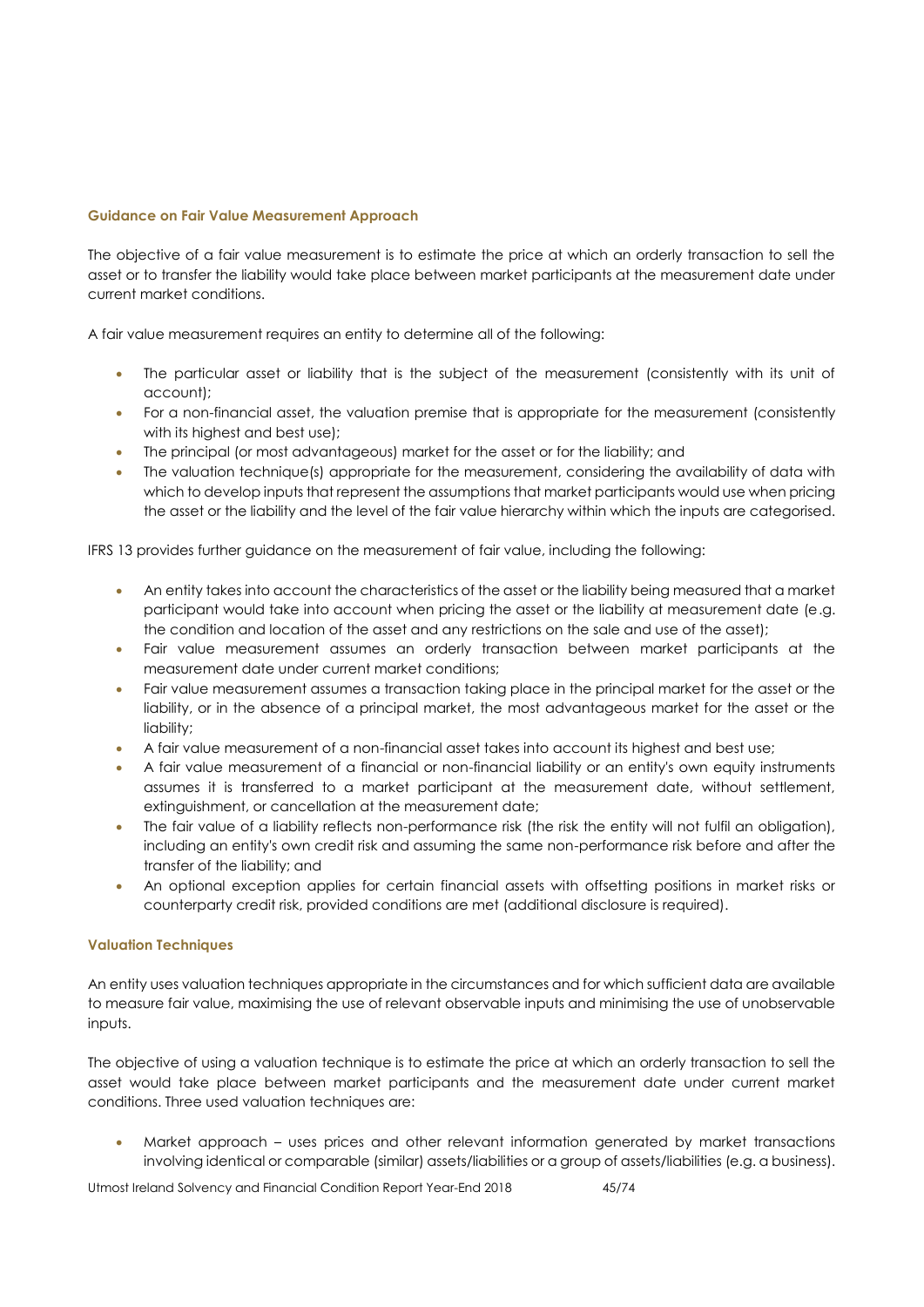### Guidance on Fair Value Measurement Approach

The objective of a fair value measurement is to estimate the price at which an orderly transaction to sell the asset or to transfer the liability would take place between market participants at the measurement date under current market conditions.

A fair value measurement requires an entity to determine all of the following:

- The particular asset or liability that is the subject of the measurement (consistently with its unit of account);
- For a non-financial asset, the valuation premise that is appropriate for the measurement (consistently with its highest and best use);
- The principal (or most advantageous) market for the asset or for the liability; and
- The valuation technique(s) appropriate for the measurement, considering the availability of data with which to develop inputs that represent the assumptions that market participants would use when pricing the asset or the liability and the level of the fair value hierarchy within which the inputs are categorised.

IFRS 13 provides further guidance on the measurement of fair value, including the following:

- An entity takes into account the characteristics of the asset or the liability being measured that a market participant would take into account when pricing the asset or the liability at measurement date (e.g. the condition and location of the asset and any restrictions on the sale and use of the asset);
- Fair value measurement assumes an orderly transaction between market participants at the measurement date under current market conditions;
- Fair value measurement assumes a transaction taking place in the principal market for the asset or the liability, or in the absence of a principal market, the most advantageous market for the asset or the liability;
- A fair value measurement of a non-financial asset takes into account its highest and best use;
- A fair value measurement of a financial or non-financial liability or an entity's own equity instruments assumes it is transferred to a market participant at the measurement date, without settlement, extinguishment, or cancellation at the measurement date;
- The fair value of a liability reflects non-performance risk (the risk the entity will not fulfil an obligation), including an entity's own credit risk and assuming the same non-performance risk before and after the transfer of the liability; and
- An optional exception applies for certain financial assets with offsetting positions in market risks or counterparty credit risk, provided conditions are met (additional disclosure is required).

### Valuation Techniques

An entity uses valuation techniques appropriate in the circumstances and for which sufficient data are available to measure fair value, maximising the use of relevant observable inputs and minimising the use of unobservable inputs.

The objective of using a valuation technique is to estimate the price at which an orderly transaction to sell the asset would take place between market participants and the measurement date under current market conditions. Three used valuation techniques are:

- Market approach – uses prices and other relevant information generated by market transactions involving identical or comparable (similar) assets/liabilities or a group of assets/liabilities (e.g. a business).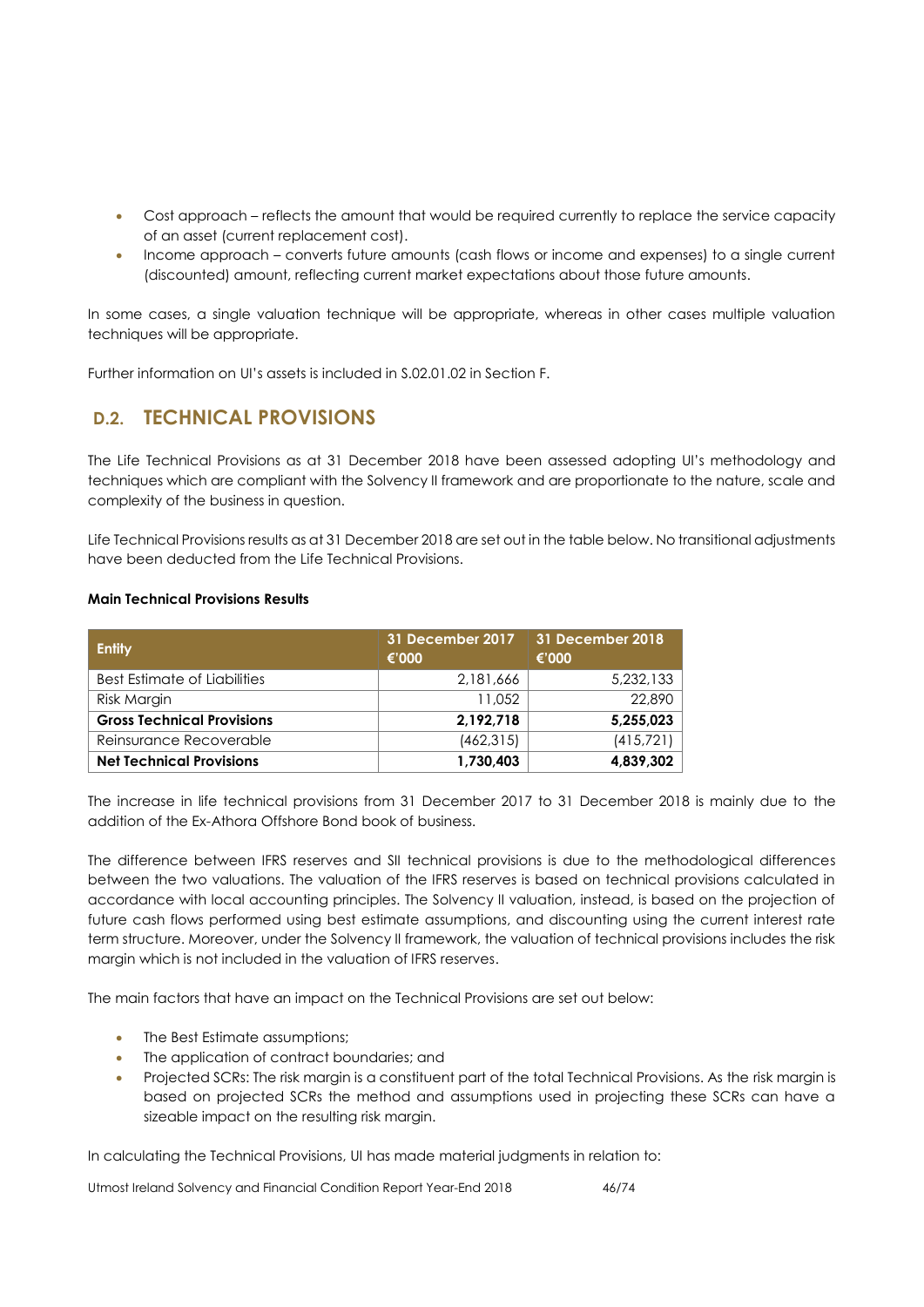- Cost approach – reflects the amount that would be required currently to replace the service capacity of an asset (current replacement cost).
- Income approach – converts future amounts (cash flows or income and expenses) to a single current (discounted) amount, reflecting current market expectations about those future amounts.

In some cases, a single valuation technique will be appropriate, whereas in other cases multiple valuation techniques will be appropriate.

Further information on UI's assets is included in S.02.01.02 in Section F.

## D.2. TECHNICAL PROVISIONS

The Life Technical Provisions as at 31 December 2018 have been assessed adopting UI's methodology and techniques which are compliant with the Solvency II framework and are proportionate to the nature, scale and complexity of the business in question.

Life Technical Provisions results as at 31 December 2018 are set out in the table below. No transitional adjustments have been deducted from the Life Technical Provisions.

**Main Technical Provisions Results**

| Entity | 31 December 2017 €'000 | 31 December 2018 €'000 |
|---|---|---|
| Best Estimate of Liabilities | 2,181,666 | 5,232,133 |
| Risk Margin | 11,052 | 22,890 |
| **Gross Technical Provisions** | **2,192,718** | **5,255,023** |
| Reinsurance Recoverable | (462,315) | (415,721) |
| **Net Technical Provisions** | **1,730,403** | **4,839,302** |

The increase in life technical provisions from 31 December 2017 to 31 December 2018 is mainly due to the addition of the Ex-Athora Offshore Bond book of business.

The difference between IFRS reserves and SII technical provisions is due to the methodological differences between the two valuations. The valuation of the IFRS reserves is based on technical provisions calculated in accordance with local accounting principles. The Solvency II valuation, instead, is based on the projection of future cash flows performed using best estimate assumptions, and discounting using the current interest rate term structure. Moreover, under the Solvency II framework, the valuation of technical provisions includes the risk margin which is not included in the valuation of IFRS reserves.

The main factors that have an impact on the Technical Provisions are set out below:

- The Best Estimate assumptions;
- The application of contract boundaries; and
- Projected SCRs: The risk margin is a constituent part of the total Technical Provisions. As the risk margin is based on projected SCRs the method and assumptions used in projecting these SCRs can have a sizeable impact on the resulting risk margin.

In calculating the Technical Provisions, UI has made material judgments in relation to: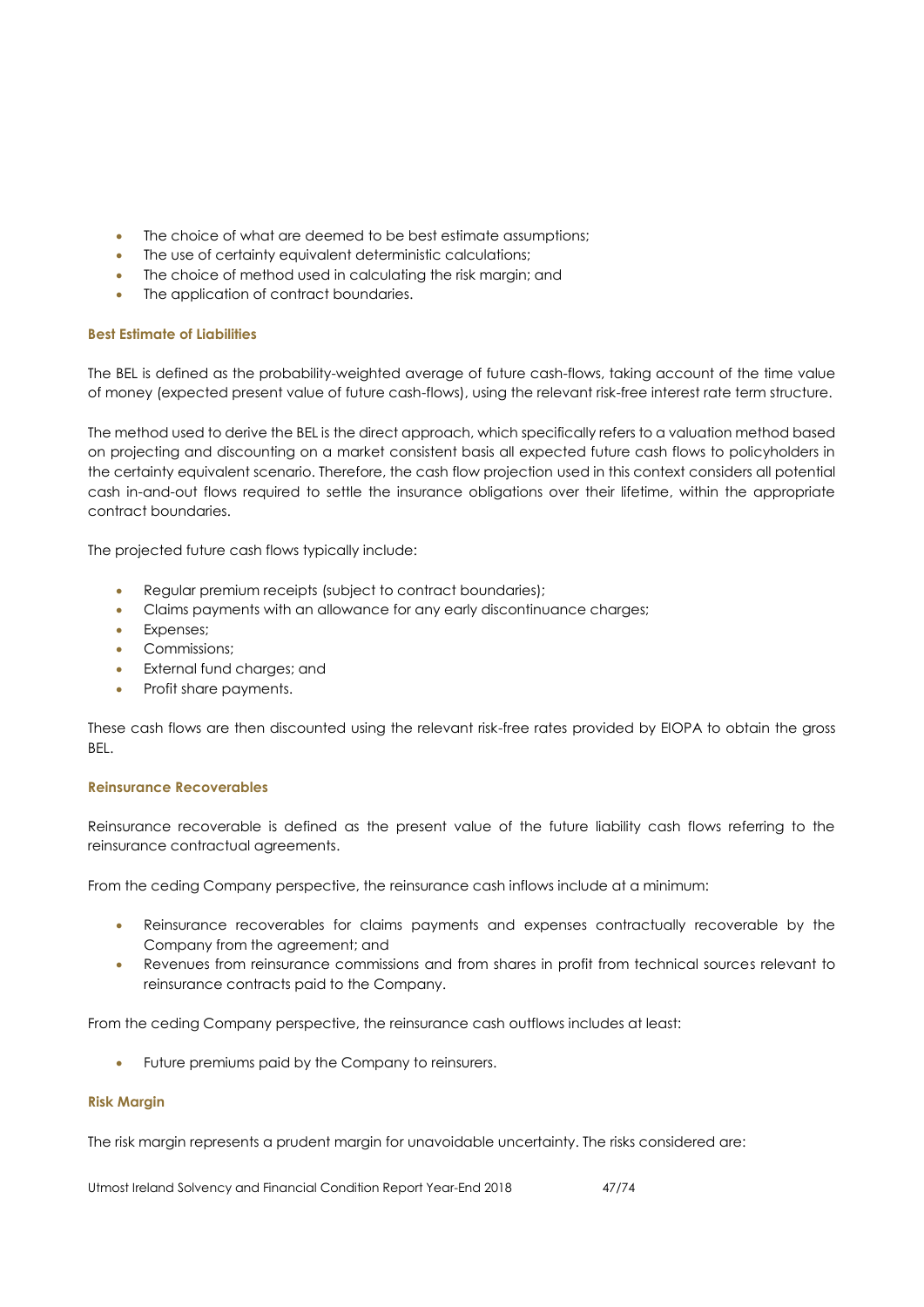- The choice of what are deemed to be best estimate assumptions;
- The use of certainty equivalent deterministic calculations;
- The choice of method used in calculating the risk margin; and
- The application of contract boundaries.

### Best Estimate of Liabilities

The BEL is defined as the probability-weighted average of future cash-flows, taking account of the time value of money (expected present value of future cash-flows), using the relevant risk-free interest rate term structure.

The method used to derive the BEL is the direct approach, which specifically refers to a valuation method based on projecting and discounting on a market consistent basis all expected future cash flows to policyholders in the certainty equivalent scenario. Therefore, the cash flow projection used in this context considers all potential cash in-and-out flows required to settle the insurance obligations over their lifetime, within the appropriate contract boundaries.

The projected future cash flows typically include:

- Regular premium receipts (subject to contract boundaries);
- Claims payments with an allowance for any early discontinuance charges;
- Expenses;
- Commissions;
- External fund charges; and
- Profit share payments.

These cash flows are then discounted using the relevant risk-free rates provided by EIOPA to obtain the gross BEL.

### Reinsurance Recoverables

Reinsurance recoverable is defined as the present value of the future liability cash flows referring to the reinsurance contractual agreements.

From the ceding Company perspective, the reinsurance cash inflows include at a minimum:

- Reinsurance recoverables for claims payments and expenses contractually recoverable by the Company from the agreement; and
- Revenues from reinsurance commissions and from shares in profit from technical sources relevant to reinsurance contracts paid to the Company.

From the ceding Company perspective, the reinsurance cash outflows includes at least:

- Future premiums paid by the Company to reinsurers.

### Risk Margin

The risk margin represents a prudent margin for unavoidable uncertainty. The risks considered are: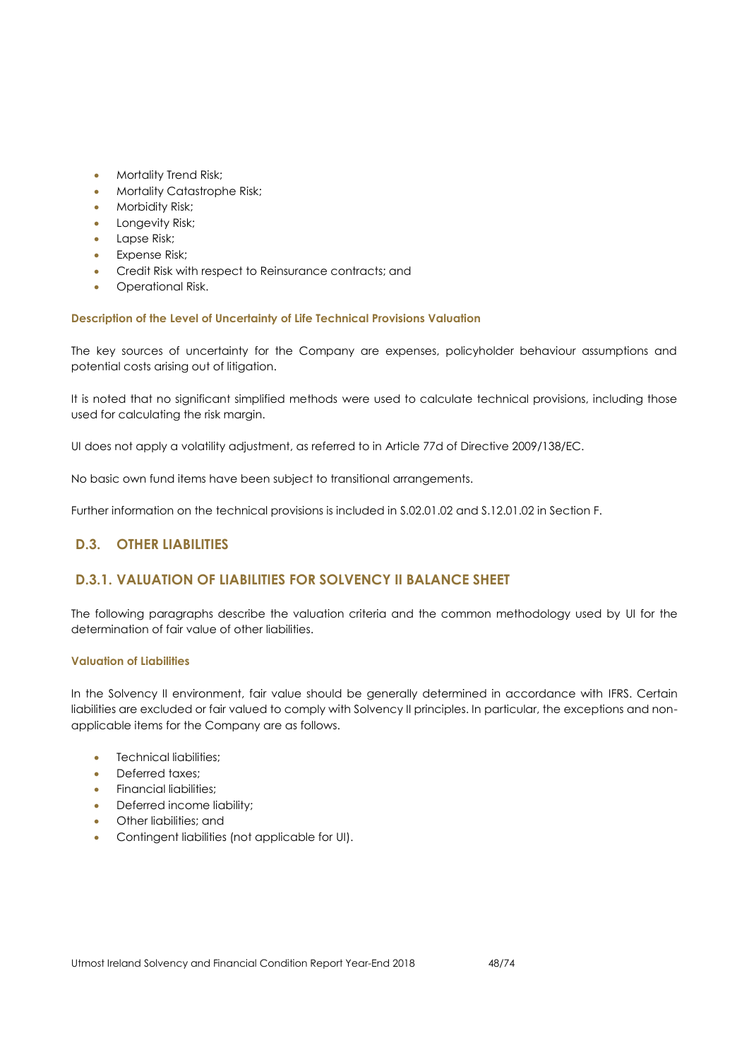- Mortality Trend Risk;
- Mortality Catastrophe Risk;
- Morbidity Risk;
- Longevity Risk;
- Lapse Risk;
- Expense Risk;
- Credit Risk with respect to Reinsurance contracts; and
- Operational Risk.

#### Description of the Level of Uncertainty of Life Technical Provisions Valuation

The key sources of uncertainty for the Company are expenses, policyholder behaviour assumptions and potential costs arising out of litigation.

It is noted that no significant simplified methods were used to calculate technical provisions, including those used for calculating the risk margin.

UI does not apply a volatility adjustment, as referred to in Article 77d of Directive 2009/138/EC.

No basic own fund items have been subject to transitional arrangements.

Further information on the technical provisions is included in S.02.01.02 and S.12.01.02 in Section F.

## D.3. OTHER LIABILITIES

## D.3.1. VALUATION OF LIABILITIES FOR SOLVENCY II BALANCE SHEET

The following paragraphs describe the valuation criteria and the common methodology used by UI for the determination of fair value of other liabilities.

#### Valuation of Liabilities

In the Solvency II environment, fair value should be generally determined in accordance with IFRS. Certain liabilities are excluded or fair valued to comply with Solvency II principles. In particular, the exceptions and non-applicable items for the Company are as follows.

- Technical liabilities;
- Deferred taxes;
- Financial liabilities;
- Deferred income liability;
- Other liabilities; and
- Contingent liabilities (not applicable for UI).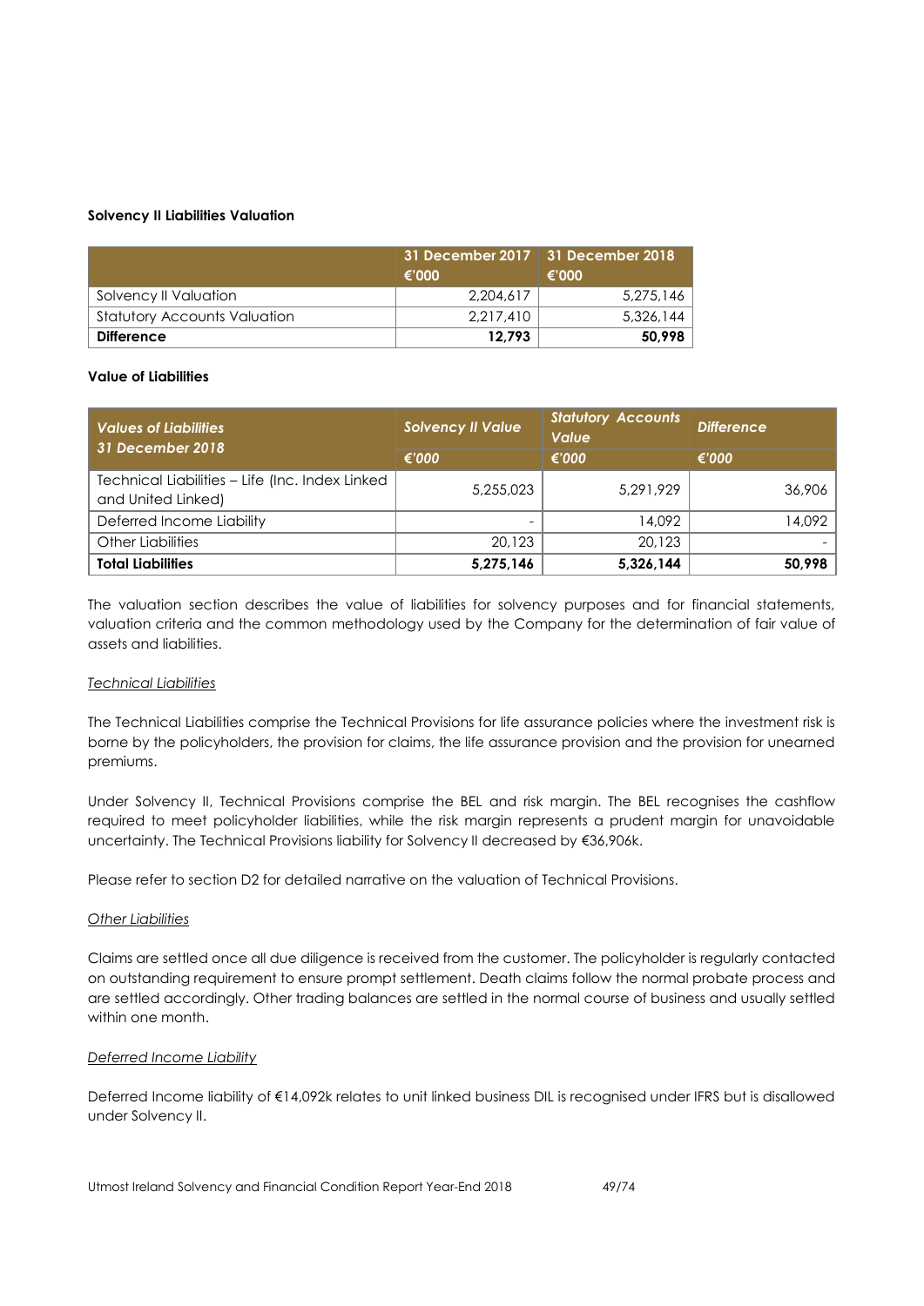**Solvency II Liabilities Valuation**

| | 31 December 2017<br>€'000 | 31 December 2018<br>€'000 |
|---|---|---|
| Solvency II Valuation | 2,204,617 | 5,275,146 |
| Statutory Accounts Valuation | 2,217,410 | 5,326,144 |
| **Difference** | **12,793** | **50,998** |

**Value of Liabilities**

| *Values of Liabilities 31 December 2018* | *Solvency II Value* | *Statutory Accounts Value* | *Difference* |
|---|---|---|---|
| | *€'000* | *€'000* | *€'000* |
| Technical Liabilities – Life (Inc. Index Linked and United Linked) | 5,255,023 | 5,291,929 | 36,906 |
| Deferred Income Liability | - | 14,092 | 14,092 |
| Other Liabilities | 20,123 | 20,123 | - |
| **Total Liabilities** | **5,275,146** | **5,326,144** | **50,998** |

The valuation section describes the value of liabilities for solvency purposes and for financial statements, valuation criteria and the common methodology used by the Company for the determination of fair value of assets and liabilities.

*Technical Liabilities*

The Technical Liabilities comprise the Technical Provisions for life assurance policies where the investment risk is borne by the policyholders, the provision for claims, the life assurance provision and the provision for unearned premiums.

Under Solvency II, Technical Provisions comprise the BEL and risk margin. The BEL recognises the cashflow required to meet policyholder liabilities, while the risk margin represents a prudent margin for unavoidable uncertainty. The Technical Provisions liability for Solvency II decreased by €36,906k.

Please refer to section D2 for detailed narrative on the valuation of Technical Provisions.

*Other Liabilities*

Claims are settled once all due diligence is received from the customer. The policyholder is regularly contacted on outstanding requirement to ensure prompt settlement. Death claims follow the normal probate process and are settled accordingly. Other trading balances are settled in the normal course of business and usually settled within one month.

*Deferred Income Liability*

Deferred Income liability of €14,092k relates to unit linked business DIL is recognised under IFRS but is disallowed under Solvency II.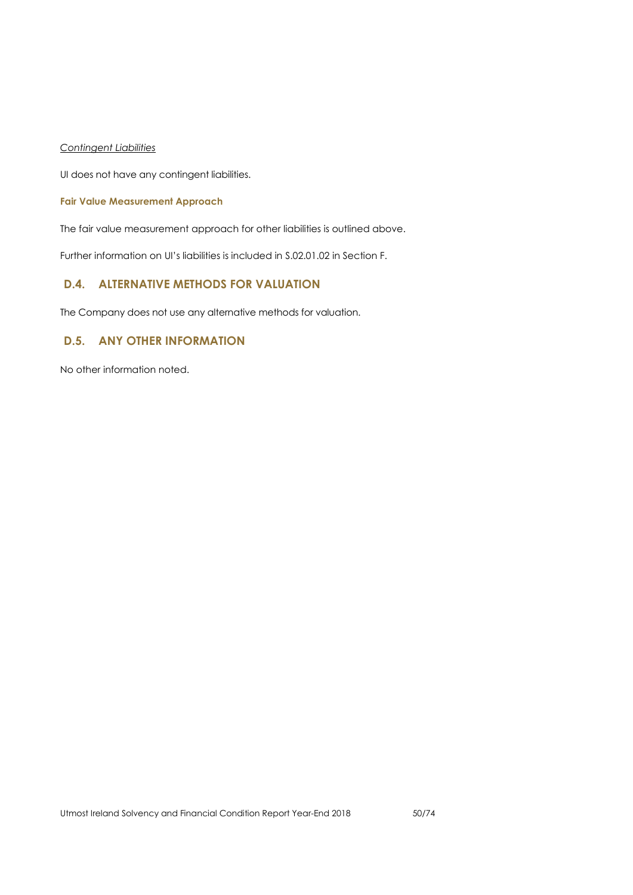*Contingent Liabilities*

UI does not have any contingent liabilities.

**Fair Value Measurement Approach**

The fair value measurement approach for other liabilities is outlined above.

Further information on UI's liabilities is included in S.02.01.02 in Section F.

## D.4. ALTERNATIVE METHODS FOR VALUATION

The Company does not use any alternative methods for valuation.

## D.5. ANY OTHER INFORMATION

No other information noted.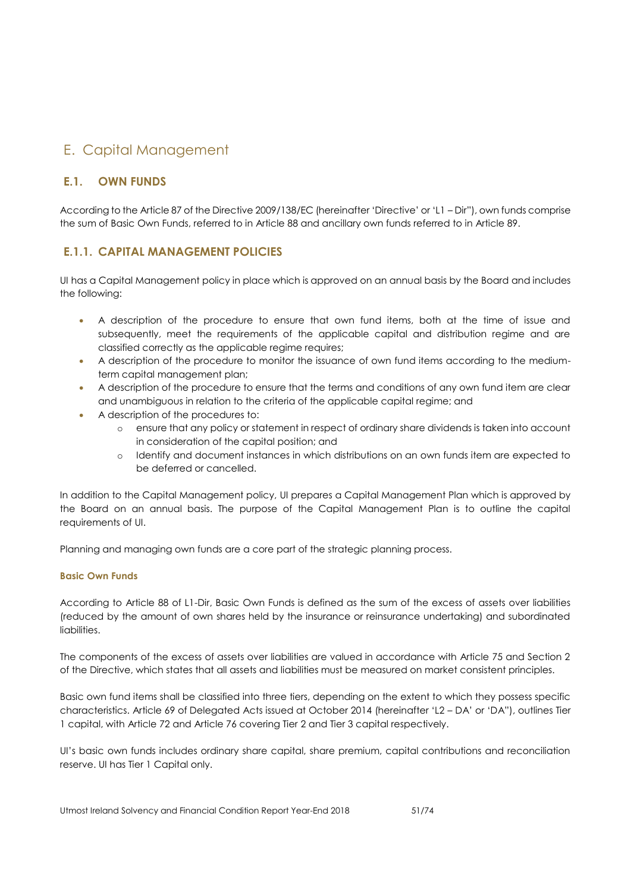# E. Capital Management

## E.1. OWN FUNDS

According to the Article 87 of the Directive 2009/138/EC (hereinafter 'Directive' or 'L1 – Dir"), own funds comprise the sum of Basic Own Funds, referred to in Article 88 and ancillary own funds referred to in Article 89.

## E.1.1. CAPITAL MANAGEMENT POLICIES

UI has a Capital Management policy in place which is approved on an annual basis by the Board and includes the following:

- A description of the procedure to ensure that own fund items, both at the time of issue and subsequently, meet the requirements of the applicable capital and distribution regime and are classified correctly as the applicable regime requires;
- A description of the procedure to monitor the issuance of own fund items according to the medium-term capital management plan;
- A description of the procedure to ensure that the terms and conditions of any own fund item are clear and unambiguous in relation to the criteria of the applicable capital regime; and
- A description of the procedures to:
    - ensure that any policy or statement in respect of ordinary share dividends is taken into account in consideration of the capital position; and
    - Identify and document instances in which distributions on an own funds item are expected to be deferred or cancelled.

In addition to the Capital Management policy, UI prepares a Capital Management Plan which is approved by the Board on an annual basis. The purpose of the Capital Management Plan is to outline the capital requirements of UI.

Planning and managing own funds are a core part of the strategic planning process.

#### Basic Own Funds

According to Article 88 of L1-Dir, Basic Own Funds is defined as the sum of the excess of assets over liabilities (reduced by the amount of own shares held by the insurance or reinsurance undertaking) and subordinated liabilities.

The components of the excess of assets over liabilities are valued in accordance with Article 75 and Section 2 of the Directive, which states that all assets and liabilities must be measured on market consistent principles.

Basic own fund items shall be classified into three tiers, depending on the extent to which they possess specific characteristics. Article 69 of Delegated Acts issued at October 2014 (hereinafter 'L2 – DA' or 'DA"), outlines Tier 1 capital, with Article 72 and Article 76 covering Tier 2 and Tier 3 capital respectively.

UI's basic own funds includes ordinary share capital, share premium, capital contributions and reconciliation reserve. UI has Tier 1 Capital only.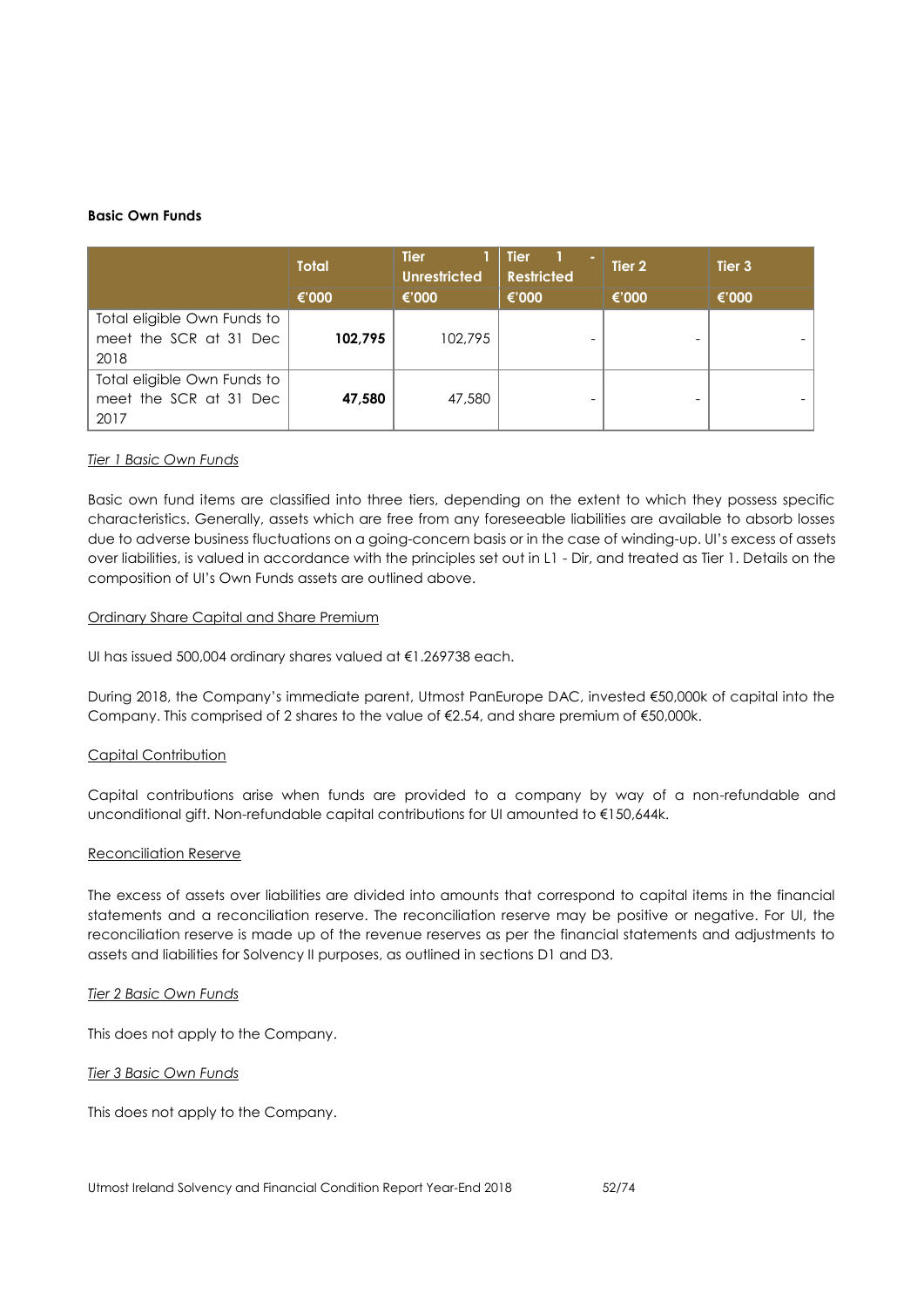**Basic Own Funds**

| | Total | Tier 1 Unrestricted | Tier 1 - Restricted | Tier 2 | Tier 3 |
|---|---|---|---|---|---|
| | €'000 | €'000 | €'000 | €'000 | €'000 |
| Total eligible Own Funds to meet the SCR at 31 Dec 2018 | **102,795** | 102,795 | - | - | - |
| Total eligible Own Funds to meet the SCR at 31 Dec 2017 | **47,580** | 47,580 | - | - | - |

*Tier 1 Basic Own Funds*

Basic own fund items are classified into three tiers, depending on the extent to which they possess specific characteristics. Generally, assets which are free from any foreseeable liabilities are available to absorb losses due to adverse business fluctuations on a going-concern basis or in the case of winding-up. UI's excess of assets over liabilities, is valued in accordance with the principles set out in L1 - Dir, and treated as Tier 1. Details on the composition of UI's Own Funds assets are outlined above.

Ordinary Share Capital and Share Premium

UI has issued 500,004 ordinary shares valued at €1.269738 each.

During 2018, the Company's immediate parent, Utmost PanEurope DAC, invested €50,000k of capital into the Company. This comprised of 2 shares to the value of €2.54, and share premium of €50,000k.

Capital Contribution

Capital contributions arise when funds are provided to a company by way of a non-refundable and unconditional gift. Non-refundable capital contributions for UI amounted to €150,644k.

Reconciliation Reserve

The excess of assets over liabilities are divided into amounts that correspond to capital items in the financial statements and a reconciliation reserve. The reconciliation reserve may be positive or negative. For UI, the reconciliation reserve is made up of the revenue reserves as per the financial statements and adjustments to assets and liabilities for Solvency II purposes, as outlined in sections D1 and D3.

*Tier 2 Basic Own Funds*

This does not apply to the Company.

*Tier 3 Basic Own Funds*

This does not apply to the Company.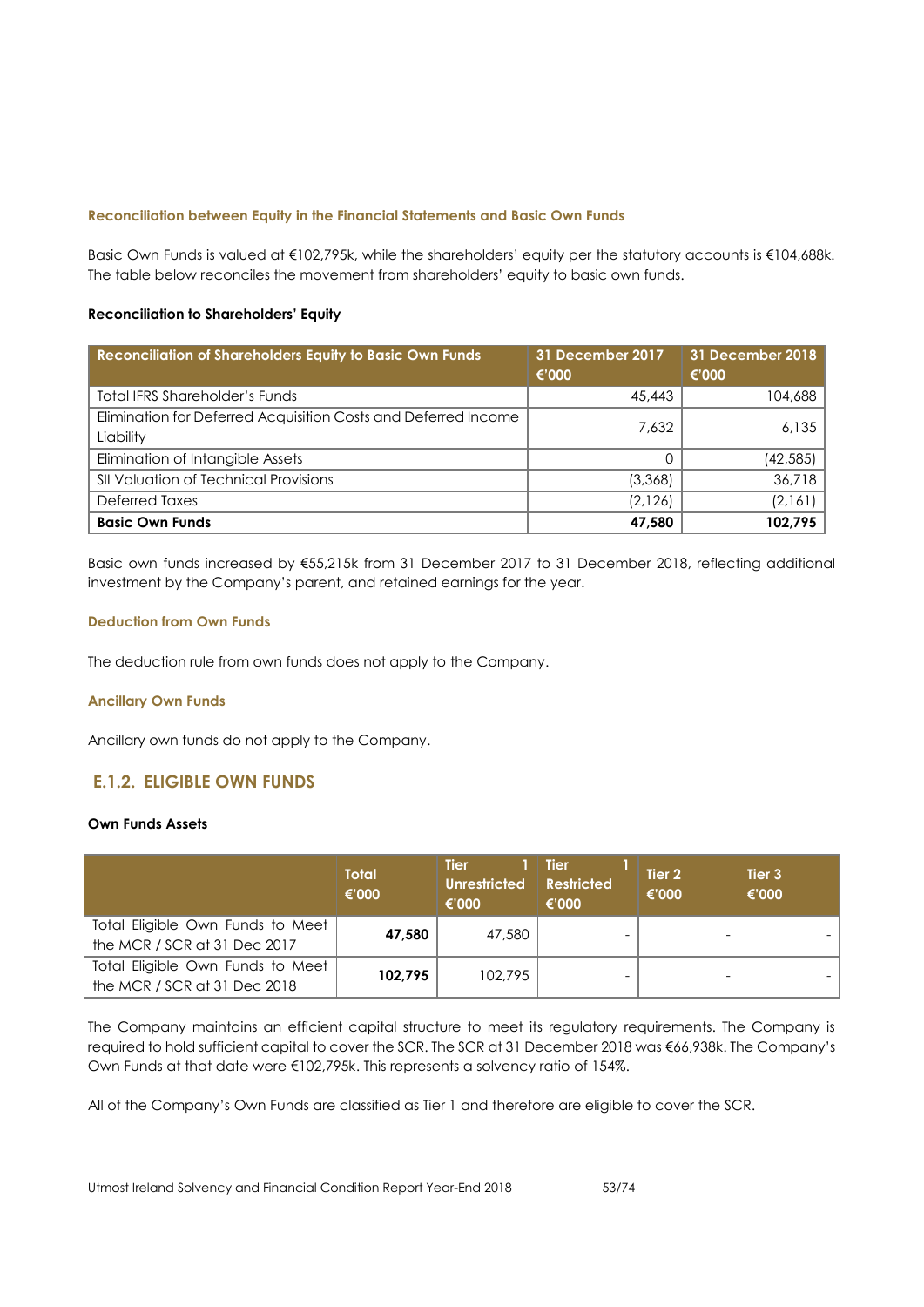#### Reconciliation between Equity in the Financial Statements and Basic Own Funds

Basic Own Funds is valued at €102,795k, while the shareholders' equity per the statutory accounts is €104,688k. The table below reconciles the movement from shareholders' equity to basic own funds.

**Reconciliation to Shareholders' Equity**

| Reconciliation of Shareholders Equity to Basic Own Funds | 31 December 2017 €'000 | 31 December 2018 €'000 |
|---|---|---|
| Total IFRS Shareholder's Funds | 45,443 | 104,688 |
| Elimination for Deferred Acquisition Costs and Deferred Income Liability | 7,632 | 6,135 |
| Elimination of Intangible Assets | 0 | (42,585) |
| SII Valuation of Technical Provisions | (3,368) | 36,718 |
| Deferred Taxes | (2,126) | (2,161) |
| **Basic Own Funds** | **47,580** | **102,795** |

Basic own funds increased by €55,215k from 31 December 2017 to 31 December 2018, reflecting additional investment by the Company's parent, and retained earnings for the year.

#### Deduction from Own Funds

The deduction rule from own funds does not apply to the Company.

#### Ancillary Own Funds

Ancillary own funds do not apply to the Company.

## E.1.2. ELIGIBLE OWN FUNDS

**Own Funds Assets**

| | Total €'000 | Tier 1 Unrestricted €'000 | Tier 1 Restricted €'000 | Tier 2 €'000 | Tier 3 €'000 |
|---|---|---|---|---|---|
| Total Eligible Own Funds to Meet the MCR / SCR at 31 Dec 2017 | **47,580** | 47,580 | - | - | - |
| Total Eligible Own Funds to Meet the MCR / SCR at 31 Dec 2018 | **102,795** | 102,795 | - | - | - |

The Company maintains an efficient capital structure to meet its regulatory requirements. The Company is required to hold sufficient capital to cover the SCR. The SCR at 31 December 2018 was €66,938k. The Company's Own Funds at that date were €102,795k. This represents a solvency ratio of 154%.

All of the Company's Own Funds are classified as Tier 1 and therefore are eligible to cover the SCR.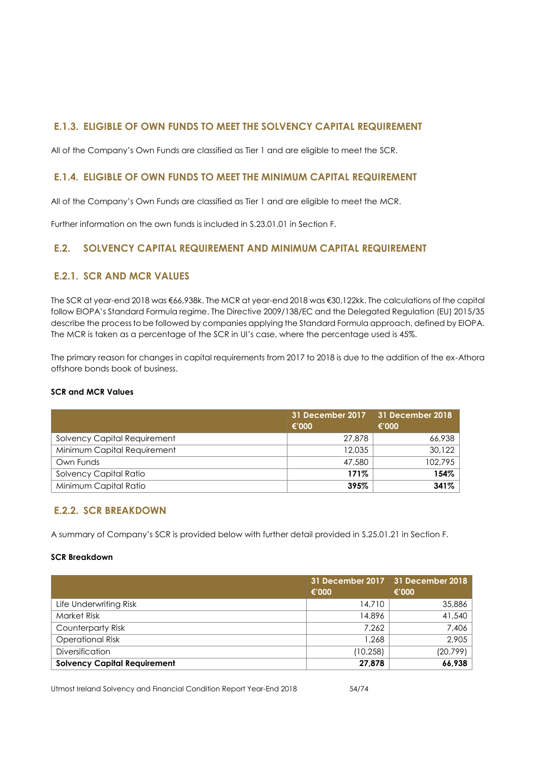## E.1.3. ELIGIBLE OF OWN FUNDS TO MEET THE SOLVENCY CAPITAL REQUIREMENT

All of the Company's Own Funds are classified as Tier 1 and are eligible to meet the SCR.

## E.1.4. ELIGIBLE OF OWN FUNDS TO MEET THE MINIMUM CAPITAL REQUIREMENT

All of the Company's Own Funds are classified as Tier 1 and are eligible to meet the MCR.

Further information on the own funds is included in S.23.01.01 in Section F.

## E.2. SOLVENCY CAPITAL REQUIREMENT AND MINIMUM CAPITAL REQUIREMENT

## E.2.1. SCR AND MCR VALUES

The SCR at year-end 2018 was €66,938k. The MCR at year-end 2018 was €30,122kk. The calculations of the capital follow EIOPA's Standard Formula regime. The Directive 2009/138/EC and the Delegated Regulation (EU) 2015/35 describe the process to be followed by companies applying the Standard Formula approach, defined by EIOPA. The MCR is taken as a percentage of the SCR in UI's case, where the percentage used is 45%.

The primary reason for changes in capital requirements from 2017 to 2018 is due to the addition of the ex-Athora offshore bonds book of business.

**SCR and MCR Values**

| | 31 December 2017 €'000 | 31 December 2018 €'000 |
|---|---|---|
| Solvency Capital Requirement | 27,878 | 66,938 |
| Minimum Capital Requirement | 12,035 | 30,122 |
| Own Funds | 47,580 | 102,795 |
| Solvency Capital Ratio | **171%** | **154%** |
| Minimum Capital Ratio | **395%** | **341%** |

## E.2.2. SCR BREAKDOWN

A summary of Company's SCR is provided below with further detail provided in S.25.01.21 in Section F.

**SCR Breakdown**

| | 31 December 2017 €'000 | 31 December 2018 €'000 |
|---|---|---|
| Life Underwriting Risk | 14,710 | 35,886 |
| Market Risk | 14,896 | 41,540 |
| Counterparty Risk | 7,262 | 7,406 |
| Operational Risk | 1,268 | 2,905 |
| Diversification | (10,258) | (20,799) |
| **Solvency Capital Requirement** | **27,878** | **66,938** |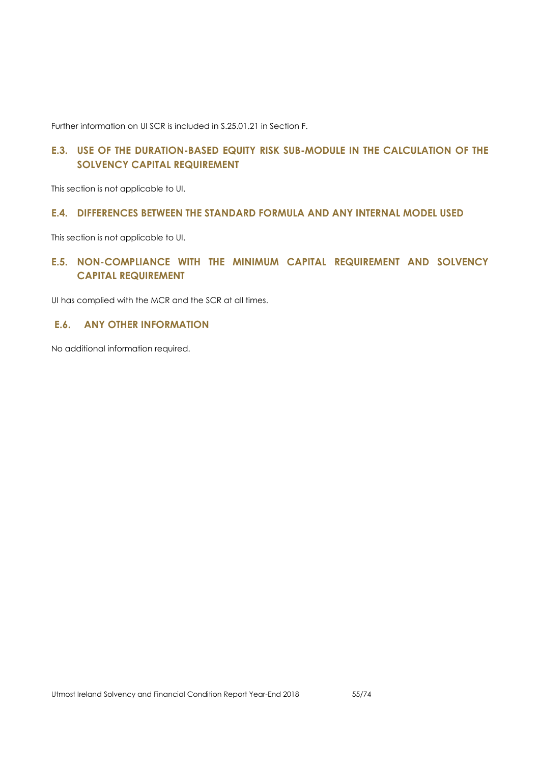Further information on UI SCR is included in S.25.01.21 in Section F.

## E.3. USE OF THE DURATION-BASED EQUITY RISK SUB-MODULE IN THE CALCULATION OF THE SOLVENCY CAPITAL REQUIREMENT

This section is not applicable to UI.

## E.4. DIFFERENCES BETWEEN THE STANDARD FORMULA AND ANY INTERNAL MODEL USED

This section is not applicable to UI.

## E.5. NON-COMPLIANCE WITH THE MINIMUM CAPITAL REQUIREMENT AND SOLVENCY CAPITAL REQUIREMENT

UI has complied with the MCR and the SCR at all times.

## E.6. ANY OTHER INFORMATION

No additional information required.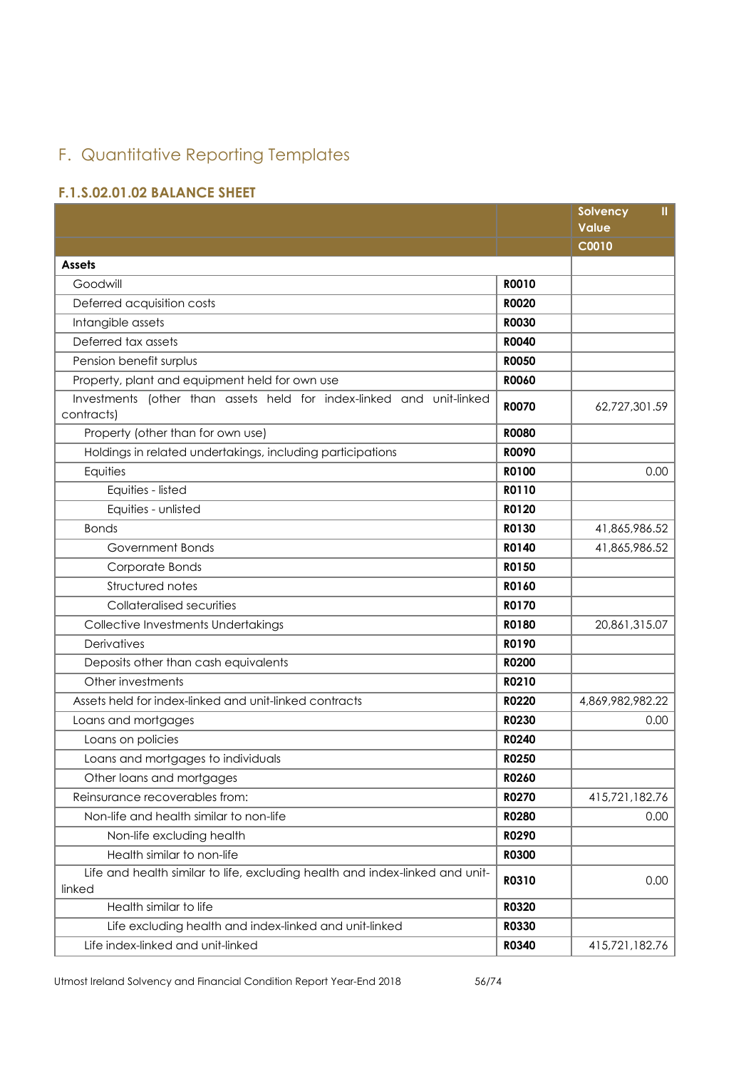# F. Quantitative Reporting Templates

## F.1.S.02.01.02 BALANCE SHEET

| | | Solvency II Value |
|---|---|---|
| | | C0010 |
| **Assets** | | |
| Goodwill | R0010 | |
| Deferred acquisition costs | R0020 | |
| Intangible assets | R0030 | |
| Deferred tax assets | R0040 | |
| Pension benefit surplus | R0050 | |
| Property, plant and equipment held for own use | R0060 | |
| Investments (other than assets held for index-linked and unit-linked contracts) | R0070 | 62,727,301.59 |
| Property (other than for own use) | R0080 | |
| Holdings in related undertakings, including participations | R0090 | |
| Equities | R0100 | 0.00 |
| Equities - listed | R0110 | |
| Equities - unlisted | R0120 | |
| Bonds | R0130 | 41,865,986.52 |
| Government Bonds | R0140 | 41,865,986.52 |
| Corporate Bonds | R0150 | |
| Structured notes | R0160 | |
| Collateralised securities | R0170 | |
| Collective Investments Undertakings | R0180 | 20,861,315.07 |
| Derivatives | R0190 | |
| Deposits other than cash equivalents | R0200 | |
| Other investments | R0210 | |
| Assets held for index-linked and unit-linked contracts | R0220 | 4,869,982,982.22 |
| Loans and mortgages | R0230 | 0.00 |
| Loans on policies | R0240 | |
| Loans and mortgages to individuals | R0250 | |
| Other loans and mortgages | R0260 | |
| Reinsurance recoverables from: | R0270 | 415,721,182.76 |
| Non-life and health similar to non-life | R0280 | 0.00 |
| Non-life excluding health | R0290 | |
| Health similar to non-life | R0300 | |
| Life and health similar to life, excluding health and index-linked and unit-linked | R0310 | 0.00 |
| Health similar to life | R0320 | |
| Life excluding health and index-linked and unit-linked | R0330 | |
| Life index-linked and unit-linked | R0340 | 415,721,182.76 |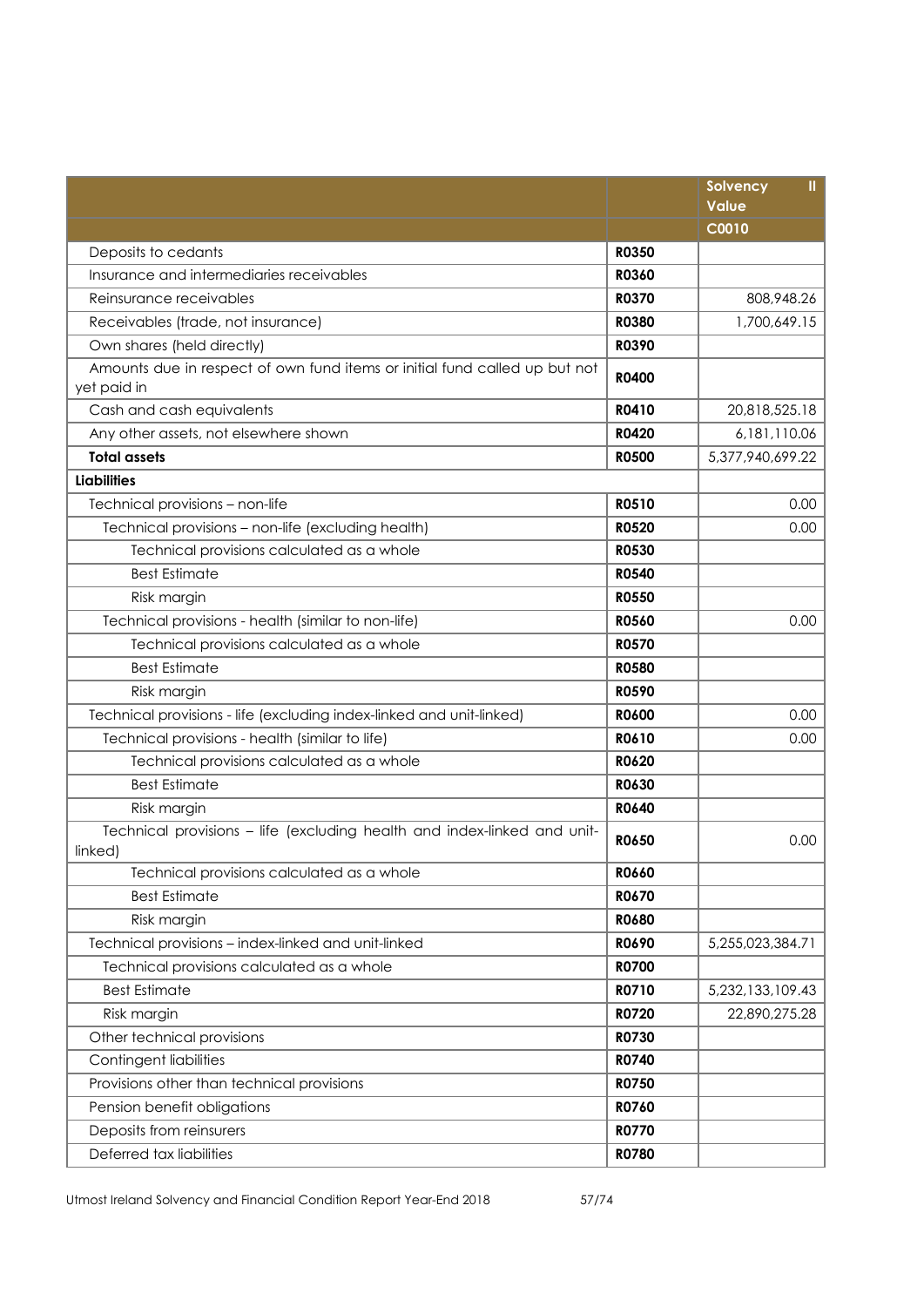| | | Solvency II Value |
|---|---|---|
| | | C0010 |
| Deposits to cedants | R0350 | |
| Insurance and intermediaries receivables | R0360 | |
| Reinsurance receivables | R0370 | 808,948.26 |
| Receivables (trade, not insurance) | R0380 | 1,700,649.15 |
| Own shares (held directly) | R0390 | |
| Amounts due in respect of own fund items or initial fund called up but not yet paid in | R0400 | |
| Cash and cash equivalents | R0410 | 20,818,525.18 |
| Any other assets, not elsewhere shown | R0420 | 6,181,110.06 |
| **Total assets** | R0500 | 5,377,940,699.22 |
| **Liabilities** | | |
| Technical provisions – non-life | R0510 | 0.00 |
| Technical provisions – non-life (excluding health) | R0520 | 0.00 |
| Technical provisions calculated as a whole | R0530 | |
| Best Estimate | R0540 | |
| Risk margin | R0550 | |
| Technical provisions - health (similar to non-life) | R0560 | 0.00 |
| Technical provisions calculated as a whole | R0570 | |
| Best Estimate | R0580 | |
| Risk margin | R0590 | |
| Technical provisions - life (excluding index-linked and unit-linked) | R0600 | 0.00 |
| Technical provisions - health (similar to life) | R0610 | 0.00 |
| Technical provisions calculated as a whole | R0620 | |
| Best Estimate | R0630 | |
| Risk margin | R0640 | |
| Technical provisions – life (excluding health and index-linked and unit-linked) | R0650 | 0.00 |
| Technical provisions calculated as a whole | R0660 | |
| Best Estimate | R0670 | |
| Risk margin | R0680 | |
| Technical provisions – index-linked and unit-linked | R0690 | 5,255,023,384.71 |
| Technical provisions calculated as a whole | R0700 | |
| Best Estimate | R0710 | 5,232,133,109.43 |
| Risk margin | R0720 | 22,890,275.28 |
| Other technical provisions | R0730 | |
| Contingent liabilities | R0740 | |
| Provisions other than technical provisions | R0750 | |
| Pension benefit obligations | R0760 | |
| Deposits from reinsurers | R0770 | |
| Deferred tax liabilities | R0780 | |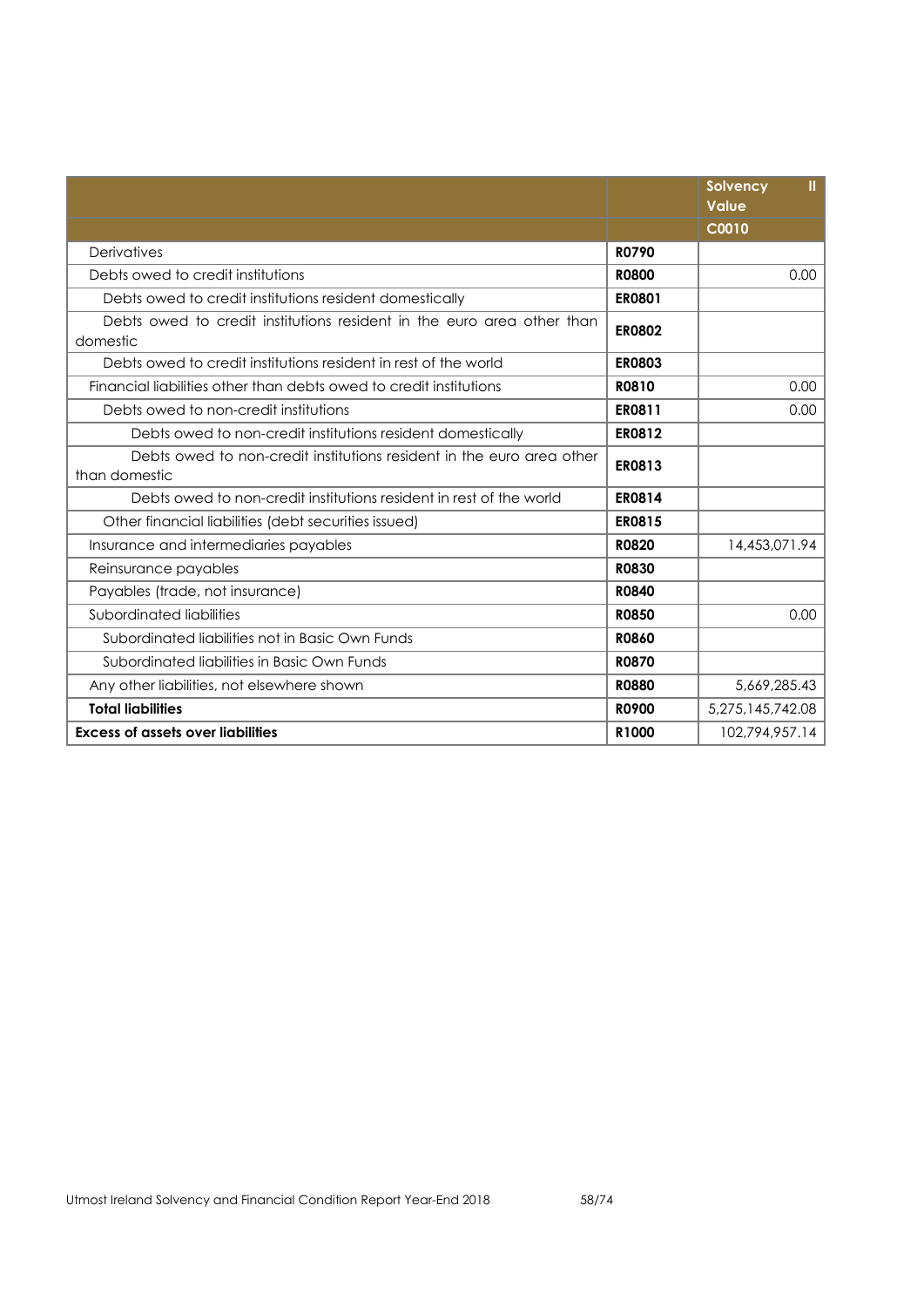| | | Solvency II Value |
|---|---|---|
| | | C0010 |
| Derivatives | R0790 | |
| Debts owed to credit institutions | R0800 | 0.00 |
| Debts owed to credit institutions resident domestically | ER0801 | |
| Debts owed to credit institutions resident in the euro area other than domestic | ER0802 | |
| Debts owed to credit institutions resident in rest of the world | ER0803 | |
| Financial liabilities other than debts owed to credit institutions | R0810 | 0.00 |
| Debts owed to non-credit institutions | ER0811 | 0.00 |
| Debts owed to non-credit institutions resident domestically | ER0812 | |
| Debts owed to non-credit institutions resident in the euro area other than domestic | ER0813 | |
| Debts owed to non-credit institutions resident in rest of the world | ER0814 | |
| Other financial liabilities (debt securities issued) | ER0815 | |
| Insurance and intermediaries payables | R0820 | 14,453,071.94 |
| Reinsurance payables | R0830 | |
| Payables (trade, not insurance) | R0840 | |
| Subordinated liabilities | R0850 | 0.00 |
| Subordinated liabilities not in Basic Own Funds | R0860 | |
| Subordinated liabilities in Basic Own Funds | R0870 | |
| Any other liabilities, not elsewhere shown | R0880 | 5,669,285.43 |
| **Total liabilities** | **R0900** | 5,275,145,742.08 |
| **Excess of assets over liabilities** | **R1000** | 102,794,957.14 |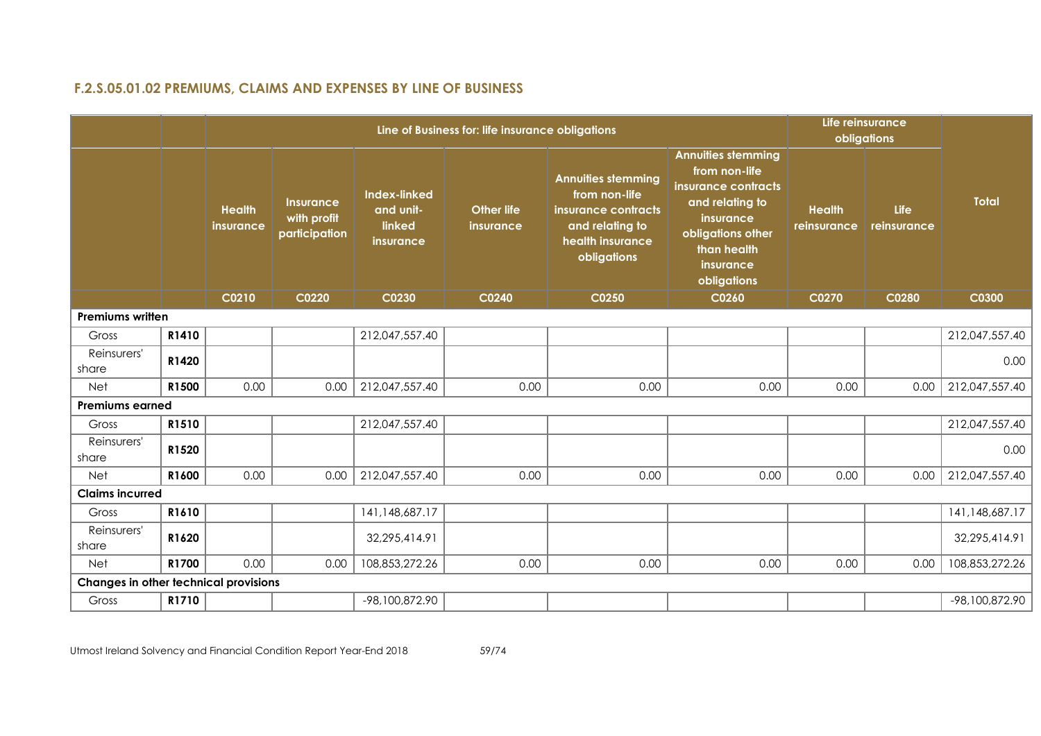## F.2.S.05.01.02 PREMIUMS, CLAIMS AND EXPENSES BY LINE OF BUSINESS

| | | Line of Business for: life insurance obligations | | | | | | Life reinsurance obligations | | Total |
|---|---|---|---|---|---|---|---|---|---|---|
| | | Health insurance | Insurance with profit participation | Index-linked and unit-linked insurance | Other life insurance | Annuities stemming from non-life insurance contracts and relating to health insurance obligations | Annuities stemming from non-life insurance contracts and relating to insurance obligations other than health insurance obligations | Health reinsurance | Life reinsurance | |
| | | C0210 | C0220 | C0230 | C0240 | C0250 | C0260 | C0270 | C0280 | C0300 |
| **Premiums written** | | | | | | | | | | |
| Gross | R1410 | | | 212,047,557.40 | | | | | | 212,047,557.40 |
| Reinsurers' share | R1420 | | | | | | | | | 0.00 |
| Net | R1500 | 0.00 | 0.00 | 212,047,557.40 | 0.00 | 0.00 | 0.00 | 0.00 | 0.00 | 212,047,557.40 |
| **Premiums earned** | | | | | | | | | | |
| Gross | R1510 | | | 212,047,557.40 | | | | | | 212,047,557.40 |
| Reinsurers' share | R1520 | | | | | | | | | 0.00 |
| Net | R1600 | 0.00 | 0.00 | 212,047,557.40 | 0.00 | 0.00 | 0.00 | 0.00 | 0.00 | 212,047,557.40 |
| **Claims incurred** | | | | | | | | | | |
| Gross | R1610 | | | 141,148,687.17 | | | | | | 141,148,687.17 |
| Reinsurers' share | R1620 | | | 32,295,414.91 | | | | | | 32,295,414.91 |
| Net | R1700 | 0.00 | 0.00 | 108,853,272.26 | 0.00 | 0.00 | 0.00 | 0.00 | 0.00 | 108,853,272.26 |
| **Changes in other technical provisions** | | | | | | | | | | |
| Gross | R1710 | | | -98,100,872.90 | | | | | | -98,100,872.90 |

Utmost Ireland Solvency and Financial Condition Report Year-End 2018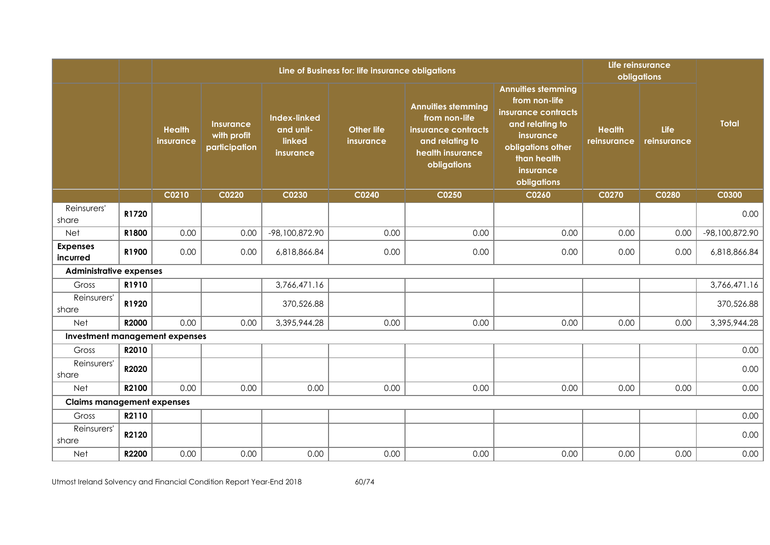| | | Line of Business for: life insurance obligations | | | | | | Life reinsurance obligations | | |
|---|---|---|---|---|---|---|---|---|---|---|
| | | Health insurance | Insurance with profit participation | Index-linked and unit-linked insurance | Other life insurance | Annuities stemming from non-life insurance contracts and relating to health insurance obligations | Annuities stemming from non-life insurance contracts and relating to insurance obligations other than health insurance obligations | Health reinsurance | Life reinsurance | Total |
| | | C0210 | C0220 | C0230 | C0240 | C0250 | C0260 | C0270 | C0280 | C0300 |
| Reinsurers' share | R1720 | | | | | | | | | 0.00 |
| Net | R1800 | 0.00 | 0.00 | -98,100,872.90 | 0.00 | 0.00 | 0.00 | 0.00 | 0.00 | -98,100,872.90 |
| **Expenses incurred** | R1900 | 0.00 | 0.00 | 6,818,866.84 | 0.00 | 0.00 | 0.00 | 0.00 | 0.00 | 6,818,866.84 |
| **Administrative expenses** | | | | | | | | | | |
| Gross | R1910 | | | 3,766,471.16 | | | | | | 3,766,471.16 |
| Reinsurers' share | R1920 | | | 370,526.88 | | | | | | 370,526.88 |
| Net | R2000 | 0.00 | 0.00 | 3,395,944.28 | 0.00 | 0.00 | 0.00 | 0.00 | 0.00 | 3,395,944.28 |
| **Investment management expenses** | | | | | | | | | | |
| Gross | R2010 | | | | | | | | | 0.00 |
| Reinsurers' share | R2020 | | | | | | | | | 0.00 |
| Net | R2100 | 0.00 | 0.00 | 0.00 | 0.00 | 0.00 | 0.00 | 0.00 | 0.00 | 0.00 |
| **Claims management expenses** | | | | | | | | | | |
| Gross | R2110 | | | | | | | | | 0.00 |
| Reinsurers' share | R2120 | | | | | | | | | 0.00 |
| Net | R2200 | 0.00 | 0.00 | 0.00 | 0.00 | 0.00 | 0.00 | 0.00 | 0.00 | 0.00 |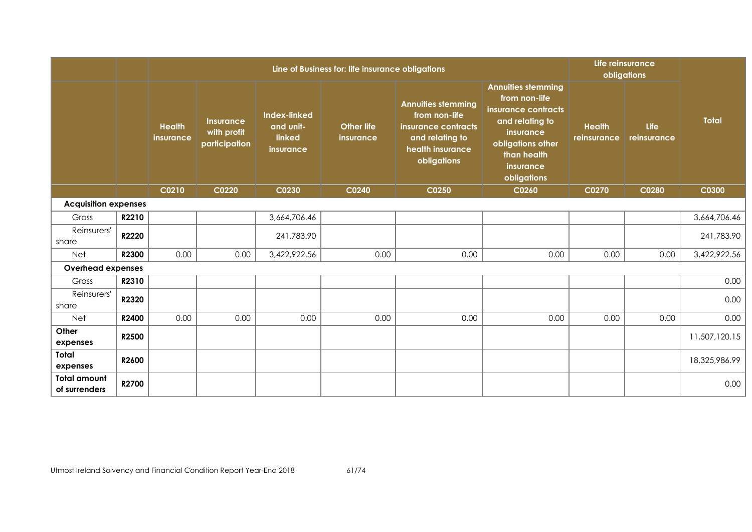| | | Line of Business for: life insurance obligations | | | | | | Life reinsurance obligations | | |
|---|---|---|---|---|---|---|---|---|---|---|
| | | Health insurance | Insurance with profit participation | Index-linked and unit-linked insurance | Other life insurance | Annuities stemming from non-life insurance contracts and relating to health insurance obligations | Annuities stemming from non-life insurance contracts and relating to insurance obligations other than health insurance obligations | Health reinsurance | Life reinsurance | Total |
| | | C0210 | C0220 | C0230 | C0240 | C0250 | C0260 | C0270 | C0280 | C0300 |
| **Acquisition expenses** | | | | | | | | | | |
| Gross | R2210 | | | 3,664,706.46 | | | | | | 3,664,706.46 |
| Reinsurers' share | R2220 | | | 241,783.90 | | | | | | 241,783.90 |
| Net | R2300 | 0.00 | 0.00 | 3,422,922.56 | 0.00 | 0.00 | 0.00 | 0.00 | 0.00 | 3,422,922.56 |
| **Overhead expenses** | | | | | | | | | | |
| Gross | R2310 | | | | | | | | | 0.00 |
| Reinsurers' share | R2320 | | | | | | | | | 0.00 |
| Net | R2400 | 0.00 | 0.00 | 0.00 | 0.00 | 0.00 | 0.00 | 0.00 | 0.00 | 0.00 |
| **Other expenses** | R2500 | | | | | | | | | 11,507,120.15 |
| **Total expenses** | R2600 | | | | | | | | | 18,325,986.99 |
| **Total amount of surrenders** | R2700 | | | | | | | | | 0.00 |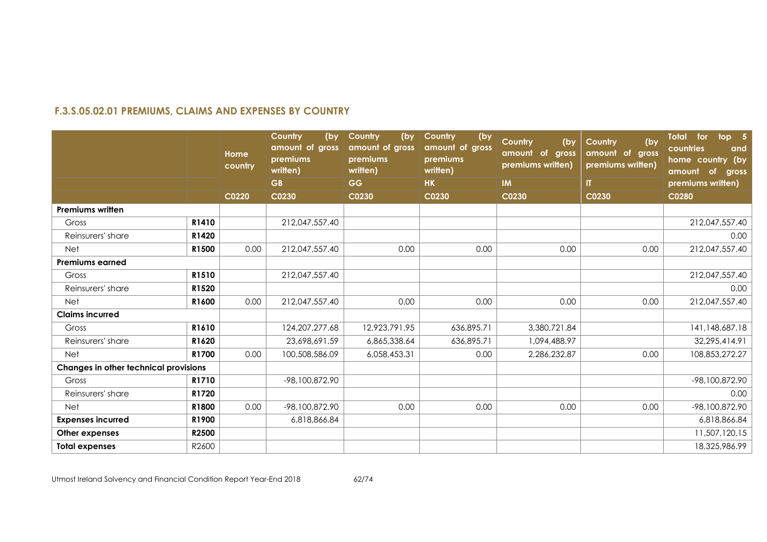### F.3.S.05.02.01 PREMIUMS, CLAIMS AND EXPENSES BY COUNTRY

| | | Home country | Country (by amount of gross premiums written) | Country (by amount of gross premiums written) | Country (by amount of gross premiums written) | Country (by amount of gross premiums written) | Country (by amount of gross premiums written) | Total for top 5 countries and home country (by amount of gross premiums written) |
|---|---|---|---|---|---|---|---|---|
| | | | GB | GG | HK | IM | IT | |
| | | C0220 | C0230 | C0230 | C0230 | C0230 | C0230 | C0280 |
| **Premiums written** | | | | | | | | |
| Gross | **R1410** | | 212,047,557.40 | | | | | 212,047,557.40 |
| Reinsurers' share | **R1420** | | | | | | | 0.00 |
| Net | **R1500** | 0.00 | 212,047,557.40 | 0.00 | 0.00 | 0.00 | 0.00 | 212,047,557.40 |
| **Premiums earned** | | | | | | | | |
| Gross | **R1510** | | 212,047,557.40 | | | | | 212,047,557.40 |
| Reinsurers' share | **R1520** | | | | | | | 0.00 |
| Net | **R1600** | 0.00 | 212,047,557.40 | 0.00 | 0.00 | 0.00 | 0.00 | 212,047,557.40 |
| **Claims incurred** | | | | | | | | |
| Gross | **R1610** | | 124,207,277.68 | 12,923,791.95 | 636,895.71 | 3,380,721.84 | | 141,148,687.18 |
| Reinsurers' share | **R1620** | | 23,698,691.59 | 6,865,338.64 | 636,895.71 | 1,094,488.97 | | 32,295,414.91 |
| Net | **R1700** | 0.00 | 100,508,586.09 | 6,058,453.31 | 0.00 | 2,286,232.87 | 0.00 | 108,853,272.27 |
| **Changes in other technical provisions** | | | | | | | | |
| Gross | **R1710** | | -98,100,872.90 | | | | | -98,100,872.90 |
| Reinsurers' share | **R1720** | | | | | | | 0.00 |
| Net | **R1800** | 0.00 | -98,100,872.90 | 0.00 | 0.00 | 0.00 | 0.00 | -98,100,872.90 |
| **Expenses incurred** | **R1900** | | 6,818,866.84 | | | | | 6,818,866.84 |
| **Other expenses** | **R2500** | | | | | | | 11,507,120.15 |
| **Total expenses** | R2600 | | | | | | | 18,325,986.99 |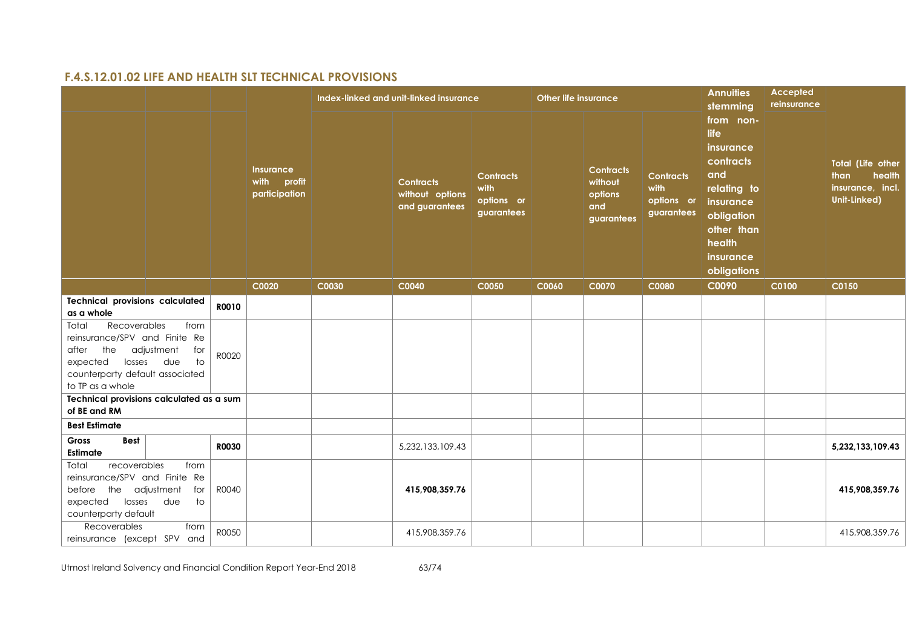## F.4.S.12.01.02 LIFE AND HEALTH SLT TECHNICAL PROVISIONS

| | | Insurance with profit participation | Index-linked and unit-linked insurance | | | Other life insurance | | | Annuities stemming from non-life insurance contracts and relating to insurance obligation other than health insurance obligations | Accepted reinsurance | Total (Life other than health insurance, incl. Unit-Linked) |
|---|---|---|---|---|---|---|---|---|---|---|---|
| | | | | Contracts without options and guarantees | Contracts with options or guarantees | | Contracts without options and guarantees | Contracts with options or guarantees | | | |
| | | C0020 | C0030 | C0040 | C0050 | C0060 | C0070 | C0080 | C0090 | C0100 | C0150 |
| **Technical provisions calculated as a whole** | **R0010** | | | | | | | | | | |
| Total Recoverables from reinsurance/SPV and Finite Re after the adjustment for expected losses due to counterparty default associated to TP as a whole | R0020 | | | | | | | | | | |
| **Technical provisions calculated as a sum of BE and RM** | | | | | | | | | | | |
| **Best Estimate** | | | | | | | | | | | |
| **Gross Best Estimate** | **R0030** | | | 5,232,133,109.43 | | | | | | | **5,232,133,109.43** |
| Total recoverables from reinsurance/SPV and Finite Re before the adjustment for expected losses due to counterparty default | R0040 | | | **415,908,359.76** | | | | | | | **415,908,359.76** |
| Recoverables from reinsurance (except SPV and | R0050 | | | 415,908,359.76 | | | | | | | 415,908,359.76 |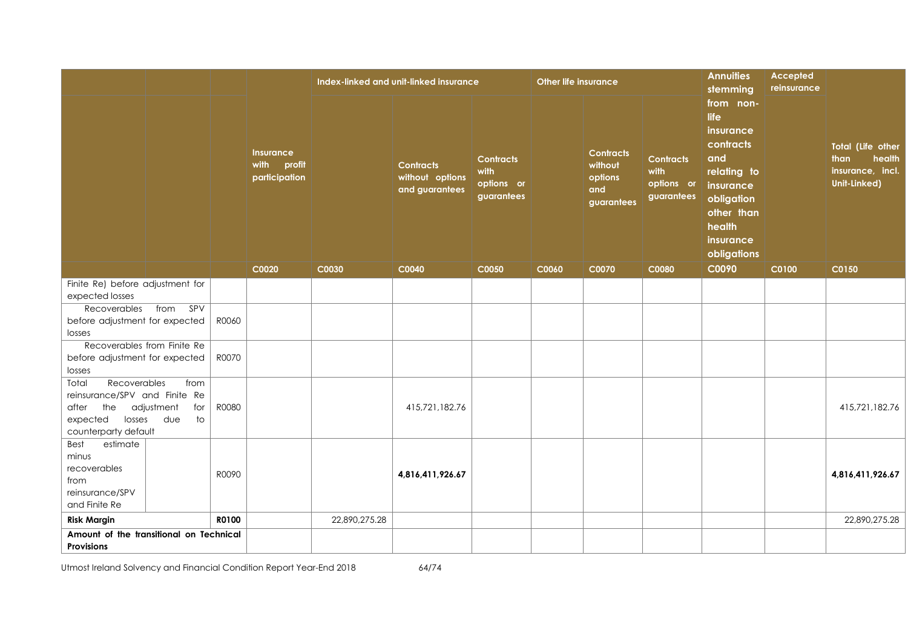| | | | Insurance with profit participation | Index-linked and unit-linked insurance | | | Other life insurance | | | Annuities stemming from non-life insurance contracts and relating to insurance obligation other than health insurance obligations | Accepted reinsurance | Total (Life other than health insurance, incl. Unit-Linked) |
|---|---|---|---|---|---|---|---|---|---|---|---|---|
| | | | | | Contracts without options and guarantees | Contracts with options or guarantees | | Contracts without options and guarantees | Contracts with options or guarantees | | | |
| | | | C0020 | C0030 | C0040 | C0050 | C0060 | C0070 | C0080 | C0090 | C0100 | C0150 |
| Finite Re) before adjustment for expected losses | | | | | | | | | | | | |
| Recoverables from SPV before adjustment for expected losses | | R0060 | | | | | | | | | | |
| Recoverables from Finite Re before adjustment for expected losses | | R0070 | | | | | | | | | | |
| Total Recoverables from reinsurance/SPV and Finite Re after the adjustment for expected losses due to counterparty default | | R0080 | | | 415,721,182.76 | | | | | | | 415,721,182.76 |
| Best estimate minus recoverables from reinsurance/SPV and Finite Re | | R0090 | | | **4,816,411,926.67** | | | | | | | **4,816,411,926.67** |
| **Risk Margin** | | **R0100** | | 22,890,275.28 | | | | | | | | 22,890,275.28 |
| **Amount of the transitional on Technical Provisions** | | | | | | | | | | | | |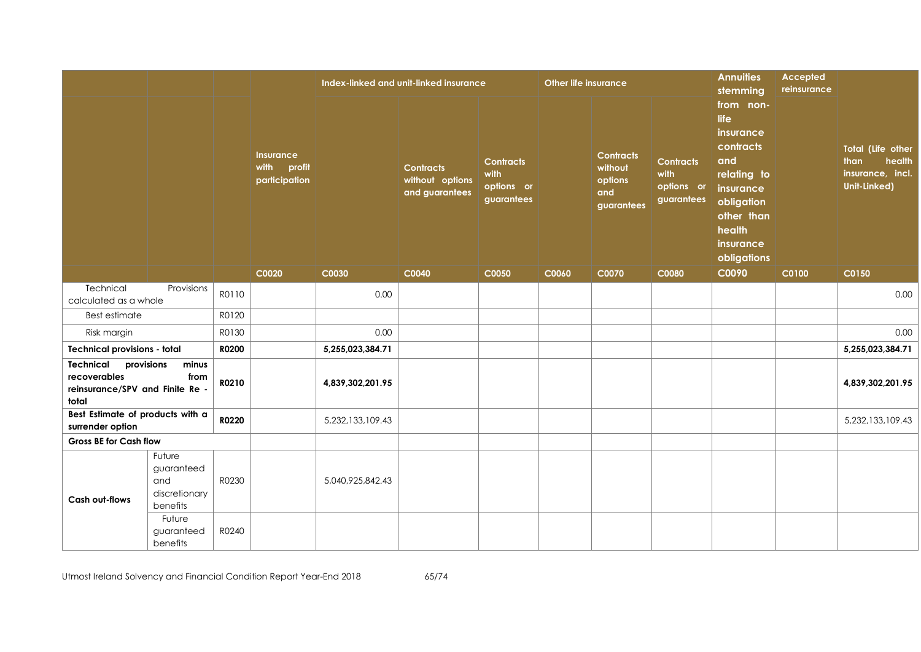| | | | Insurance with profit participation | Index-linked and unit-linked insurance | | | Other life insurance | | | Annuities stemming from non-life insurance contracts and relating to insurance obligation other than health insurance obligations | Accepted reinsurance | Total (Life other than health insurance, incl. Unit-Linked) |
|---|---|---|---|---|---|---|---|---|---|---|---|---|
| | | | | | Contracts without options and guarantees | Contracts with options or guarantees | | Contracts without options and guarantees | Contracts with options or guarantees | | | |
| | | | C0020 | C0030 | C0040 | C0050 | C0060 | C0070 | C0080 | C0090 | C0100 | C0150 |
| Technical Provisions calculated as a whole | | R0110 | | 0.00 | | | | | | | | 0.00 |
| Best estimate | | R0120 | | | | | | | | | | |
| Risk margin | | R0130 | | 0.00 | | | | | | | | 0.00 |
| **Technical provisions - total** | | **R0200** | | **5,255,023,384.71** | | | | | | | | **5,255,023,384.71** |
| **Technical provisions minus recoverables from reinsurance/SPV and Finite Re - total** | | **R0210** | | **4,839,302,201.95** | | | | | | | | **4,839,302,201.95** |
| **Best Estimate of products with a surrender option** | | **R0220** | | 5,232,133,109.43 | | | | | | | | 5,232,133,109.43 |
| **Gross BE for Cash flow** | | | | | | | | | | | | |
| **Cash out-flows** | Future guaranteed and discretionary benefits | R0230 | | 5,040,925,842.43 | | | | | | | | |
| | Future guaranteed benefits | R0240 | | | | | | | | | | |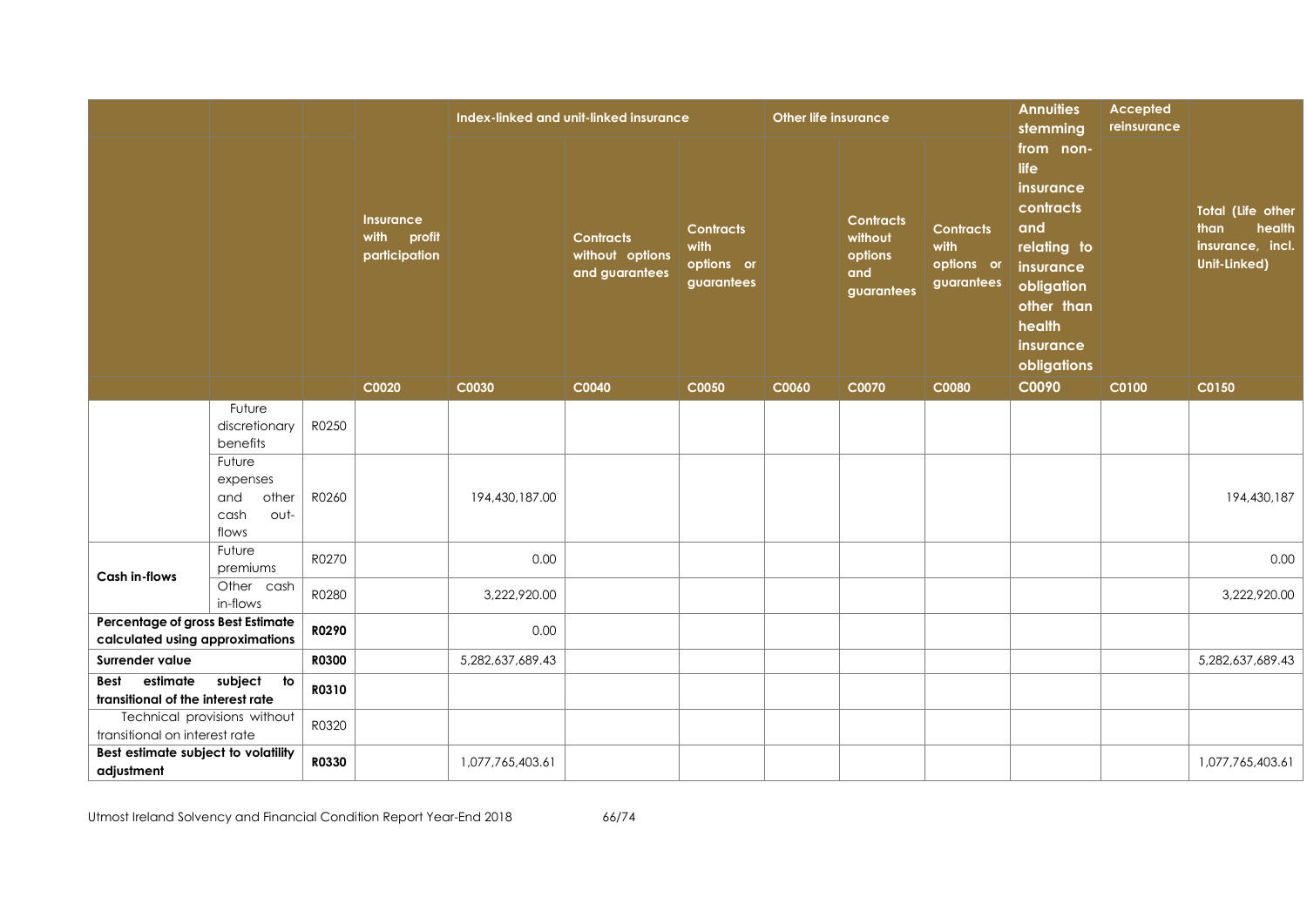| | | | Insurance with profit participation | Index-linked and unit-linked insurance | | | Other life insurance | | | Annuities stemming from non-life insurance contracts and relating to insurance obligation other than health insurance obligations | Accepted reinsurance | Total (Life other than health insurance, incl. Unit-Linked) |
|---|---|---|---|---|---|---|---|---|---|---|---|---|
| | | | | | Contracts without options and guarantees | Contracts with options or guarantees | | Contracts without options and guarantees | Contracts with options or guarantees | | | |
| | | | C0020 | C0030 | C0040 | C0050 | C0060 | C0070 | C0080 | C0090 | C0100 | C0150 |
| | Future discretionary benefits | R0250 | | | | | | | | | | |
| | Future expenses and other cash out-flows | R0260 | | 194,430,187.00 | | | | | | | | 194,430,187 |
| **Cash in-flows** | Future premiums | R0270 | | 0.00 | | | | | | | | 0.00 |
| | Other cash in-flows | R0280 | | 3,222,920.00 | | | | | | | | 3,222,920.00 |
| **Percentage of gross Best Estimate calculated using approximations** | | **R0290** | | 0.00 | | | | | | | | |
| **Surrender value** | | **R0300** | | 5,282,637,689.43 | | | | | | | | 5,282,637,689.43 |
| **Best estimate subject to transitional of the interest rate** | | **R0310** | | | | | | | | | | |
| Technical provisions without transitional on interest rate | | R0320 | | | | | | | | | | |
| **Best estimate subject to volatility adjustment** | | **R0330** | | 1,077,765,403.61 | | | | | | | | 1,077,765,403.61 |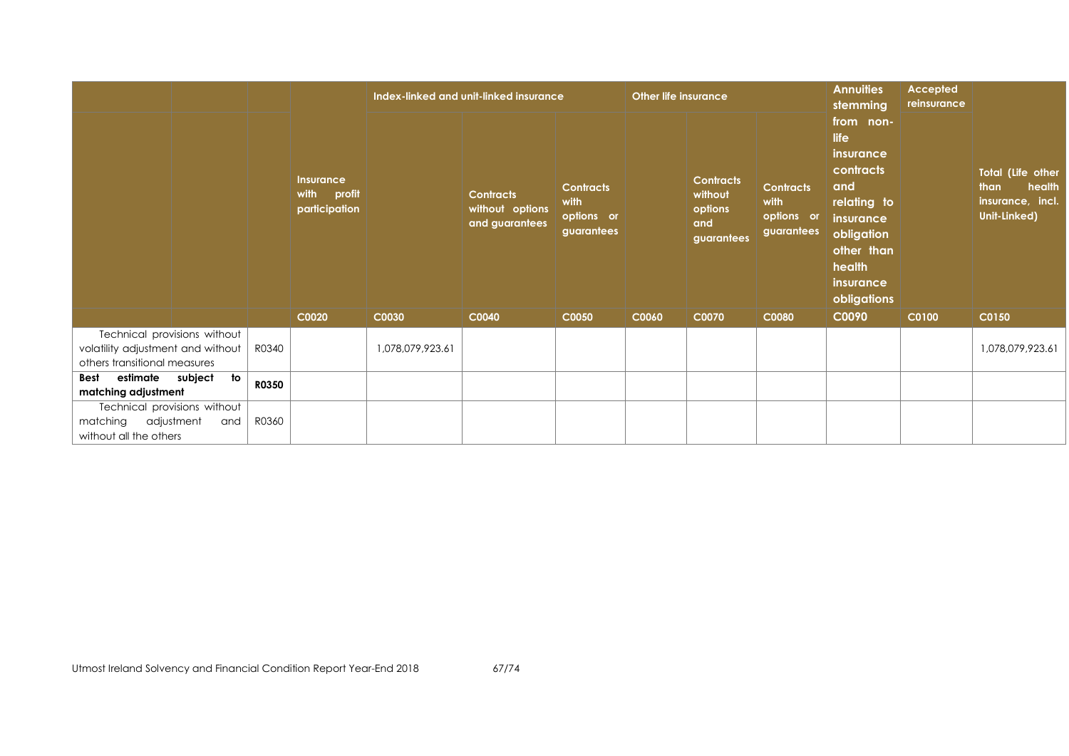| | | Insurance with profit participation | Index-linked and unit-linked insurance | | | Other life insurance | | | Annuities stemming from non-life insurance contracts and relating to insurance obligation other than health insurance obligations | Accepted reinsurance | Total (Life other than health insurance, incl. Unit-Linked) |
|---|---|---|---|---|---|---|---|---|---|---|---|
| | | | | Contracts without options and guarantees | Contracts with options or guarantees | | Contracts without options and guarantees | Contracts with options or guarantees | | | |
| | | C0020 | C0030 | C0040 | C0050 | C0060 | C0070 | C0080 | C0090 | C0100 | C0150 |
| Technical provisions without volatility adjustment and without others transitional measures | R0340 | | 1,078,079,923.61 | | | | | | | | 1,078,079,923.61 |
| **Best estimate subject to matching adjustment** | **R0350** | | | | | | | | | | |
| Technical provisions without matching adjustment and without all the others | R0360 | | | | | | | | | | |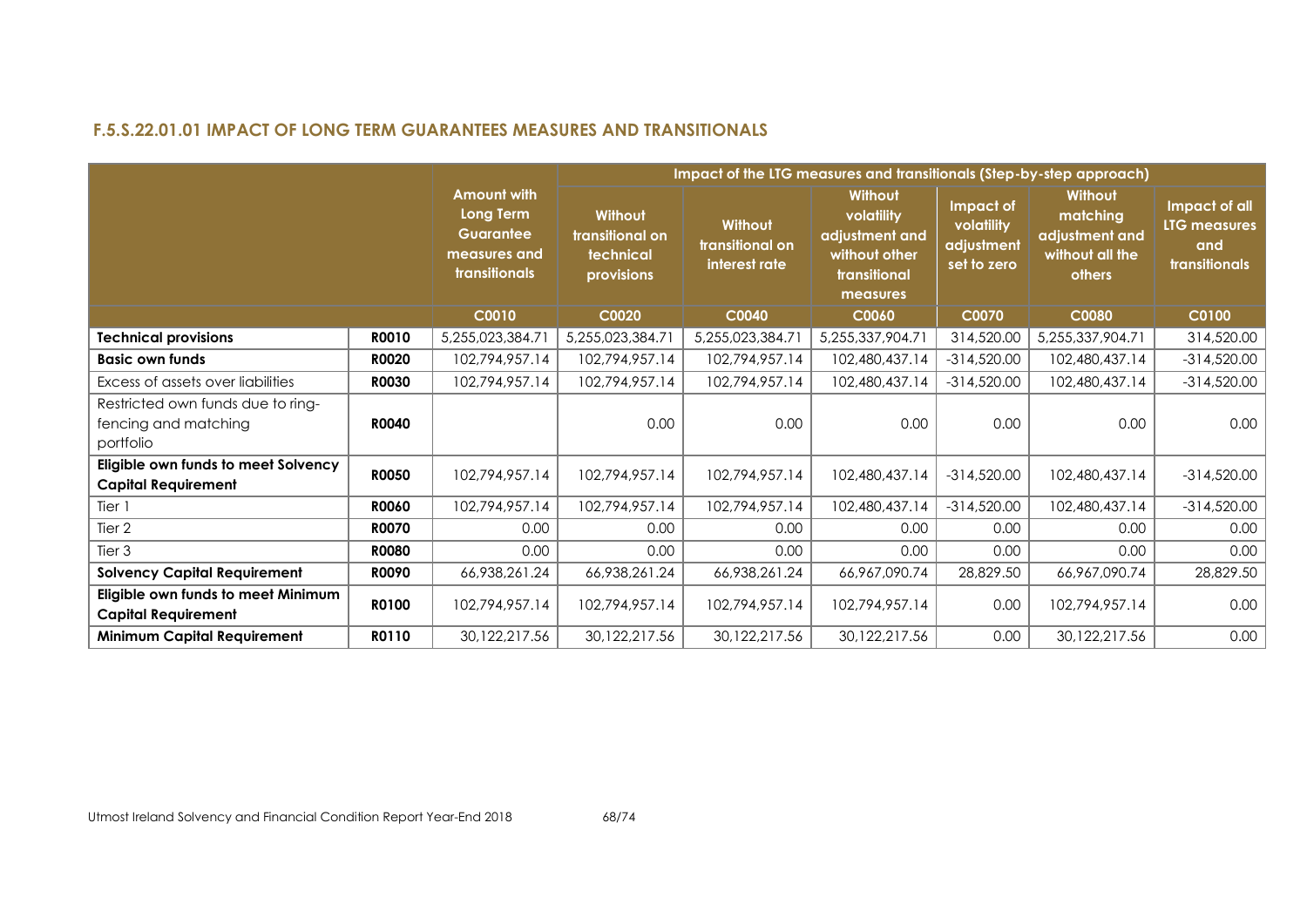### F.5.S.22.01.01 IMPACT OF LONG TERM GUARANTEES MEASURES AND TRANSITIONALS

| | | Amount with Long Term Guarantee measures and transitionals | Impact of the LTG measures and transitionals (Step-by-step approach) | | | | | |
|---|---|---|---|---|---|---|---|---|
| | | | Without transitional on technical provisions | Without transitional on interest rate | Without volatility adjustment and without other transitional measures | Impact of volatility adjustment set to zero | Without matching adjustment and without all the others | Impact of all LTG measures and transitionals |
| | | C0010 | C0020 | C0040 | C0060 | C0070 | C0080 | C0100 |
| **Technical provisions** | **R0010** | 5,255,023,384.71 | 5,255,023,384.71 | 5,255,023,384.71 | 5,255,337,904.71 | 314,520.00 | 5,255,337,904.71 | 314,520.00 |
| **Basic own funds** | **R0020** | 102,794,957.14 | 102,794,957.14 | 102,794,957.14 | 102,480,437.14 | -314,520.00 | 102,480,437.14 | -314,520.00 |
| Excess of assets over liabilities | **R0030** | 102,794,957.14 | 102,794,957.14 | 102,794,957.14 | 102,480,437.14 | -314,520.00 | 102,480,437.14 | -314,520.00 |
| Restricted own funds due to ring-fencing and matching portfolio | **R0040** | | 0.00 | 0.00 | 0.00 | 0.00 | 0.00 | 0.00 |
| **Eligible own funds to meet Solvency Capital Requirement** | **R0050** | 102,794,957.14 | 102,794,957.14 | 102,794,957.14 | 102,480,437.14 | -314,520.00 | 102,480,437.14 | -314,520.00 |
| Tier 1 | **R0060** | 102,794,957.14 | 102,794,957.14 | 102,794,957.14 | 102,480,437.14 | -314,520.00 | 102,480,437.14 | -314,520.00 |
| Tier 2 | **R0070** | 0.00 | 0.00 | 0.00 | 0.00 | 0.00 | 0.00 | 0.00 |
| Tier 3 | **R0080** | 0.00 | 0.00 | 0.00 | 0.00 | 0.00 | 0.00 | 0.00 |
| **Solvency Capital Requirement** | **R0090** | 66,938,261.24 | 66,938,261.24 | 66,938,261.24 | 66,967,090.74 | 28,829.50 | 66,967,090.74 | 28,829.50 |
| **Eligible own funds to meet Minimum Capital Requirement** | **R0100** | 102,794,957.14 | 102,794,957.14 | 102,794,957.14 | 102,794,957.14 | 0.00 | 102,794,957.14 | 0.00 |
| **Minimum Capital Requirement** | **R0110** | 30,122,217.56 | 30,122,217.56 | 30,122,217.56 | 30,122,217.56 | 0.00 | 30,122,217.56 | 0.00 |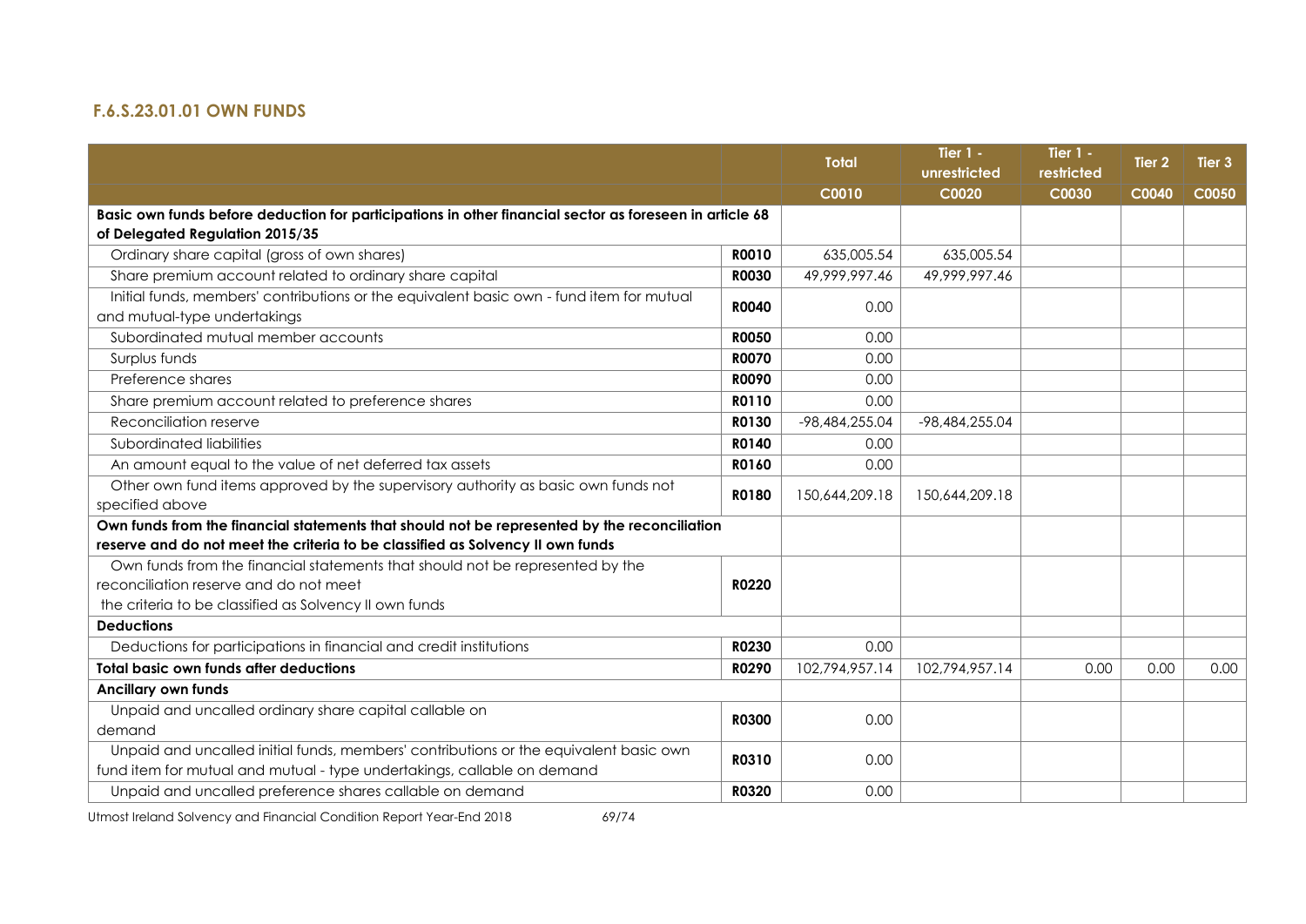### F.6.S.23.01.01 OWN FUNDS

| | | Total | Tier 1 - unrestricted | Tier 1 - restricted | Tier 2 | Tier 3 |
|---|---|---|---|---|---|---|
| | | C0010 | C0020 | C0030 | C0040 | C0050 |
| **Basic own funds before deduction for participations in other financial sector as foreseen in article 68 of Delegated Regulation 2015/35** | | | | | | |
| Ordinary share capital (gross of own shares) | **R0010** | 635,005.54 | 635,005.54 | | | |
| Share premium account related to ordinary share capital | **R0030** | 49,999,997.46 | 49,999,997.46 | | | |
| Initial funds, members' contributions or the equivalent basic own - fund item for mutual and mutual-type undertakings | **R0040** | 0.00 | | | | |
| Subordinated mutual member accounts | **R0050** | 0.00 | | | | |
| Surplus funds | **R0070** | 0.00 | | | | |
| Preference shares | **R0090** | 0.00 | | | | |
| Share premium account related to preference shares | **R0110** | 0.00 | | | | |
| Reconciliation reserve | **R0130** | -98,484,255.04 | -98,484,255.04 | | | |
| Subordinated liabilities | **R0140** | 0.00 | | | | |
| An amount equal to the value of net deferred tax assets | **R0160** | 0.00 | | | | |
| Other own fund items approved by the supervisory authority as basic own funds not specified above | **R0180** | 150,644,209.18 | 150,644,209.18 | | | |
| **Own funds from the financial statements that should not be represented by the reconciliation reserve and do not meet the criteria to be classified as Solvency II own funds** | | | | | | |
| Own funds from the financial statements that should not be represented by the reconciliation reserve and do not meet the criteria to be classified as Solvency II own funds | **R0220** | | | | | |
| **Deductions** | | | | | | |
| Deductions for participations in financial and credit institutions | **R0230** | 0.00 | | | | |
| **Total basic own funds after deductions** | **R0290** | 102,794,957.14 | 102,794,957.14 | 0.00 | 0.00 | 0.00 |
| **Ancillary own funds** | | | | | | |
| Unpaid and uncalled ordinary share capital callable on demand | **R0300** | 0.00 | | | | |
| Unpaid and uncalled initial funds, members' contributions or the equivalent basic own fund item for mutual and mutual - type undertakings, callable on demand | **R0310** | 0.00 | | | | |
| Unpaid and uncalled preference shares callable on demand | **R0320** | 0.00 | | | | |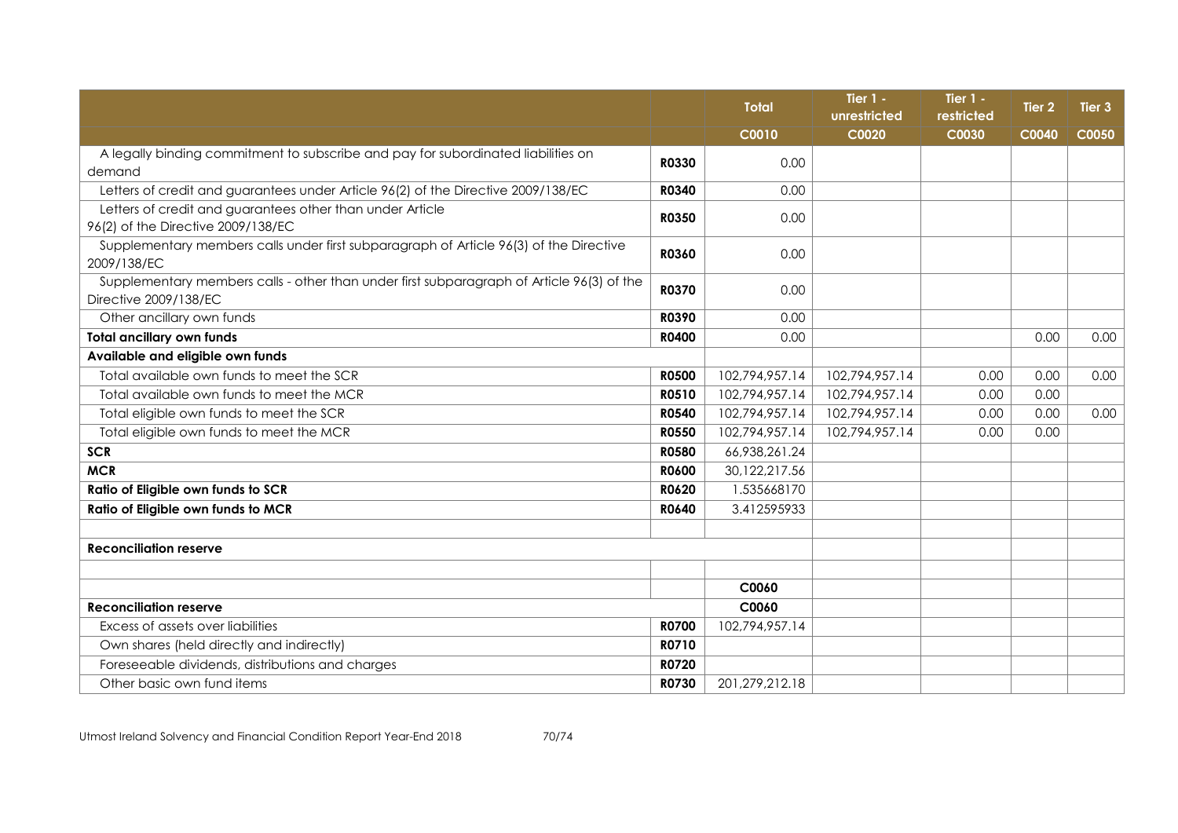| | | Total | Tier 1 - unrestricted | Tier 1 - restricted | Tier 2 | Tier 3 |
|---|---|---|---|---|---|---|
| | | C0010 | C0020 | C0030 | C0040 | C0050 |
| A legally binding commitment to subscribe and pay for subordinated liabilities on demand | R0330 | 0.00 | | | | |
| Letters of credit and guarantees under Article 96(2) of the Directive 2009/138/EC | R0340 | 0.00 | | | | |
| Letters of credit and guarantees other than under Article 96(2) of the Directive 2009/138/EC | R0350 | 0.00 | | | | |
| Supplementary members calls under first subparagraph of Article 96(3) of the Directive 2009/138/EC | R0360 | 0.00 | | | | |
| Supplementary members calls - other than under first subparagraph of Article 96(3) of the Directive 2009/138/EC | R0370 | 0.00 | | | | |
| Other ancillary own funds | R0390 | 0.00 | | | | |
| **Total ancillary own funds** | **R0400** | 0.00 | | | 0.00 | 0.00 |
| **Available and eligible own funds** | | | | | | |
| Total available own funds to meet the SCR | R0500 | 102,794,957.14 | 102,794,957.14 | 0.00 | 0.00 | 0.00 |
| Total available own funds to meet the MCR | R0510 | 102,794,957.14 | 102,794,957.14 | 0.00 | 0.00 | |
| Total eligible own funds to meet the SCR | R0540 | 102,794,957.14 | 102,794,957.14 | 0.00 | 0.00 | 0.00 |
| Total eligible own funds to meet the MCR | R0550 | 102,794,957.14 | 102,794,957.14 | 0.00 | 0.00 | |
| **SCR** | **R0580** | 66,938,261.24 | | | | |
| **MCR** | **R0600** | 30,122,217.56 | | | | |
| **Ratio of Eligible own funds to SCR** | **R0620** | 1.535668170 | | | | |
| **Ratio of Eligible own funds to MCR** | **R0640** | 3.412595933 | | | | |
| | | | | | | |
| **Reconciliation reserve** | | | | | | |
| | | | | | | |
| | | C0060 | | | | |
| **Reconciliation reserve** | | C0060 | | | | |
| Excess of assets over liabilities | R0700 | 102,794,957.14 | | | | |
| Own shares (held directly and indirectly) | R0710 | | | | | |
| Foreseeable dividends, distributions and charges | R0720 | | | | | |
| Other basic own fund items | R0730 | 201,279,212.18 | | | | |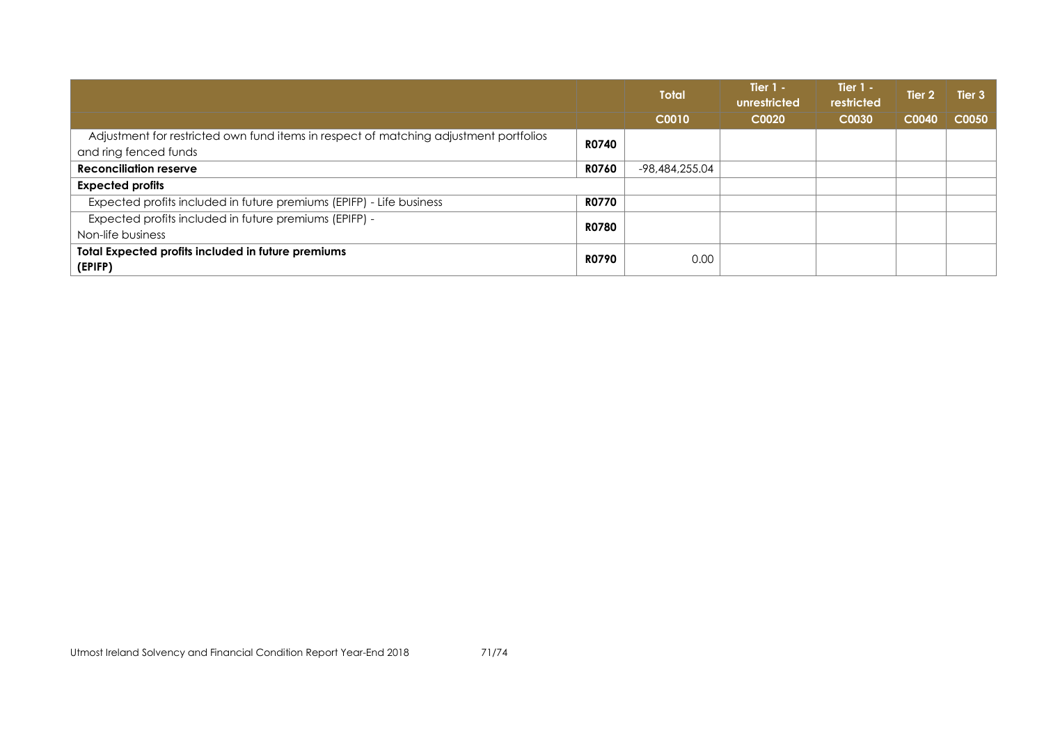| | | Total | Tier 1 - unrestricted | Tier 1 - restricted | Tier 2 | Tier 3 |
|---|---|---|---|---|---|---|
| | | C0010 | C0020 | C0030 | C0040 | C0050 |
| Adjustment for restricted own fund items in respect of matching adjustment portfolios and ring fenced funds | **R0740** | | | | | |
| **Reconciliation reserve** | **R0760** | -98,484,255.04 | | | | |
| **Expected profits** | | | | | | |
| Expected profits included in future premiums (EPIFP) - Life business | **R0770** | | | | | |
| Expected profits included in future premiums (EPIFP) - Non-life business | **R0780** | | | | | |
| **Total Expected profits included in future premiums (EPIFP)** | **R0790** | 0.00 | | | | |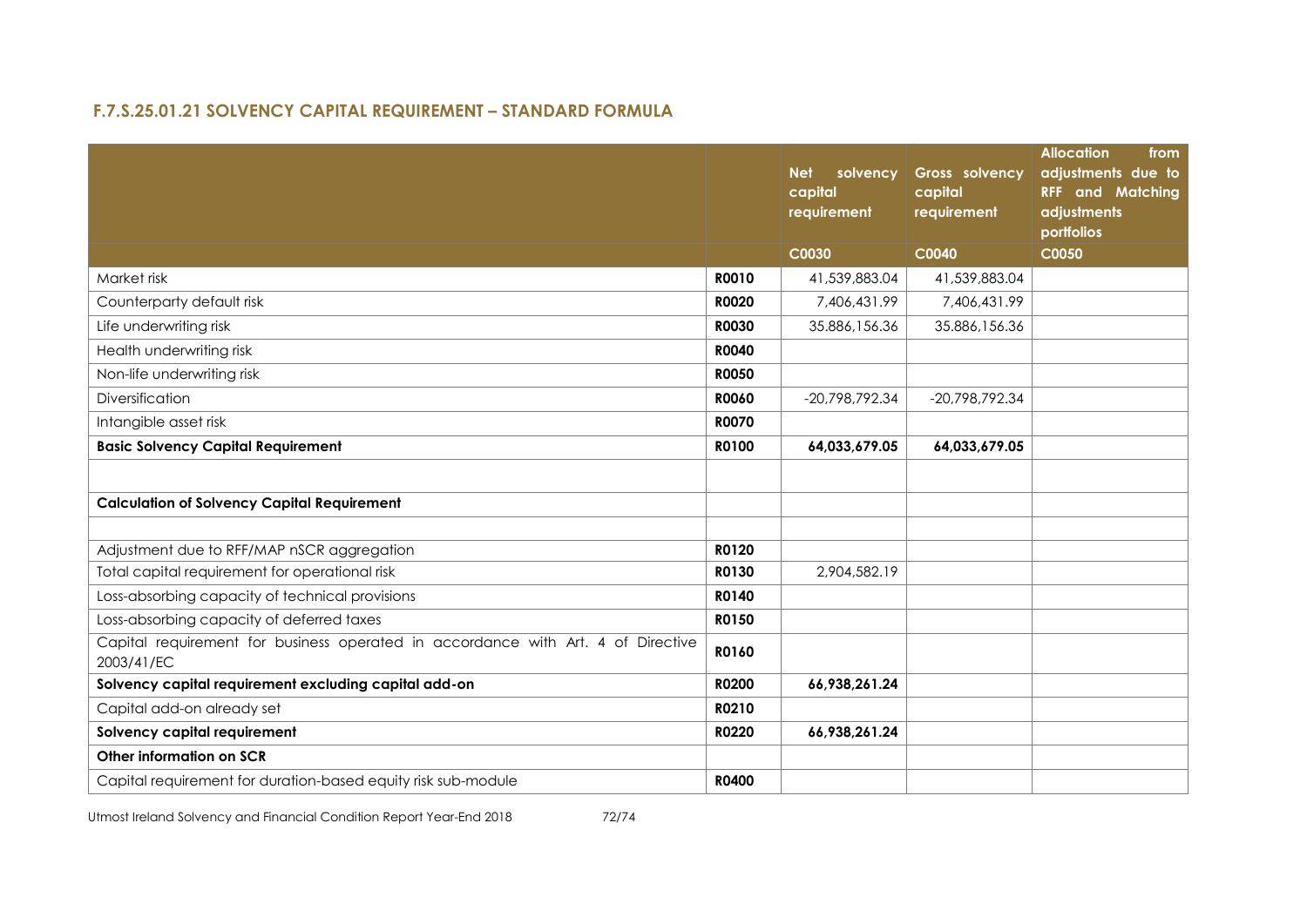## F.7.S.25.01.21 SOLVENCY CAPITAL REQUIREMENT – STANDARD FORMULA

| | | Net solvency capital requirement | Gross solvency capital requirement | Allocation from adjustments due to RFF and Matching adjustments portfolios |
|---|---|---|---|---|
| | | C0030 | C0040 | C0050 |
| Market risk | R0010 | 41,539,883.04 | 41,539,883.04 | |
| Counterparty default risk | R0020 | 7,406,431.99 | 7,406,431.99 | |
| Life underwriting risk | R0030 | 35.886,156.36 | 35.886,156.36 | |
| Health underwriting risk | R0040 | | | |
| Non-life underwriting risk | R0050 | | | |
| Diversification | R0060 | -20,798,792.34 | -20,798,792.34 | |
| Intangible asset risk | R0070 | | | |
| **Basic Solvency Capital Requirement** | **R0100** | **64,033,679.05** | **64,033,679.05** | |
| | | | | |
| **Calculation of Solvency Capital Requirement** | | | | |
| | | | | |
| Adjustment due to RFF/MAP nSCR aggregation | R0120 | | | |
| Total capital requirement for operational risk | R0130 | 2,904,582.19 | | |
| Loss-absorbing capacity of technical provisions | R0140 | | | |
| Loss-absorbing capacity of deferred taxes | R0150 | | | |
| Capital requirement for business operated in accordance with Art. 4 of Directive 2003/41/EC | R0160 | | | |
| **Solvency capital requirement excluding capital add-on** | **R0200** | **66,938,261.24** | | |
| Capital add-on already set | R0210 | | | |
| **Solvency capital requirement** | **R0220** | **66,938,261.24** | | |
| **Other information on SCR** | | | | |
| Capital requirement for duration-based equity risk sub-module | R0400 | | | |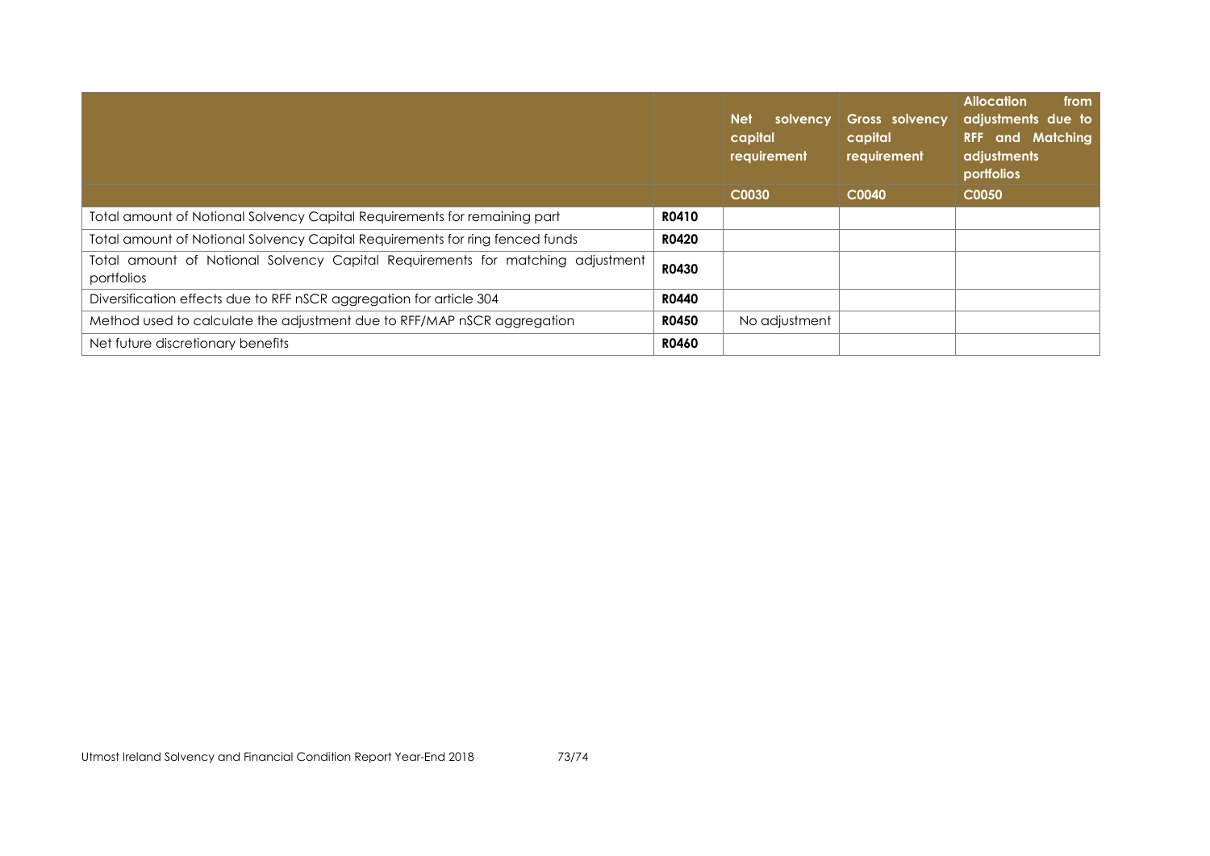| | | Net solvency capital requirement | Gross solvency capital requirement | Allocation from adjustments due to RFF and Matching adjustments portfolios |
|---|---|---|---|---|
| | | C0030 | C0040 | C0050 |
| Total amount of Notional Solvency Capital Requirements for remaining part | R0410 | | | |
| Total amount of Notional Solvency Capital Requirements for ring fenced funds | R0420 | | | |
| Total amount of Notional Solvency Capital Requirements for matching adjustment portfolios | R0430 | | | |
| Diversification effects due to RFF nSCR aggregation for article 304 | R0440 | | | |
| Method used to calculate the adjustment due to RFF/MAP nSCR aggregation | R0450 | No adjustment | | |
| Net future discretionary benefits | R0460 | | | |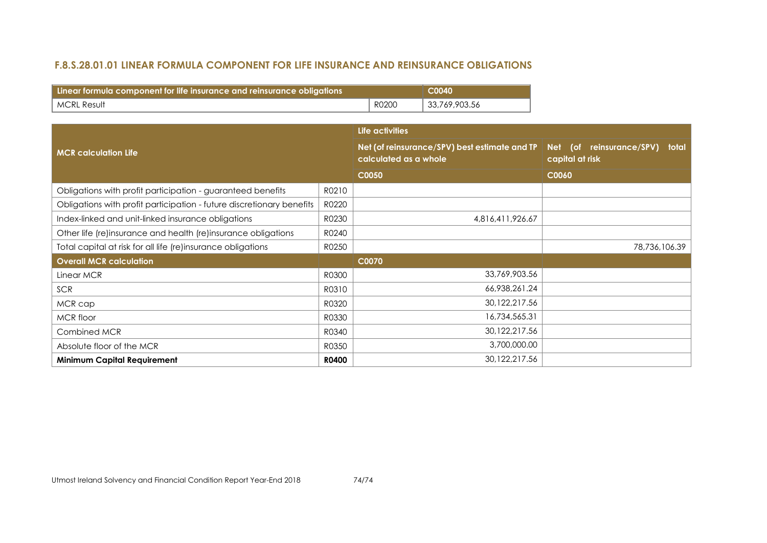### F.8.S.28.01.01 LINEAR FORMULA COMPONENT FOR LIFE INSURANCE AND REINSURANCE OBLIGATIONS

| Linear formula component for life insurance and reinsurance obligations | | C0040 |
|---|---|---|
| MCRL Result | R0200 | 33,769,903.56 |

| MCR calculation Life | | Life activities | |
|---|---|---|---|
| | | Net (of reinsurance/SPV) best estimate and TP calculated as a whole | Net (of reinsurance/SPV) total capital at risk |
| | | C0050 | C0060 |
| Obligations with profit participation - guaranteed benefits | R0210 | | |
| Obligations with profit participation - future discretionary benefits | R0220 | | |
| Index-linked and unit-linked insurance obligations | R0230 | 4,816,411,926.67 | |
| Other life (re)insurance and health (re)insurance obligations | R0240 | | |
| Total capital at risk for all life (re)insurance obligations | R0250 | | 78,736,106.39 |
| **Overall MCR calculation** | | **C0070** | |
| Linear MCR | R0300 | 33,769,903.56 | |
| SCR | R0310 | 66,938,261.24 | |
| MCR cap | R0320 | 30,122,217.56 | |
| MCR floor | R0330 | 16,734,565.31 | |
| Combined MCR | R0340 | 30,122,217.56 | |
| Absolute floor of the MCR | R0350 | 3,700,000.00 | |
| **Minimum Capital Requirement** | **R0400** | 30,122,217.56 | |